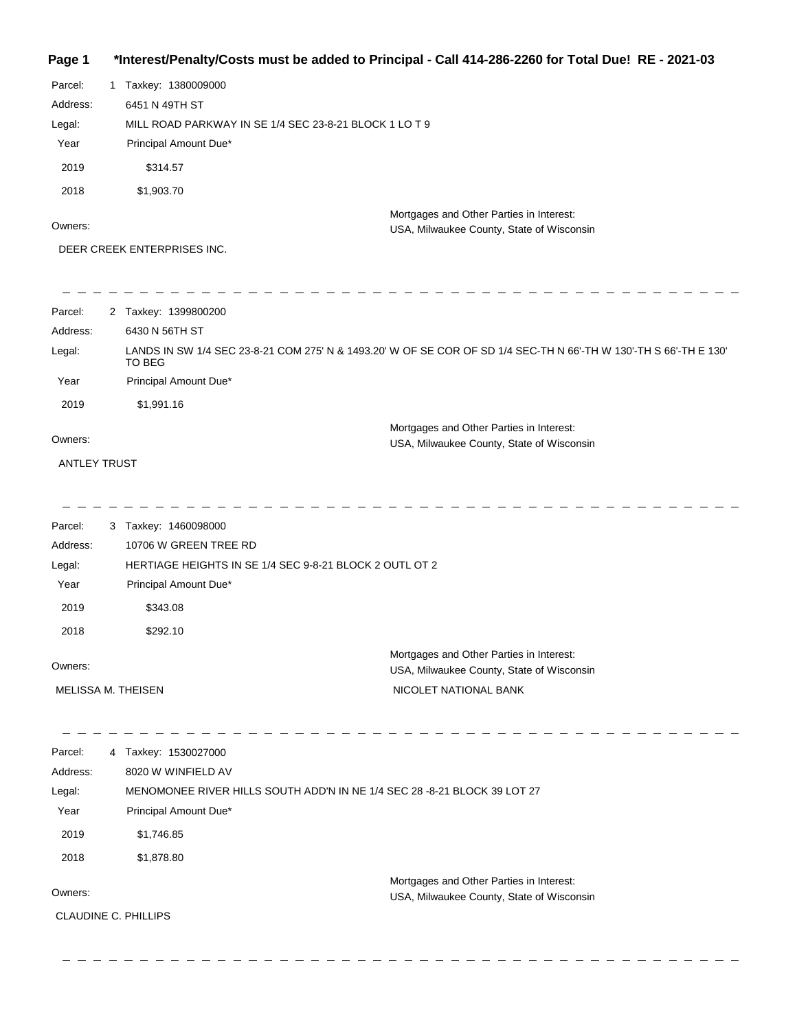**Page 1 &nbsp;&nbsp; *Interest/Penalty/Costs must be added to Principal - Call 414-286-2260 for Total Due! &nbsp; RE - 2021-03**

Parcel: 1 Taxkey: 1380009000

Address: 6451 N 49TH ST

Legal: MILL ROAD PARKWAY IN SE 1/4 SEC 23-8-21 BLOCK 1 LO T 9

| Year | Principal Amount Due* |
|---|---|
| 2019 | $314.57 |
| 2018 | $1,903.70 |

Owners:

DEER CREEK ENTERPRISES INC.

Mortgages and Other Parties in Interest:

USA, Milwaukee County, State of Wisconsin

---

Parcel: 2 Taxkey: 1399800200

Address: 6430 N 56TH ST

Legal: LANDS IN SW 1/4 SEC 23-8-21 COM 275' N & 1493.20' W OF SE COR OF SD 1/4 SEC-TH N 66'-TH W 130'-TH S 66'-TH E 130' TO BEG

| Year | Principal Amount Due* |
|---|---|
| 2019 | $1,991.16 |

Owners:

ANTLEY TRUST

Mortgages and Other Parties in Interest:

USA, Milwaukee County, State of Wisconsin

---

Parcel: 3 Taxkey: 1460098000

Address: 10706 W GREEN TREE RD

Legal: HERTIAGE HEIGHTS IN SE 1/4 SEC 9-8-21 BLOCK 2 OUTL OT 2

| Year | Principal Amount Due* |
|---|---|
| 2019 | $343.08 |
| 2018 | $292.10 |

Owners:

MELISSA M. THEISEN

Mortgages and Other Parties in Interest:

USA, Milwaukee County, State of Wisconsin

NICOLET NATIONAL BANK

---

Parcel: 4 Taxkey: 1530027000

Address: 8020 W WINFIELD AV

Legal: MENOMONEE RIVER HILLS SOUTH ADD'N IN NE 1/4 SEC 28 -8-21 BLOCK 39 LOT 27

| Year | Principal Amount Due* |
|---|---|
| 2019 | $1,746.85 |
| 2018 | $1,878.80 |

Owners:

CLAUDINE C. PHILLIPS

Mortgages and Other Parties in Interest:

USA, Milwaukee County, State of Wisconsin

---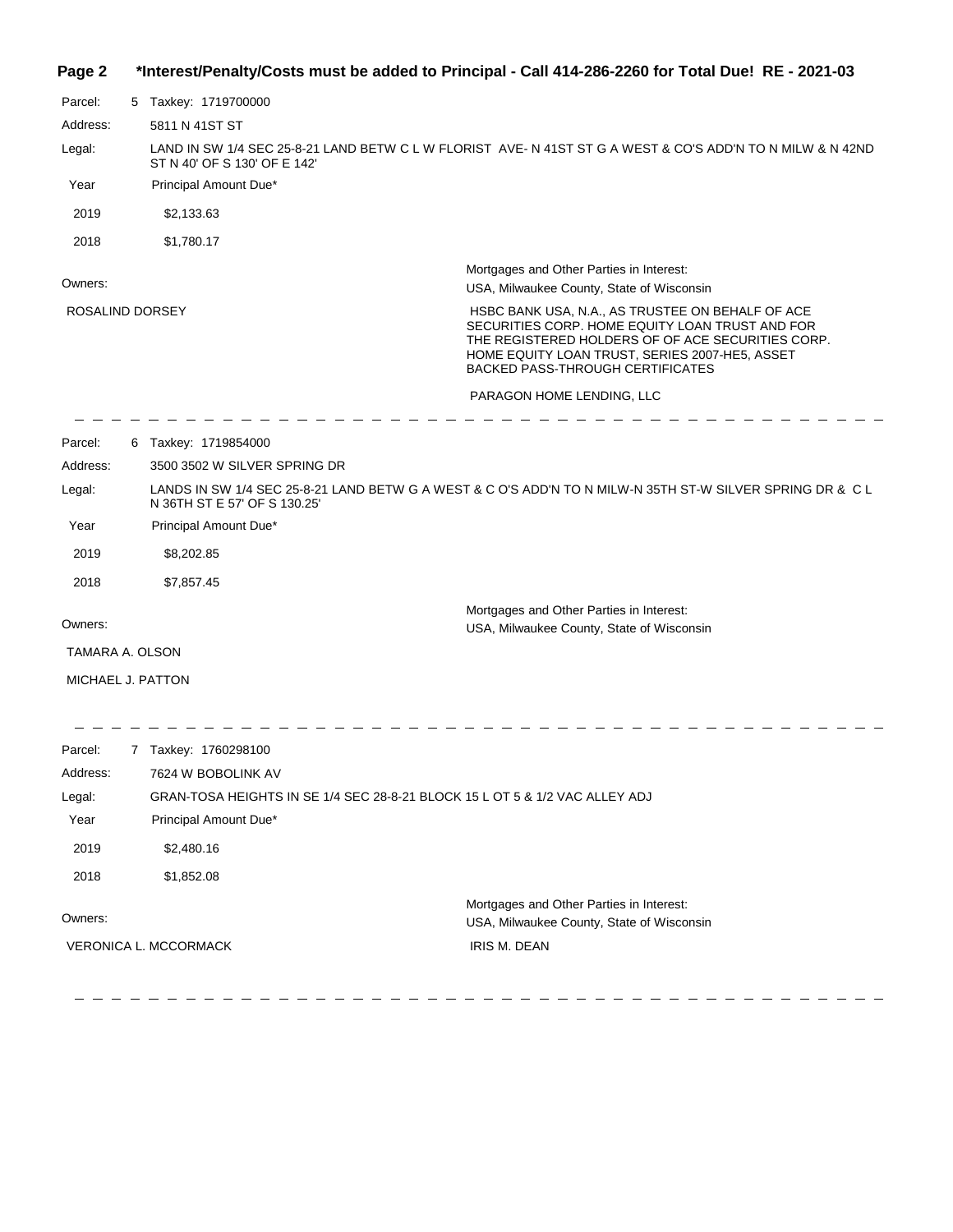**\*Interest/Penalty/Costs must be added to Principal - Call 414-286-2260 for Total Due! RE - 2021-03**

Parcel: 5 Taxkey: 1719700000

Address: 5811 N 41ST ST

Legal: LAND IN SW 1/4 SEC 25-8-21 LAND BETW C L W FLORIST AVE- N 41ST ST G A WEST & CO'S ADD'N TO N MILW & N 42ND ST N 40' OF S 130' OF E 142'

| Year | Principal Amount Due* |
|---|---|
| 2019 | $2,133.63 |
| 2018 | $1,780.17 |

Owners:

ROSALIND DORSEY

Mortgages and Other Parties in Interest:

USA, Milwaukee County, State of Wisconsin

HSBC BANK USA, N.A., AS TRUSTEE ON BEHALF OF ACE SECURITIES CORP. HOME EQUITY LOAN TRUST AND FOR THE REGISTERED HOLDERS OF OF ACE SECURITIES CORP. HOME EQUITY LOAN TRUST, SERIES 2007-HE5, ASSET BACKED PASS-THROUGH CERTIFICATES

PARAGON HOME LENDING, LLC

---

Parcel: 6 Taxkey: 1719854000

Address: 3500 3502 W SILVER SPRING DR

Legal: LANDS IN SW 1/4 SEC 25-8-21 LAND BETW G A WEST & C O'S ADD'N TO N MILW-N 35TH ST-W SILVER SPRING DR & C L N 36TH ST E 57' OF S 130.25'

| Year | Principal Amount Due* |
|---|---|
| 2019 | $8,202.85 |
| 2018 | $7,857.45 |

Owners:

TAMARA A. OLSON

MICHAEL J. PATTON

Mortgages and Other Parties in Interest:

USA, Milwaukee County, State of Wisconsin

---

Parcel: 7 Taxkey: 1760298100

Address: 7624 W BOBOLINK AV

Legal: GRAN-TOSA HEIGHTS IN SE 1/4 SEC 28-8-21 BLOCK 15 L OT 5 & 1/2 VAC ALLEY ADJ

| Year | Principal Amount Due* |
|---|---|
| 2019 | $2,480.16 |
| 2018 | $1,852.08 |

Owners:

VERONICA L. MCCORMACK

Mortgages and Other Parties in Interest:

USA, Milwaukee County, State of Wisconsin

IRIS M. DEAN

---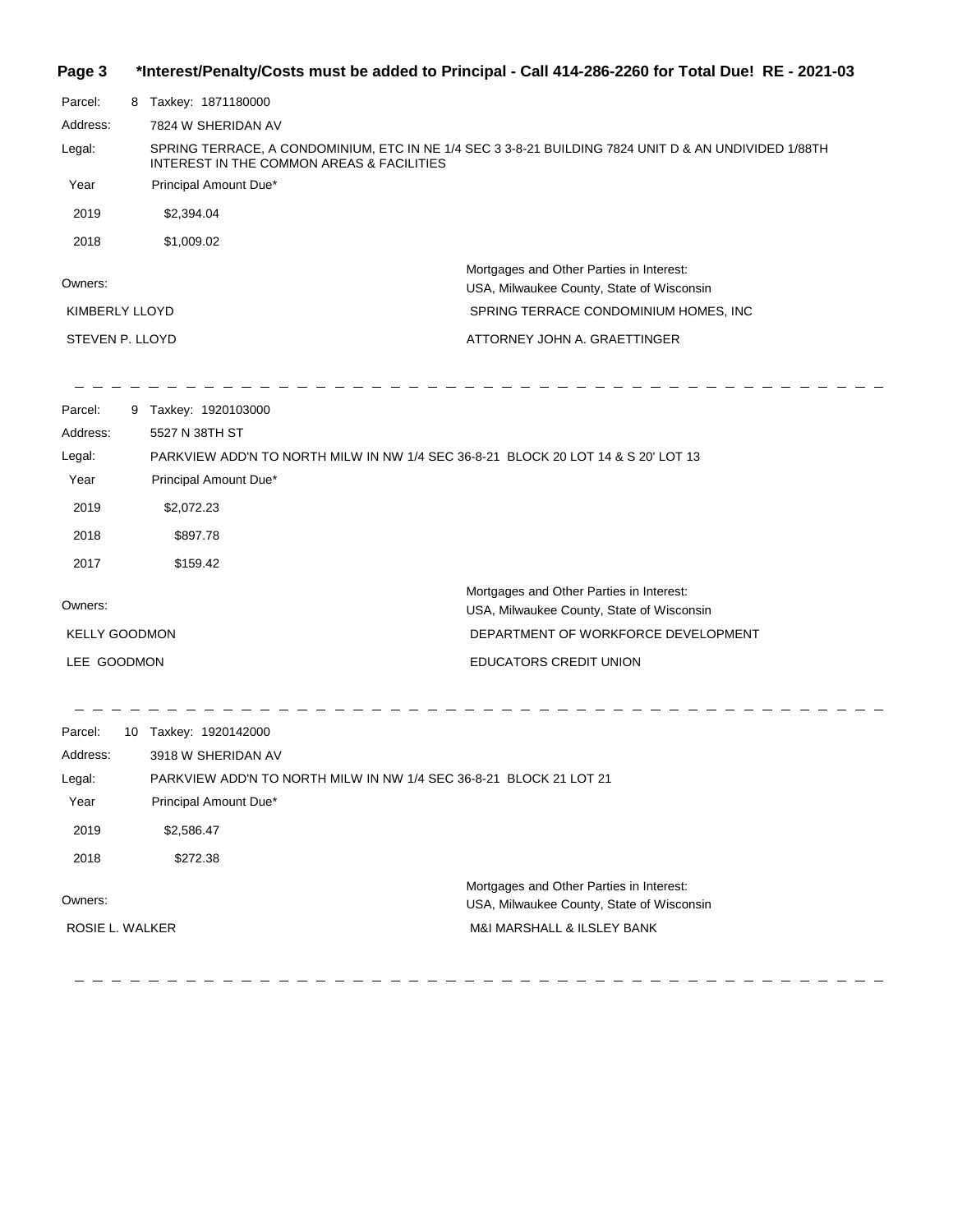**Page 3 &nbsp;&nbsp; *Interest/Penalty/Costs must be added to Principal - Call 414-286-2260 for Total Due! RE - 2021-03**

Parcel: 8 Taxkey: 1871180000

Address: 7824 W SHERIDAN AV

Legal: SPRING TERRACE, A CONDOMINIUM, ETC IN NE 1/4 SEC 3 3-8-21 BUILDING 7824 UNIT D & AN UNDIVIDED 1/88TH INTEREST IN THE COMMON AREAS & FACILITIES

| Year | Principal Amount Due* |
|---|---|
| 2019 | $2,394.04 |
| 2018 | $1,009.02 |

| Owners: | Mortgages and Other Parties in Interest: USA, Milwaukee County, State of Wisconsin |
|---|---|
| KIMBERLY LLOYD | SPRING TERRACE CONDOMINIUM HOMES, INC |
| STEVEN P. LLOYD | ATTORNEY JOHN A. GRAETTINGER |

---

Parcel: 9 Taxkey: 1920103000

Address: 5527 N 38TH ST

Legal: PARKVIEW ADD'N TO NORTH MILW IN NW 1/4 SEC 36-8-21 BLOCK 20 LOT 14 & S 20' LOT 13

| Year | Principal Amount Due* |
|---|---|
| 2019 | $2,072.23 |
| 2018 | $897.78 |
| 2017 | $159.42 |

| Owners: | Mortgages and Other Parties in Interest: USA, Milwaukee County, State of Wisconsin |
|---|---|
| KELLY GOODMON | DEPARTMENT OF WORKFORCE DEVELOPMENT |
| LEE GOODMON | EDUCATORS CREDIT UNION |

---

Parcel: 10 Taxkey: 1920142000

Address: 3918 W SHERIDAN AV

Legal: PARKVIEW ADD'N TO NORTH MILW IN NW 1/4 SEC 36-8-21 BLOCK 21 LOT 21

| Year | Principal Amount Due* |
|---|---|
| 2019 | $2,586.47 |
| 2018 | $272.38 |

| Owners: | Mortgages and Other Parties in Interest: USA, Milwaukee County, State of Wisconsin |
|---|---|
| ROSIE L. WALKER | M&I MARSHALL & ILSLEY BANK |

---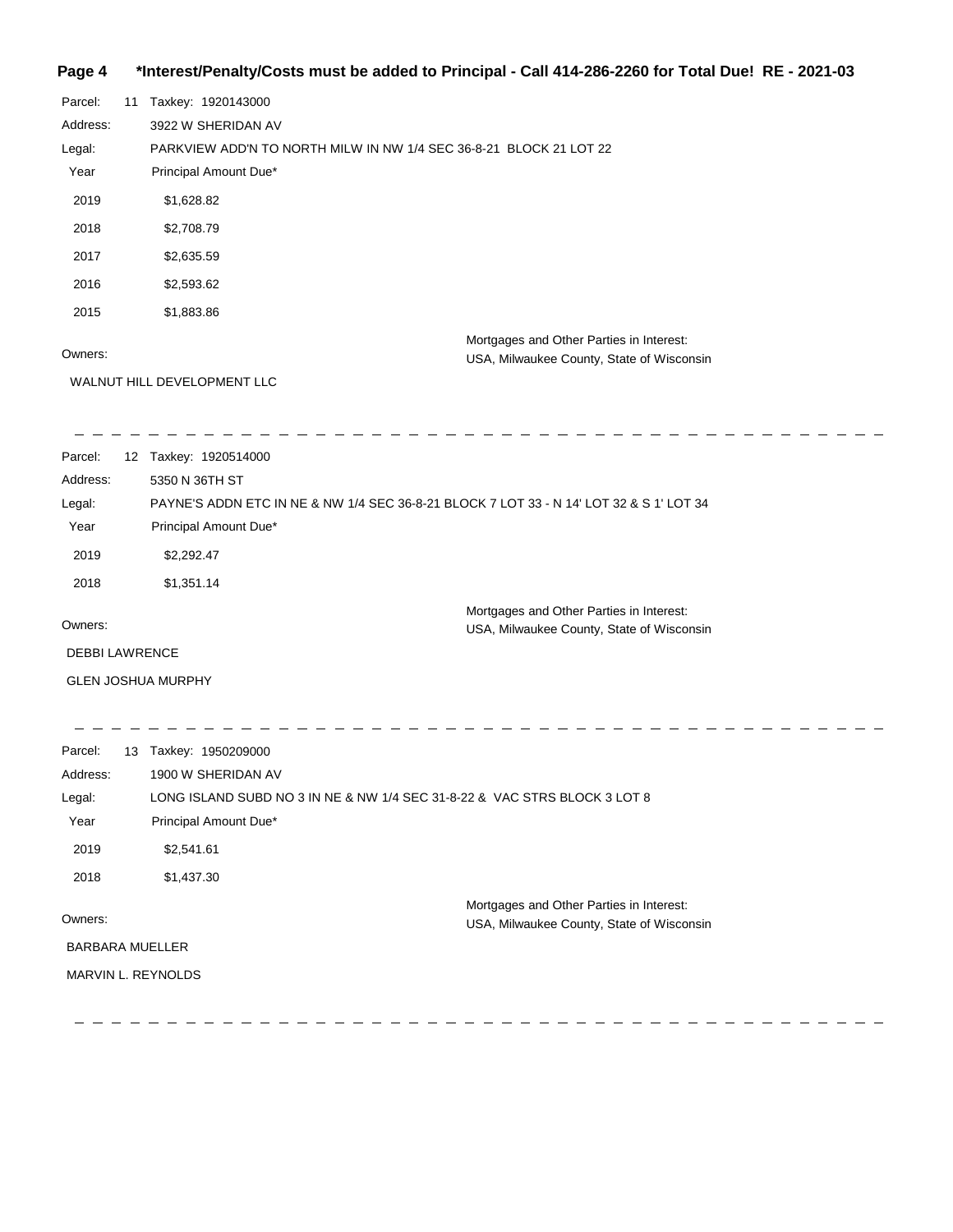**Parcel:** 11 Taxkey: 1920143000

**Address:** 3922 W SHERIDAN AV

**Legal:** PARKVIEW ADD'N TO NORTH MILW IN NW 1/4 SEC 36-8-21 BLOCK 21 LOT 22

| Year | Principal Amount Due* |
| --- | --- |
| 2019 | $1,628.82 |
| 2018 | $2,708.79 |
| 2017 | $2,635.59 |
| 2016 | $2,593.62 |
| 2015 | $1,883.86 |

**Owners:**

WALNUT HILL DEVELOPMENT LLC

**Mortgages and Other Parties in Interest:**
USA, Milwaukee County, State of Wisconsin

---

**Parcel:** 12 Taxkey: 1920514000

**Address:** 5350 N 36TH ST

**Legal:** PAYNE'S ADDN ETC IN NE & NW 1/4 SEC 36-8-21 BLOCK 7 LOT 33 - N 14' LOT 32 & S 1' LOT 34

| Year | Principal Amount Due* |
| --- | --- |
| 2019 | $2,292.47 |
| 2018 | $1,351.14 |

**Owners:**

DEBBI LAWRENCE

GLEN JOSHUA MURPHY

**Mortgages and Other Parties in Interest:**
USA, Milwaukee County, State of Wisconsin

---

**Parcel:** 13 Taxkey: 1950209000

**Address:** 1900 W SHERIDAN AV

**Legal:** LONG ISLAND SUBD NO 3 IN NE & NW 1/4 SEC 31-8-22 & VAC STRS BLOCK 3 LOT 8

| Year | Principal Amount Due* |
| --- | --- |
| 2019 | $2,541.61 |
| 2018 | $1,437.30 |

**Owners:**

BARBARA MUELLER

MARVIN L. REYNOLDS

**Mortgages and Other Parties in Interest:**
USA, Milwaukee County, State of Wisconsin

---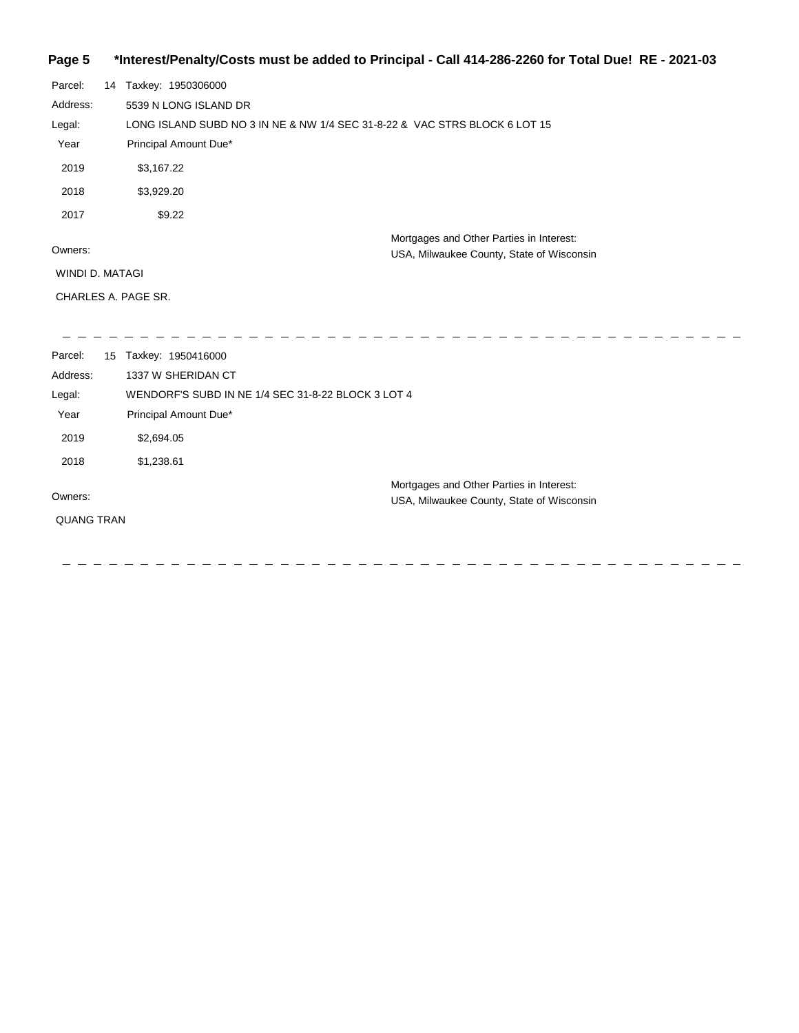**\*Interest/Penalty/Costs must be added to Principal - Call 414-286-2260 for Total Due! RE - 2021-03**

Parcel: 14 Taxkey: 1950306000

Address: 5539 N LONG ISLAND DR

Legal: LONG ISLAND SUBD NO 3 IN NE & NW 1/4 SEC 31-8-22 & VAC STRS BLOCK 6 LOT 15

| Year | Principal Amount Due* |
|---|---|
| 2019 | $3,167.22 |
| 2018 | $3,929.20 |
| 2017 | $9.22 |

Owners:

WINDI D. MATAGI

CHARLES A. PAGE SR.

Mortgages and Other Parties in Interest:
USA, Milwaukee County, State of Wisconsin

---

Parcel: 15 Taxkey: 1950416000

Address: 1337 W SHERIDAN CT

Legal: WENDORF'S SUBD IN NE 1/4 SEC 31-8-22 BLOCK 3 LOT 4

| Year | Principal Amount Due* |
|---|---|
| 2019 | $2,694.05 |
| 2018 | $1,238.61 |

Owners:

QUANG TRAN

Mortgages and Other Parties in Interest:
USA, Milwaukee County, State of Wisconsin

---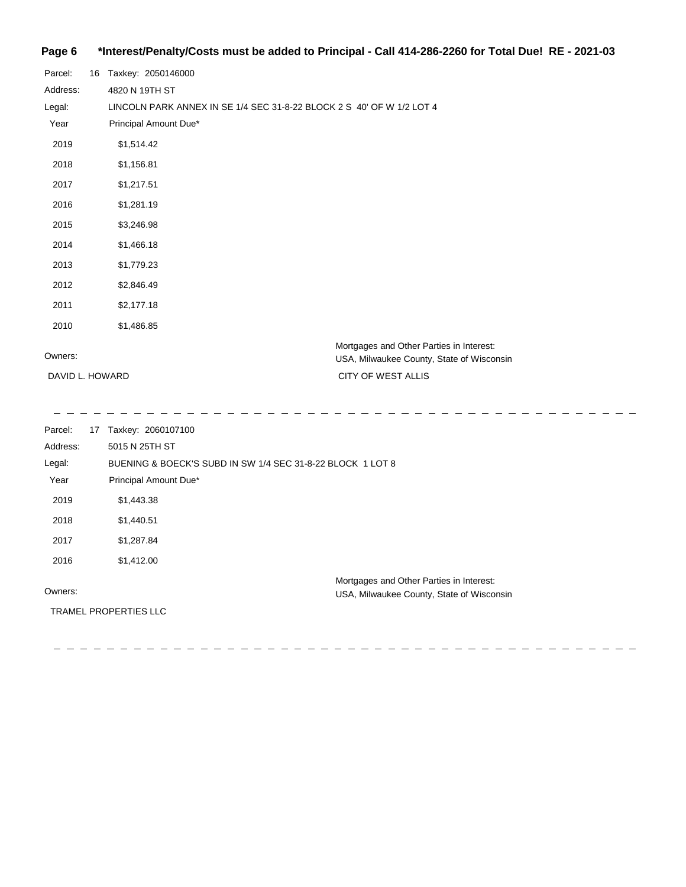Parcel: 16 Taxkey: 2050146000

Address: 4820 N 19TH ST

Legal: LINCOLN PARK ANNEX IN SE 1/4 SEC 31-8-22 BLOCK 2 S 40' OF W 1/2 LOT 4

| Year | Principal Amount Due* |
| --- | --- |
| 2019 | $1,514.42 |
| 2018 | $1,156.81 |
| 2017 | $1,217.51 |
| 2016 | $1,281.19 |
| 2015 | $3,246.98 |
| 2014 | $1,466.18 |
| 2013 | $1,779.23 |
| 2012 | $2,846.49 |
| 2011 | $2,177.18 |
| 2010 | $1,486.85 |

Owners:

DAVID L. HOWARD

Mortgages and Other Parties in Interest:
USA, Milwaukee County, State of Wisconsin
CITY OF WEST ALLIS

---

Parcel: 17 Taxkey: 2060107100

Address: 5015 N 25TH ST

Legal: BUENING & BOECK'S SUBD IN SW 1/4 SEC 31-8-22 BLOCK 1 LOT 8

| Year | Principal Amount Due* |
| --- | --- |
| 2019 | $1,443.38 |
| 2018 | $1,440.51 |
| 2017 | $1,287.84 |
| 2016 | $1,412.00 |

Owners:

TRAMEL PROPERTIES LLC

Mortgages and Other Parties in Interest:
USA, Milwaukee County, State of Wisconsin

---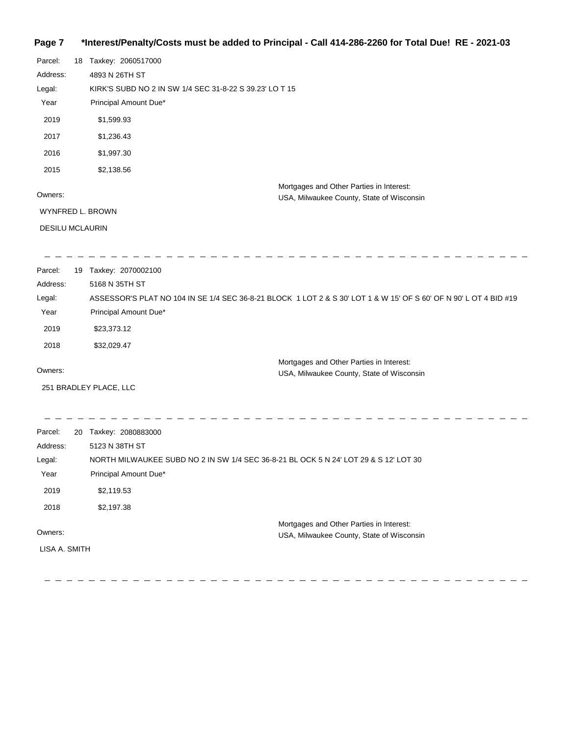**\*Interest/Penalty/Costs must be added to Principal - Call 414-286-2260 for Total Due! RE - 2021-03**

Parcel: 18 Taxkey: 2060517000

Address: 4893 N 26TH ST

Legal: KIRK'S SUBD NO 2 IN SW 1/4 SEC 31-8-22 S 39.23' LO T 15

| Year | Principal Amount Due* |
|---|---|
| 2019 | $1,599.93 |
| 2017 | $1,236.43 |
| 2016 | $1,997.30 |
| 2015 | $2,138.56 |

Owners:

WYNFRED L. BROWN

DESILU MCLAURIN

Mortgages and Other Parties in Interest:
USA, Milwaukee County, State of Wisconsin

---

Parcel: 19 Taxkey: 2070002100

Address: 5168 N 35TH ST

Legal: ASSESSOR'S PLAT NO 104 IN SE 1/4 SEC 36-8-21 BLOCK 1 LOT 2 & S 30' LOT 1 & W 15' OF S 60' OF N 90' L OT 4 BID #19

| Year | Principal Amount Due* |
|---|---|
| 2019 | $23,373.12 |
| 2018 | $32,029.47 |

Owners:

251 BRADLEY PLACE, LLC

Mortgages and Other Parties in Interest:
USA, Milwaukee County, State of Wisconsin

---

Parcel: 20 Taxkey: 2080883000

Address: 5123 N 38TH ST

Legal: NORTH MILWAUKEE SUBD NO 2 IN SW 1/4 SEC 36-8-21 BL OCK 5 N 24' LOT 29 & S 12' LOT 30

| Year | Principal Amount Due* |
|---|---|
| 2019 | $2,119.53 |
| 2018 | $2,197.38 |

Owners:

LISA A. SMITH

Mortgages and Other Parties in Interest:
USA, Milwaukee County, State of Wisconsin

---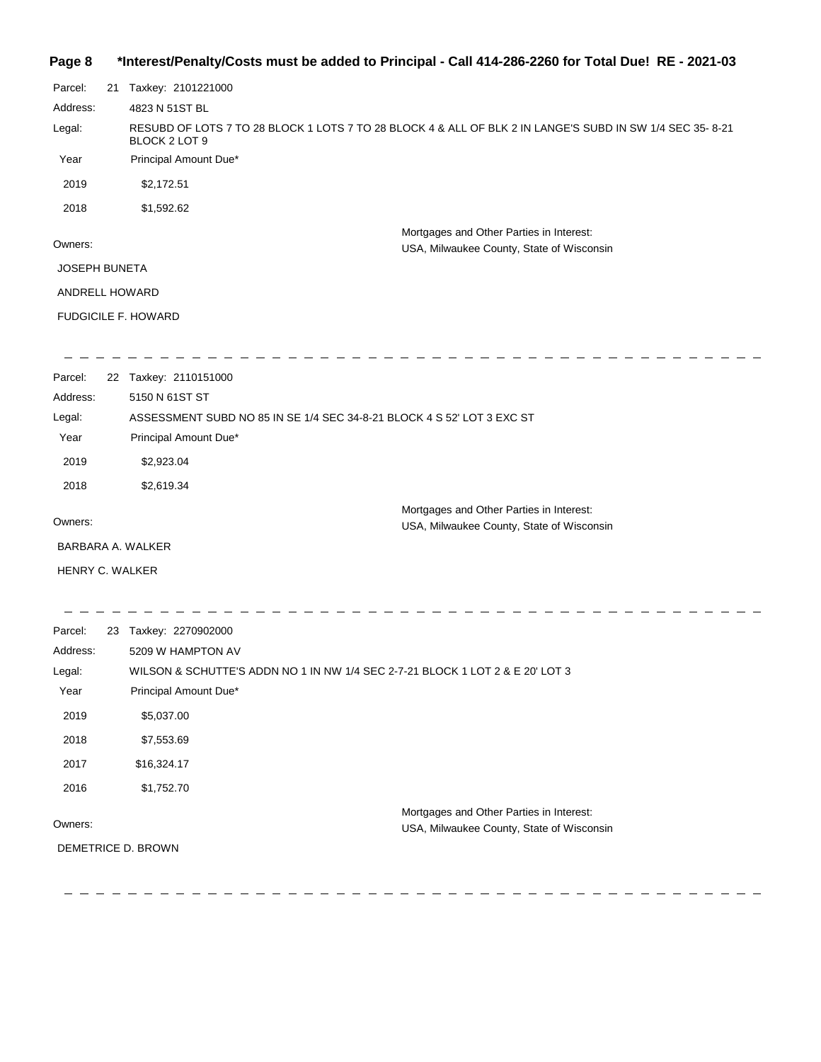**Page 8 \*Interest/Penalty/Costs must be added to Principal - Call 414-286-2260 for Total Due! RE - 2021-03**

Parcel: 21 Taxkey: 2101221000

Address: 4823 N 51ST BL

Legal: RESUBD OF LOTS 7 TO 28 BLOCK 1 LOTS 7 TO 28 BLOCK 4 & ALL OF BLK 2 IN LANGE'S SUBD IN SW 1/4 SEC 35- 8-21 BLOCK 2 LOT 9

| Year | Principal Amount Due* |
|---|---|
| 2019 | $2,172.51 |
| 2018 | $1,592.62 |

Owners:

JOSEPH BUNETA

ANDRELL HOWARD

FUDGICILE F. HOWARD

Mortgages and Other Parties in Interest:

USA, Milwaukee County, State of Wisconsin

---

Parcel: 22 Taxkey: 2110151000

Address: 5150 N 61ST ST

Legal: ASSESSMENT SUBD NO 85 IN SE 1/4 SEC 34-8-21 BLOCK 4 S 52' LOT 3 EXC ST

| Year | Principal Amount Due* |
|---|---|
| 2019 | $2,923.04 |
| 2018 | $2,619.34 |

Owners:

BARBARA A. WALKER

HENRY C. WALKER

Mortgages and Other Parties in Interest:

USA, Milwaukee County, State of Wisconsin

---

Parcel: 23 Taxkey: 2270902000

Address: 5209 W HAMPTON AV

Legal: WILSON & SCHUTTE'S ADDN NO 1 IN NW 1/4 SEC 2-7-21 BLOCK 1 LOT 2 & E 20' LOT 3

| Year | Principal Amount Due* |
|---|---|
| 2019 | $5,037.00 |
| 2018 | $7,553.69 |
| 2017 | $16,324.17 |
| 2016 | $1,752.70 |

Owners:

DEMETRICE D. BROWN

Mortgages and Other Parties in Interest:

USA, Milwaukee County, State of Wisconsin

---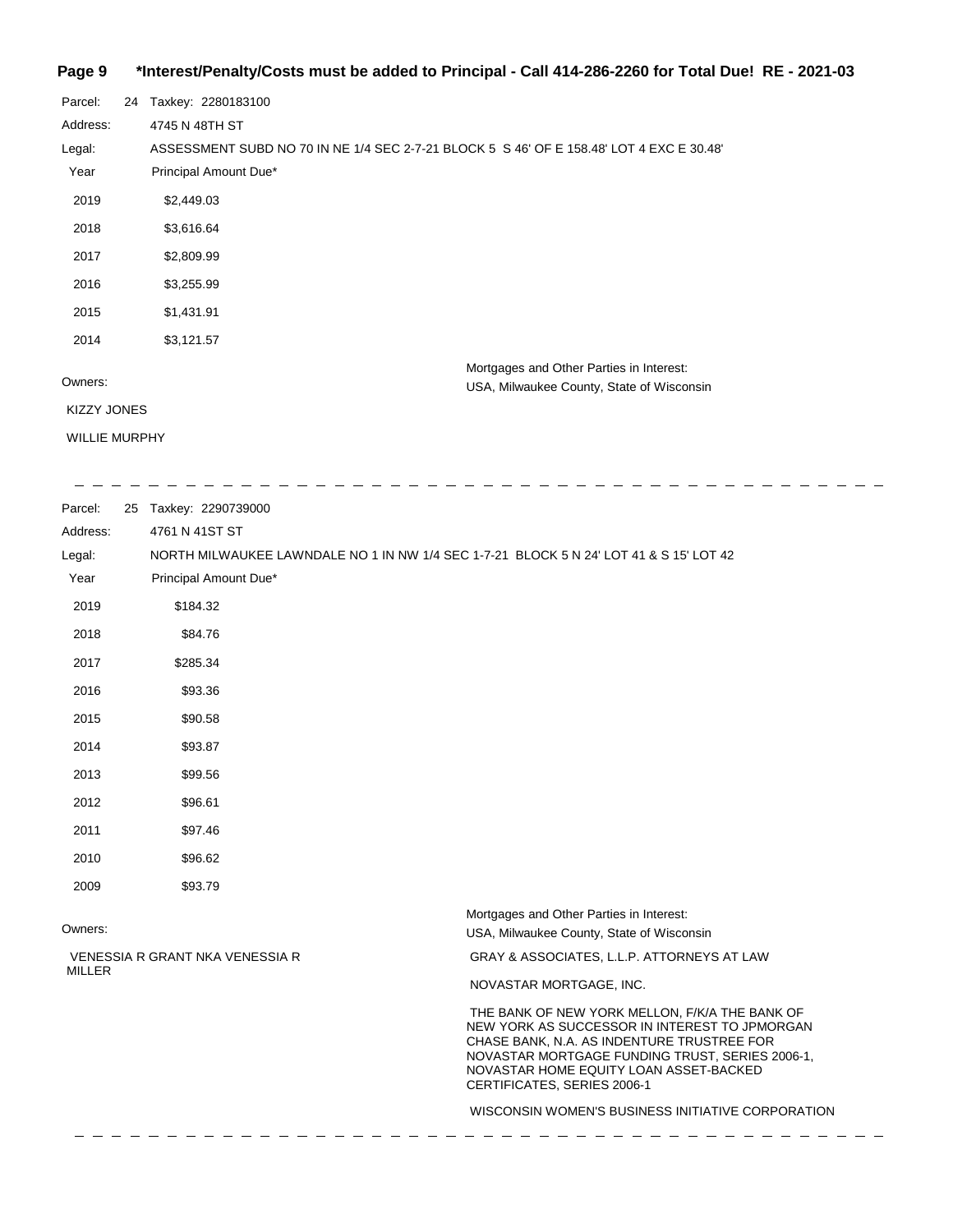**\*Interest/Penalty/Costs must be added to Principal - Call 414-286-2260 for Total Due! RE - 2021-03**

Parcel: 24 Taxkey: 2280183100

Address: 4745 N 48TH ST

Legal: ASSESSMENT SUBD NO 70 IN NE 1/4 SEC 2-7-21 BLOCK 5 S 46' OF E 158.48' LOT 4 EXC E 30.48'

| Year | Principal Amount Due* |
|---|---|
| 2019 | $2,449.03 |
| 2018 | $3,616.64 |
| 2017 | $2,809.99 |
| 2016 | $3,255.99 |
| 2015 | $1,431.91 |
| 2014 | $3,121.57 |

Owners:

KIZZY JONES

WILLIE MURPHY

Mortgages and Other Parties in Interest:

USA, Milwaukee County, State of Wisconsin

---

Parcel: 25 Taxkey: 2290739000

Address: 4761 N 41ST ST

Legal: NORTH MILWAUKEE LAWNDALE NO 1 IN NW 1/4 SEC 1-7-21 BLOCK 5 N 24' LOT 41 & S 15' LOT 42

| Year | Principal Amount Due* |
|---|---|
| 2019 | $184.32 |
| 2018 | $84.76 |
| 2017 | $285.34 |
| 2016 | $93.36 |
| 2015 | $90.58 |
| 2014 | $93.87 |
| 2013 | $99.56 |
| 2012 | $96.61 |
| 2011 | $97.46 |
| 2010 | $96.62 |
| 2009 | $93.79 |

Owners:

VENESSIA R GRANT NKA VENESSIA R MILLER

Mortgages and Other Parties in Interest:

USA, Milwaukee County, State of Wisconsin

GRAY & ASSOCIATES, L.L.P. ATTORNEYS AT LAW

NOVASTAR MORTGAGE, INC.

THE BANK OF NEW YORK MELLON, F/K/A THE BANK OF NEW YORK AS SUCCESSOR IN INTEREST TO JPMORGAN CHASE BANK, N.A. AS INDENTURE TRUSTREE FOR NOVASTAR MORTGAGE FUNDING TRUST, SERIES 2006-1, NOVASTAR HOME EQUITY LOAN ASSET-BACKED CERTIFICATES, SERIES 2006-1

WISCONSIN WOMEN'S BUSINESS INITIATIVE CORPORATION

---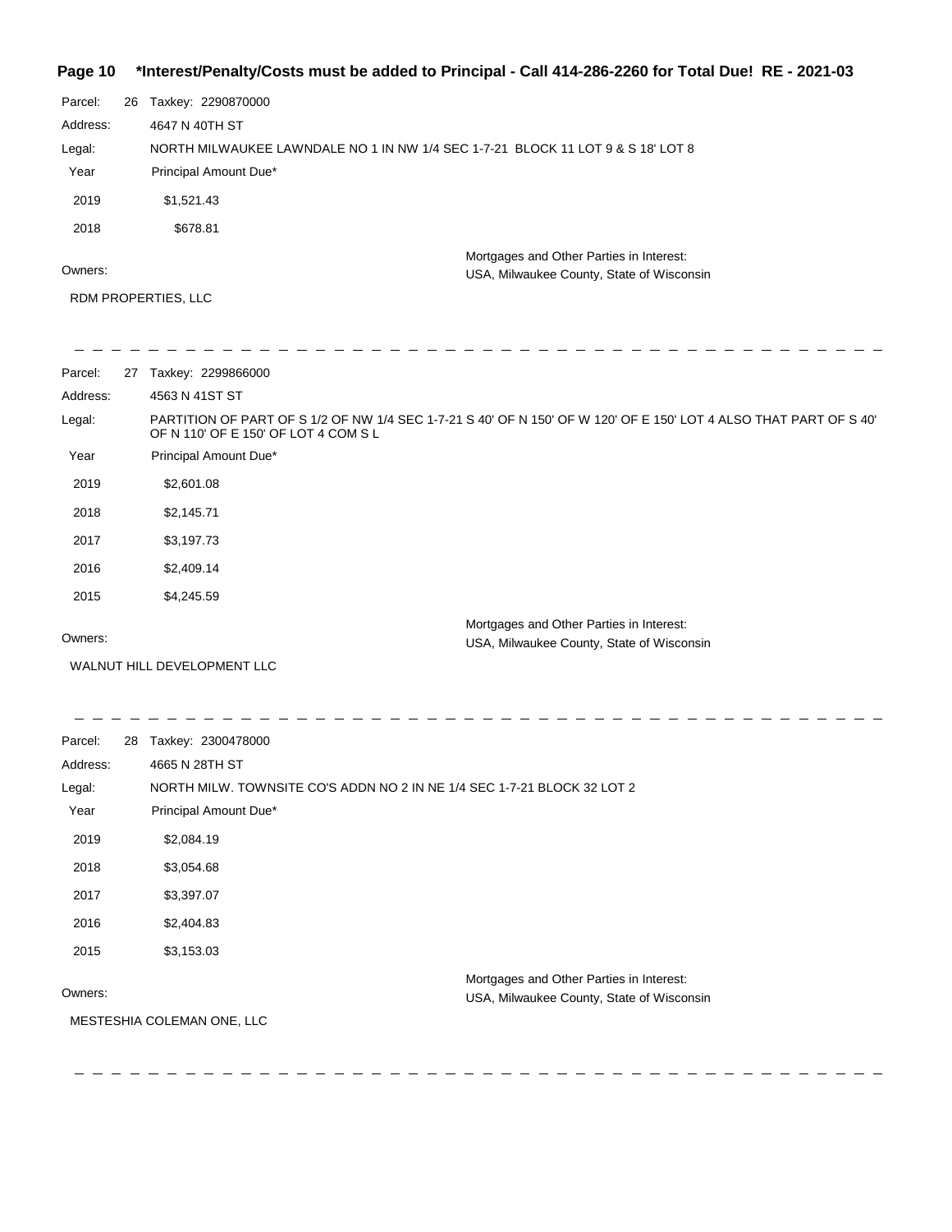**Page 10 \*Interest/Penalty/Costs must be added to Principal - Call 414-286-2260 for Total Due! RE - 2021-03**

Parcel: 26 Taxkey: 2290870000

Address: 4647 N 40TH ST

Legal: NORTH MILWAUKEE LAWNDALE NO 1 IN NW 1/4 SEC 1-7-21 BLOCK 11 LOT 9 & S 18' LOT 8

| Year | Principal Amount Due* |
|---|---|
| 2019 | $1,521.43 |
| 2018 | $678.81 |

Owners:

RDM PROPERTIES, LLC

Mortgages and Other Parties in Interest:
USA, Milwaukee County, State of Wisconsin

---

Parcel: 27 Taxkey: 2299866000

Address: 4563 N 41ST ST

Legal: PARTITION OF PART OF S 1/2 OF NW 1/4 SEC 1-7-21 S 40' OF N 150' OF W 120' OF E 150' LOT 4 ALSO THAT PART OF S 40' OF N 110' OF E 150' OF LOT 4 COM S L

| Year | Principal Amount Due* |
|---|---|
| 2019 | $2,601.08 |
| 2018 | $2,145.71 |
| 2017 | $3,197.73 |
| 2016 | $2,409.14 |
| 2015 | $4,245.59 |

Owners:

WALNUT HILL DEVELOPMENT LLC

Mortgages and Other Parties in Interest:
USA, Milwaukee County, State of Wisconsin

---

Parcel: 28 Taxkey: 2300478000

Address: 4665 N 28TH ST

Legal: NORTH MILW. TOWNSITE CO'S ADDN NO 2 IN NE 1/4 SEC 1-7-21 BLOCK 32 LOT 2

| Year | Principal Amount Due* |
|---|---|
| 2019 | $2,084.19 |
| 2018 | $3,054.68 |
| 2017 | $3,397.07 |
| 2016 | $2,404.83 |
| 2015 | $3,153.03 |

Owners:

MESTESHIA COLEMAN ONE, LLC

Mortgages and Other Parties in Interest:
USA, Milwaukee County, State of Wisconsin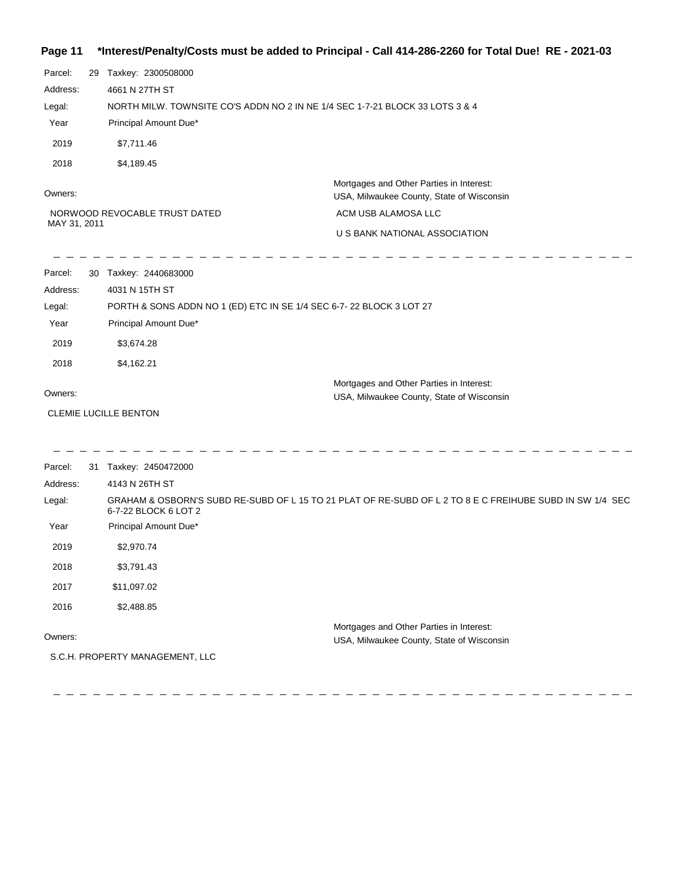**Page 11 \*Interest/Penalty/Costs must be added to Principal - Call 414-286-2260 for Total Due! RE - 2021-03**

Parcel: 29 Taxkey: 2300508000

Address: 4661 N 27TH ST

Legal: NORTH MILW. TOWNSITE CO'S ADDN NO 2 IN NE 1/4 SEC 1-7-21 BLOCK 33 LOTS 3 & 4

| Year | Principal Amount Due* |
|---|---|
| 2019 | $7,711.46 |
| 2018 | $4,189.45 |

Owners:

NORWOOD REVOCABLE TRUST DATED MAY 31, 2011

Mortgages and Other Parties in Interest:

USA, Milwaukee County, State of Wisconsin

ACM USB ALAMOSA LLC

U S BANK NATIONAL ASSOCIATION

---

Parcel: 30 Taxkey: 2440683000

Address: 4031 N 15TH ST

Legal: PORTH & SONS ADDN NO 1 (ED) ETC IN SE 1/4 SEC 6-7- 22 BLOCK 3 LOT 27

| Year | Principal Amount Due* |
|---|---|
| 2019 | $3,674.28 |
| 2018 | $4,162.21 |

Owners:

CLEMIE LUCILLE BENTON

Mortgages and Other Parties in Interest:

USA, Milwaukee County, State of Wisconsin

---

Parcel: 31 Taxkey: 2450472000

Address: 4143 N 26TH ST

Legal: GRAHAM & OSBORN'S SUBD RE-SUBD OF L 15 TO 21 PLAT OF RE-SUBD OF L 2 TO 8 E C FREIHUBE SUBD IN SW 1/4 SEC 6-7-22 BLOCK 6 LOT 2

| Year | Principal Amount Due* |
|---|---|
| 2019 | $2,970.74 |
| 2018 | $3,791.43 |
| 2017 | $11,097.02 |
| 2016 | $2,488.85 |

Owners:

S.C.H. PROPERTY MANAGEMENT, LLC

Mortgages and Other Parties in Interest:

USA, Milwaukee County, State of Wisconsin

---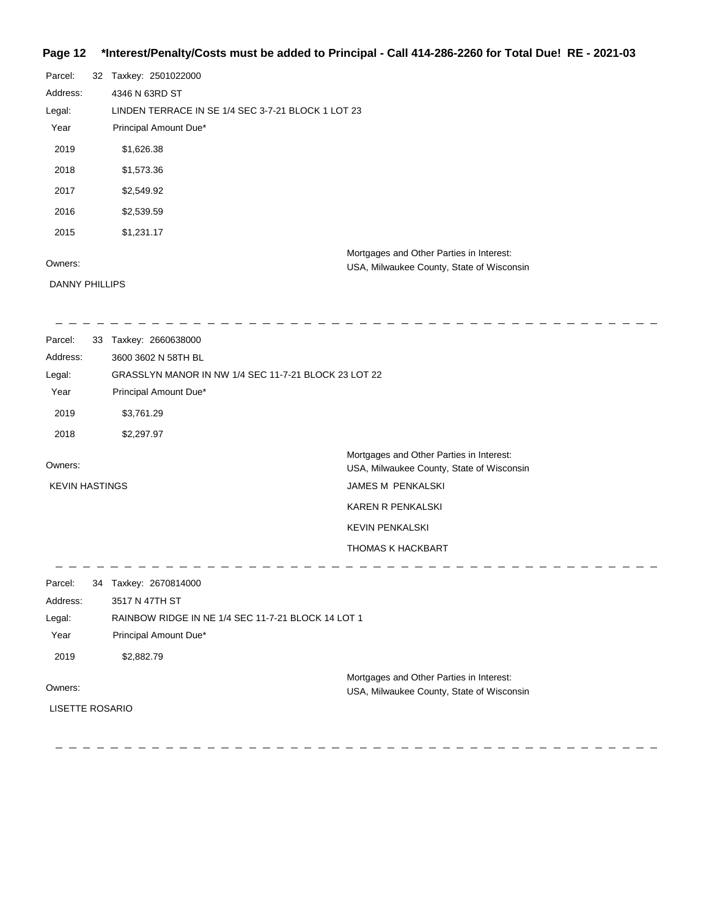Parcel: 32 Taxkey: 2501022000

Address: 4346 N 63RD ST

Legal: LINDEN TERRACE IN SE 1/4 SEC 3-7-21 BLOCK 1 LOT 23

| Year | Principal Amount Due* |
|---|---|
| 2019 | $1,626.38 |
| 2018 | $1,573.36 |
| 2017 | $2,549.92 |
| 2016 | $2,539.59 |
| 2015 | $1,231.17 |

Owners:

DANNY PHILLIPS

Mortgages and Other Parties in Interest:

USA, Milwaukee County, State of Wisconsin

---

Parcel: 33 Taxkey: 2660638000

Address: 3600 3602 N 58TH BL

Legal: GRASSLYN MANOR IN NW 1/4 SEC 11-7-21 BLOCK 23 LOT 22

| Year | Principal Amount Due* |
|---|---|
| 2019 | $3,761.29 |
| 2018 | $2,297.97 |

Owners:

KEVIN HASTINGS

Mortgages and Other Parties in Interest:

USA, Milwaukee County, State of Wisconsin

JAMES M PENKALSKI

KAREN R PENKALSKI

KEVIN PENKALSKI

THOMAS K HACKBART

---

Parcel: 34 Taxkey: 2670814000

Address: 3517 N 47TH ST

Legal: RAINBOW RIDGE IN NE 1/4 SEC 11-7-21 BLOCK 14 LOT 1

| Year | Principal Amount Due* |
|---|---|
| 2019 | $2,882.79 |

Owners:

LISETTE ROSARIO

Mortgages and Other Parties in Interest:

USA, Milwaukee County, State of Wisconsin

---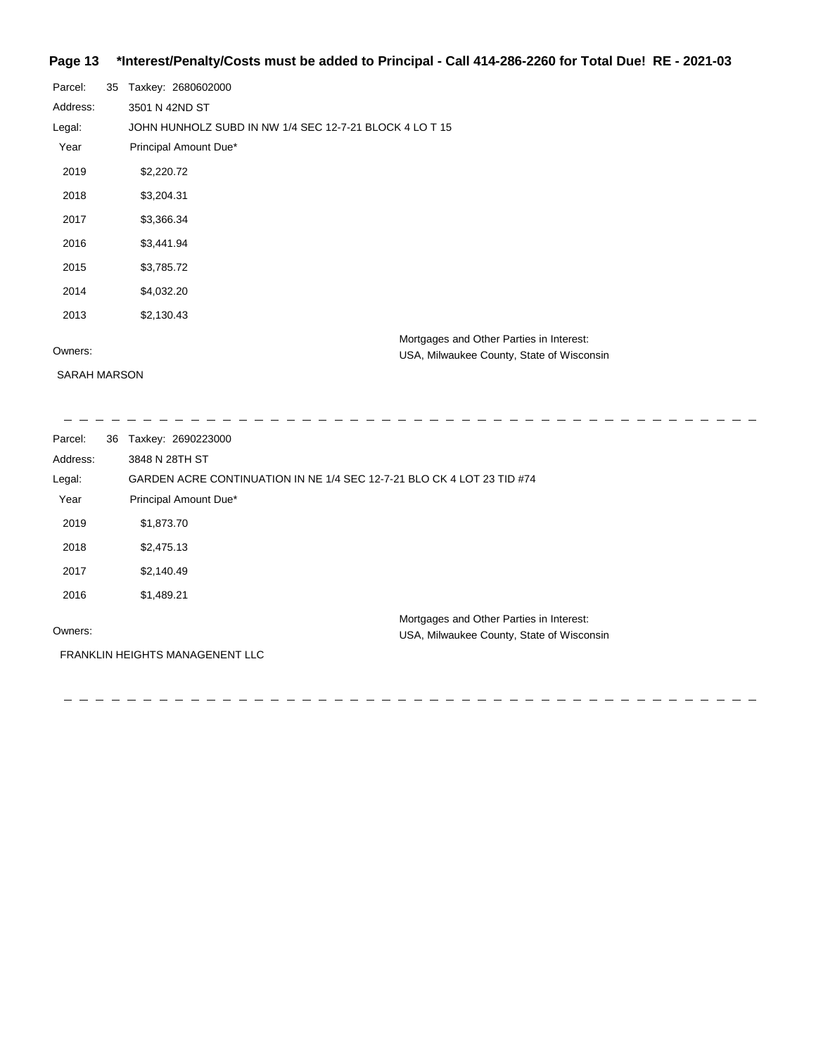**\*Interest/Penalty/Costs must be added to Principal - Call 414-286-2260 for Total Due! RE - 2021-03**

Parcel: 35 Taxkey: 2680602000

Address: 3501 N 42ND ST

Legal: JOHN HUNHOLZ SUBD IN NW 1/4 SEC 12-7-21 BLOCK 4 LO T 15

| Year | Principal Amount Due* |
|---|---|
| 2019 | $2,220.72 |
| 2018 | $3,204.31 |
| 2017 | $3,366.34 |
| 2016 | $3,441.94 |
| 2015 | $3,785.72 |
| 2014 | $4,032.20 |
| 2013 | $2,130.43 |

Owners:

SARAH MARSON

Mortgages and Other Parties in Interest:
USA, Milwaukee County, State of Wisconsin

---

Parcel: 36 Taxkey: 2690223000

Address: 3848 N 28TH ST

Legal: GARDEN ACRE CONTINUATION IN NE 1/4 SEC 12-7-21 BLO CK 4 LOT 23 TID #74

| Year | Principal Amount Due* |
|---|---|
| 2019 | $1,873.70 |
| 2018 | $2,475.13 |
| 2017 | $2,140.49 |
| 2016 | $1,489.21 |

Owners:

FRANKLIN HEIGHTS MANAGENENT LLC

Mortgages and Other Parties in Interest:
USA, Milwaukee County, State of Wisconsin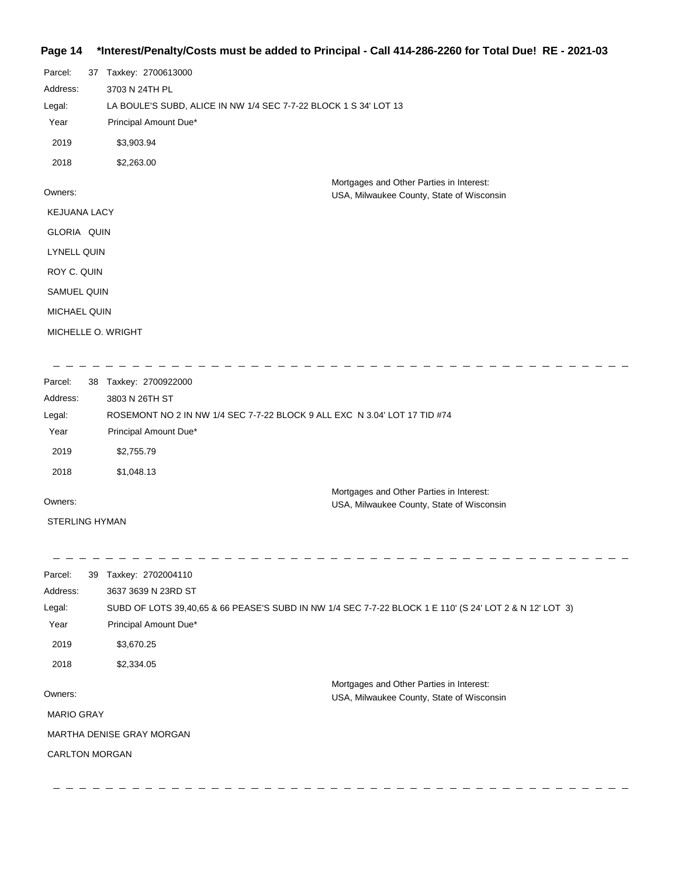**\*Interest/Penalty/Costs must be added to Principal - Call 414-286-2260 for Total Due! RE - 2021-03**

Parcel: 37 Taxkey: 2700613000

Address: 3703 N 24TH PL

Legal: LA BOULE'S SUBD, ALICE IN NW 1/4 SEC 7-7-22 BLOCK 1 S 34' LOT 13

| Year | Principal Amount Due* |
|---|---|
| 2019 | $3,903.94 |
| 2018 | $2,263.00 |

Owners:

KEJUANA LACY

GLORIA QUIN

LYNELL QUIN

ROY C. QUIN

SAMUEL QUIN

MICHAEL QUIN

MICHELLE O. WRIGHT

Mortgages and Other Parties in Interest:
USA, Milwaukee County, State of Wisconsin

---

Parcel: 38 Taxkey: 2700922000

Address: 3803 N 26TH ST

Legal: ROSEMONT NO 2 IN NW 1/4 SEC 7-7-22 BLOCK 9 ALL EXC N 3.04' LOT 17 TID #74

| Year | Principal Amount Due* |
|---|---|
| 2019 | $2,755.79 |
| 2018 | $1,048.13 |

Owners:

STERLING HYMAN

Mortgages and Other Parties in Interest:
USA, Milwaukee County, State of Wisconsin

---

Parcel: 39 Taxkey: 2702004110

Address: 3637 3639 N 23RD ST

Legal: SUBD OF LOTS 39,40,65 & 66 PEASE'S SUBD IN NW 1/4 SEC 7-7-22 BLOCK 1 E 110' (S 24' LOT 2 & N 12' LOT 3)

| Year | Principal Amount Due* |
|---|---|
| 2019 | $3,670.25 |
| 2018 | $2,334.05 |

Owners:

MARIO GRAY

MARTHA DENISE GRAY MORGAN

CARLTON MORGAN

Mortgages and Other Parties in Interest:
USA, Milwaukee County, State of Wisconsin

---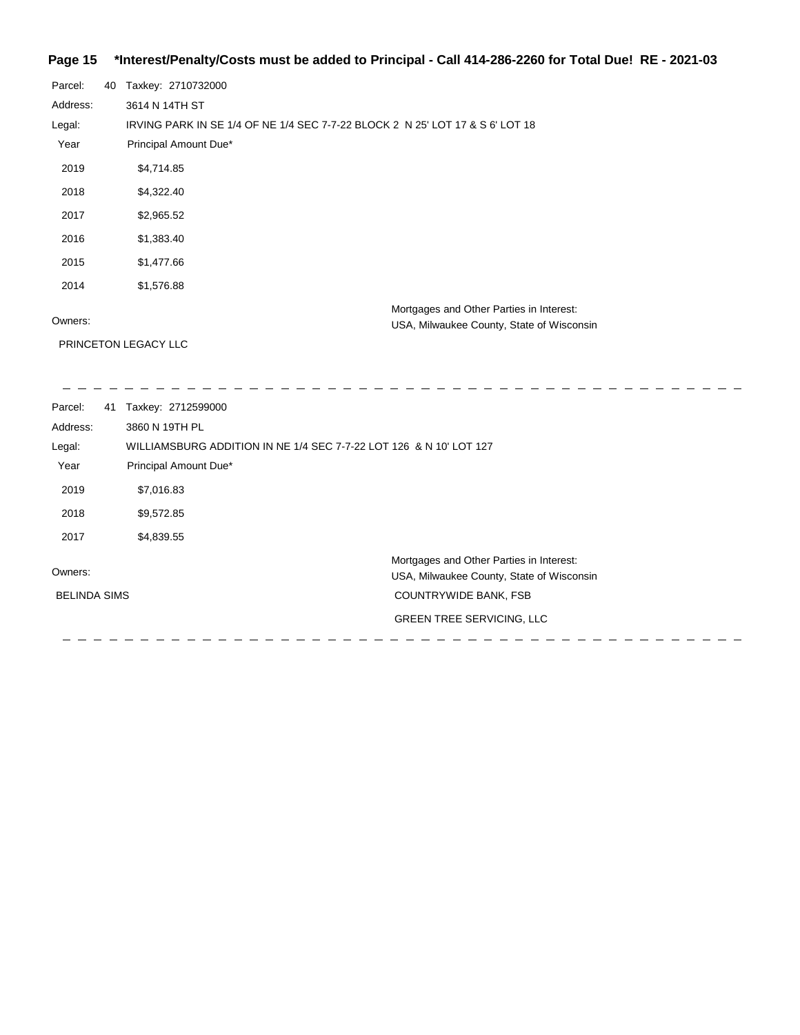**Page 15 \*Interest/Penalty/Costs must be added to Principal - Call 414-286-2260 for Total Due! RE - 2021-03**

Parcel: 40 Taxkey: 2710732000

Address: 3614 N 14TH ST

Legal: IRVING PARK IN SE 1/4 OF NE 1/4 SEC 7-7-22 BLOCK 2 N 25' LOT 17 & S 6' LOT 18

| Year | Principal Amount Due* |
| --- | --- |
| 2019 | $4,714.85 |
| 2018 | $4,322.40 |
| 2017 | $2,965.52 |
| 2016 | $1,383.40 |
| 2015 | $1,477.66 |
| 2014 | $1,576.88 |

Owners:

PRINCETON LEGACY LLC

Mortgages and Other Parties in Interest:

USA, Milwaukee County, State of Wisconsin

---

Parcel: 41 Taxkey: 2712599000

Address: 3860 N 19TH PL

Legal: WILLIAMSBURG ADDITION IN NE 1/4 SEC 7-7-22 LOT 126 & N 10' LOT 127

| Year | Principal Amount Due* |
| --- | --- |
| 2019 | $7,016.83 |
| 2018 | $9,572.85 |
| 2017 | $4,839.55 |

Owners:

BELINDA SIMS

Mortgages and Other Parties in Interest:

USA, Milwaukee County, State of Wisconsin

COUNTRYWIDE BANK, FSB

GREEN TREE SERVICING, LLC

---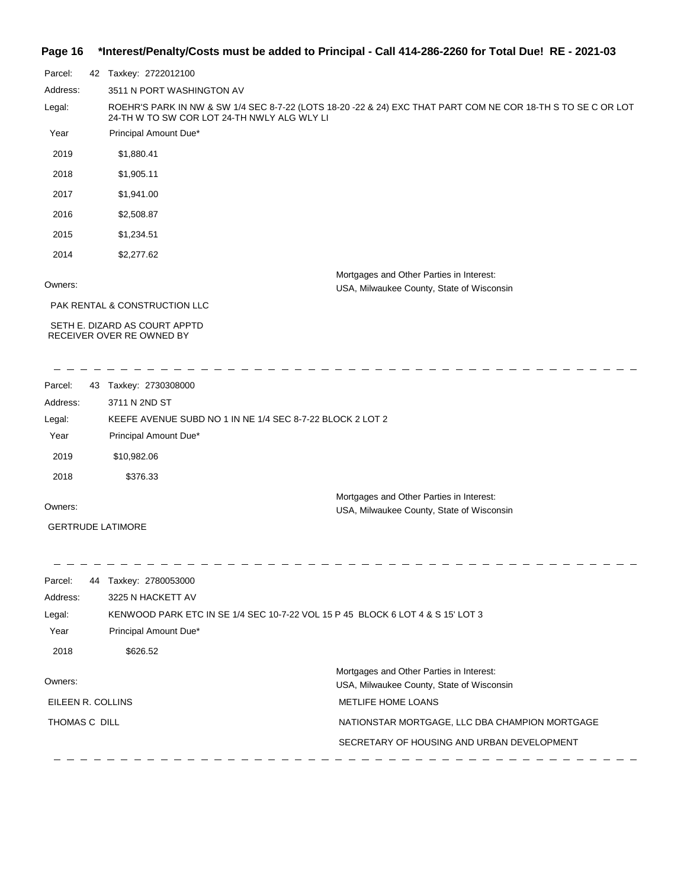Parcel: 42 Taxkey: 2722012100

Address: 3511 N PORT WASHINGTON AV

Legal: ROEHR'S PARK IN NW & SW 1/4 SEC 8-7-22 (LOTS 18-20 -22 & 24) EXC THAT PART COM NE COR 18-TH S TO SE C OR LOT 24-TH W TO SW COR LOT 24-TH NWLY ALG WLY LI

| Year | Principal Amount Due* |
|---|---|
| 2019 | $1,880.41 |
| 2018 | $1,905.11 |
| 2017 | $1,941.00 |
| 2016 | $2,508.87 |
| 2015 | $1,234.51 |
| 2014 | $2,277.62 |

Owners:

PAK RENTAL & CONSTRUCTION LLC

SETH E. DIZARD AS COURT APPTD RECEIVER OVER RE OWNED BY

Mortgages and Other Parties in Interest:

USA, Milwaukee County, State of Wisconsin

---

Parcel: 43 Taxkey: 2730308000

Address: 3711 N 2ND ST

Legal: KEEFE AVENUE SUBD NO 1 IN NE 1/4 SEC 8-7-22 BLOCK 2 LOT 2

| Year | Principal Amount Due* |
|---|---|
| 2019 | $10,982.06 |
| 2018 | $376.33 |

Owners:

GERTRUDE LATIMORE

Mortgages and Other Parties in Interest:

USA, Milwaukee County, State of Wisconsin

---

Parcel: 44 Taxkey: 2780053000

Address: 3225 N HACKETT AV

Legal: KENWOOD PARK ETC IN SE 1/4 SEC 10-7-22 VOL 15 P 45 BLOCK 6 LOT 4 & S 15' LOT 3

| Year | Principal Amount Due* |
|---|---|
| 2018 | $626.52 |

Owners:

EILEEN R. COLLINS

THOMAS C DILL

Mortgages and Other Parties in Interest:

USA, Milwaukee County, State of Wisconsin

METLIFE HOME LOANS

NATIONSTAR MORTGAGE, LLC DBA CHAMPION MORTGAGE

SECRETARY OF HOUSING AND URBAN DEVELOPMENT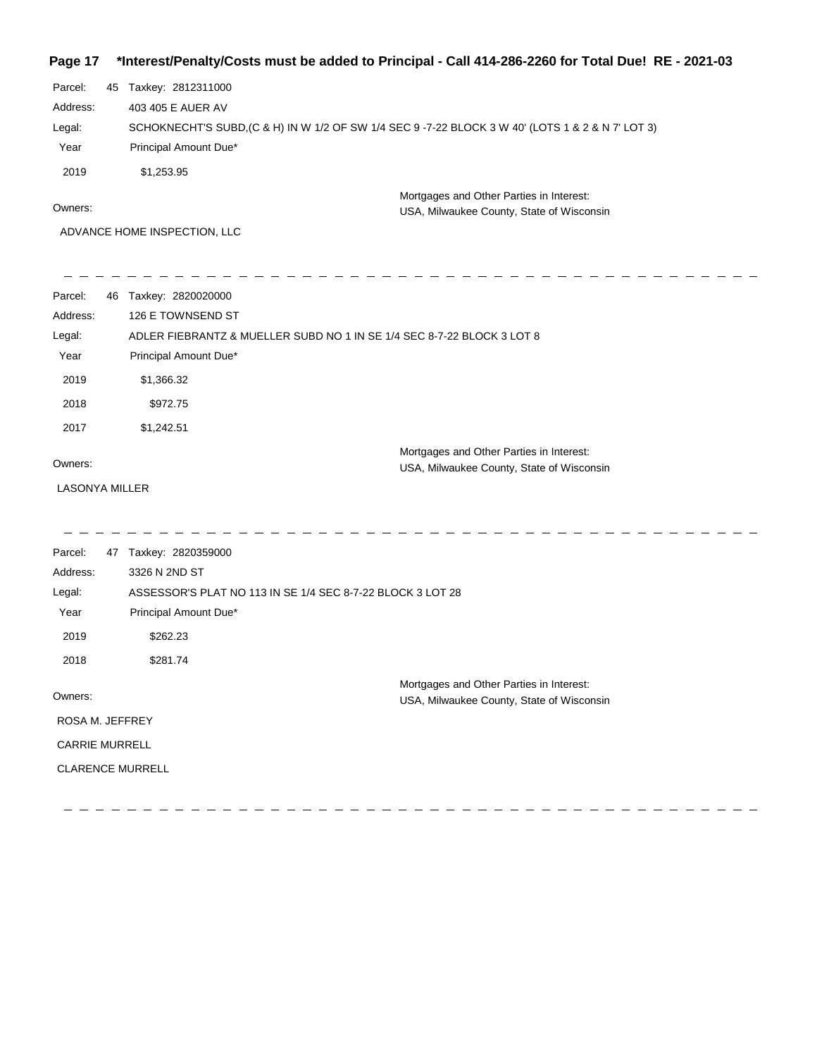**\*Interest/Penalty/Costs must be added to Principal - Call 414-286-2260 for Total Due! RE - 2021-03**

Parcel: 45 Taxkey: 2812311000

Address: 403 405 E AUER AV

Legal: SCHOKNECHT'S SUBD,(C & H) IN W 1/2 OF SW 1/4 SEC 9 -7-22 BLOCK 3 W 40' (LOTS 1 & 2 & N 7' LOT 3)

| Year | Principal Amount Due* |
|---|---|
| 2019 | $1,253.95 |

Owners:

ADVANCE HOME INSPECTION, LLC

Mortgages and Other Parties in Interest:
USA, Milwaukee County, State of Wisconsin

---

Parcel: 46 Taxkey: 2820020000

Address: 126 E TOWNSEND ST

Legal: ADLER FIEBRANTZ & MUELLER SUBD NO 1 IN SE 1/4 SEC 8-7-22 BLOCK 3 LOT 8

| Year | Principal Amount Due* |
|---|---|
| 2019 | $1,366.32 |
| 2018 | $972.75 |
| 2017 | $1,242.51 |

Owners:

LASONYA MILLER

Mortgages and Other Parties in Interest:
USA, Milwaukee County, State of Wisconsin

---

Parcel: 47 Taxkey: 2820359000

Address: 3326 N 2ND ST

Legal: ASSESSOR'S PLAT NO 113 IN SE 1/4 SEC 8-7-22 BLOCK 3 LOT 28

| Year | Principal Amount Due* |
|---|---|
| 2019 | $262.23 |
| 2018 | $281.74 |

Owners:

ROSA M. JEFFREY

CARRIE MURRELL

CLARENCE MURRELL

Mortgages and Other Parties in Interest:
USA, Milwaukee County, State of Wisconsin

---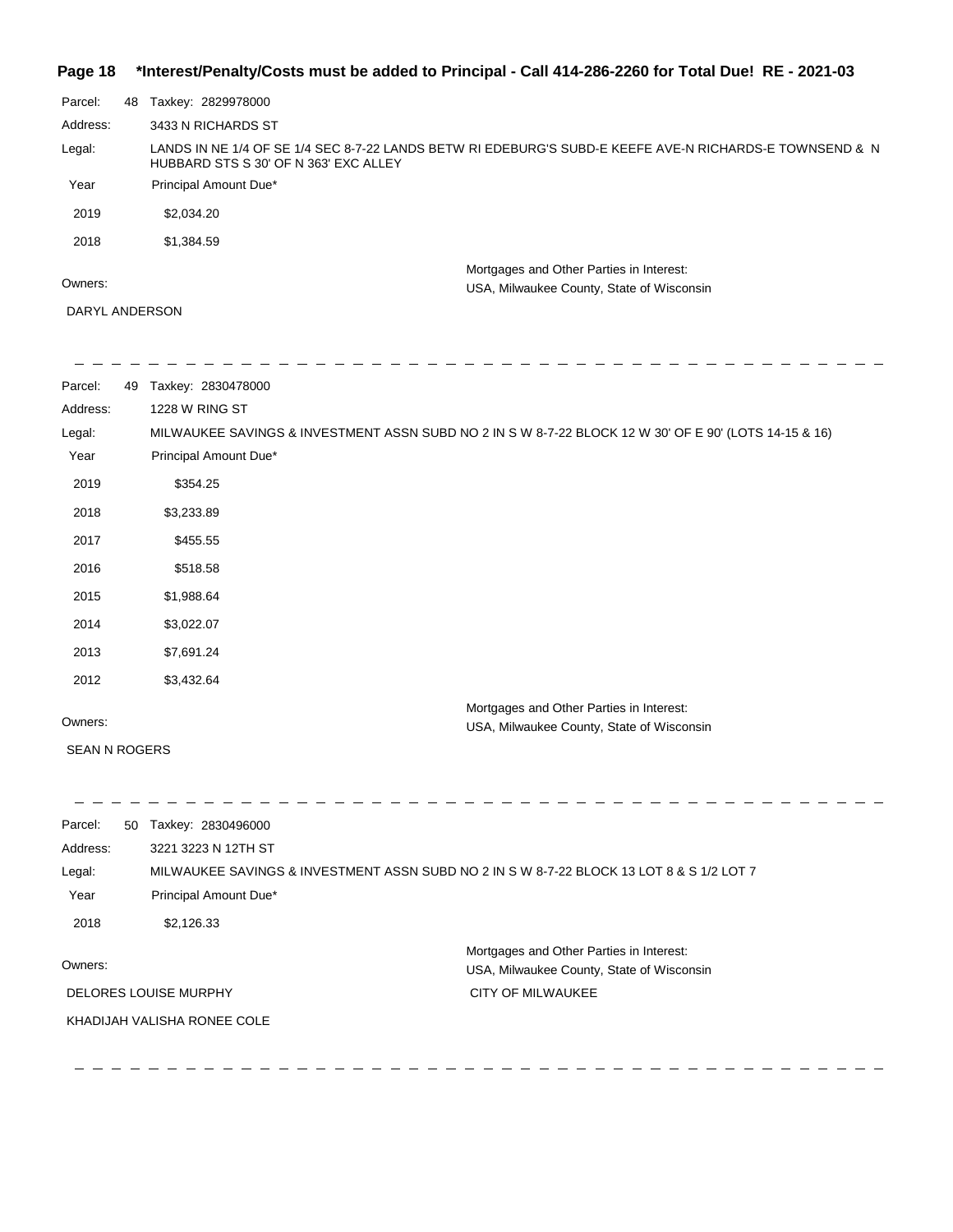**Parcel:** 48 Taxkey: 2829978000

**Address:** 3433 N RICHARDS ST

**Legal:** LANDS IN NE 1/4 OF SE 1/4 SEC 8-7-22 LANDS BETW RI EDEBURG'S SUBD-E KEEFE AVE-N RICHARDS-E TOWNSEND & N HUBBARD STS S 30' OF N 363' EXC ALLEY

| Year | Principal Amount Due* |
|---|---|
| 2019 | $2,034.20 |
| 2018 | $1,384.59 |

**Owners:**

DARYL ANDERSON

**Mortgages and Other Parties in Interest:**

USA, Milwaukee County, State of Wisconsin

---

**Parcel:** 49 Taxkey: 2830478000

**Address:** 1228 W RING ST

**Legal:** MILWAUKEE SAVINGS & INVESTMENT ASSN SUBD NO 2 IN S W 8-7-22 BLOCK 12 W 30' OF E 90' (LOTS 14-15 & 16)

| Year | Principal Amount Due* |
|---|---|
| 2019 | $354.25 |
| 2018 | $3,233.89 |
| 2017 | $455.55 |
| 2016 | $518.58 |
| 2015 | $1,988.64 |
| 2014 | $3,022.07 |
| 2013 | $7,691.24 |
| 2012 | $3,432.64 |

**Owners:**

SEAN N ROGERS

**Mortgages and Other Parties in Interest:**

USA, Milwaukee County, State of Wisconsin

---

**Parcel:** 50 Taxkey: 2830496000

**Address:** 3221 3223 N 12TH ST

**Legal:** MILWAUKEE SAVINGS & INVESTMENT ASSN SUBD NO 2 IN S W 8-7-22 BLOCK 13 LOT 8 & S 1/2 LOT 7

| Year | Principal Amount Due* |
|---|---|
| 2018 | $2,126.33 |

**Owners:**

DELORES LOUISE MURPHY

KHADIJAH VALISHA RONEE COLE

**Mortgages and Other Parties in Interest:**

USA, Milwaukee County, State of Wisconsin

CITY OF MILWAUKEE

---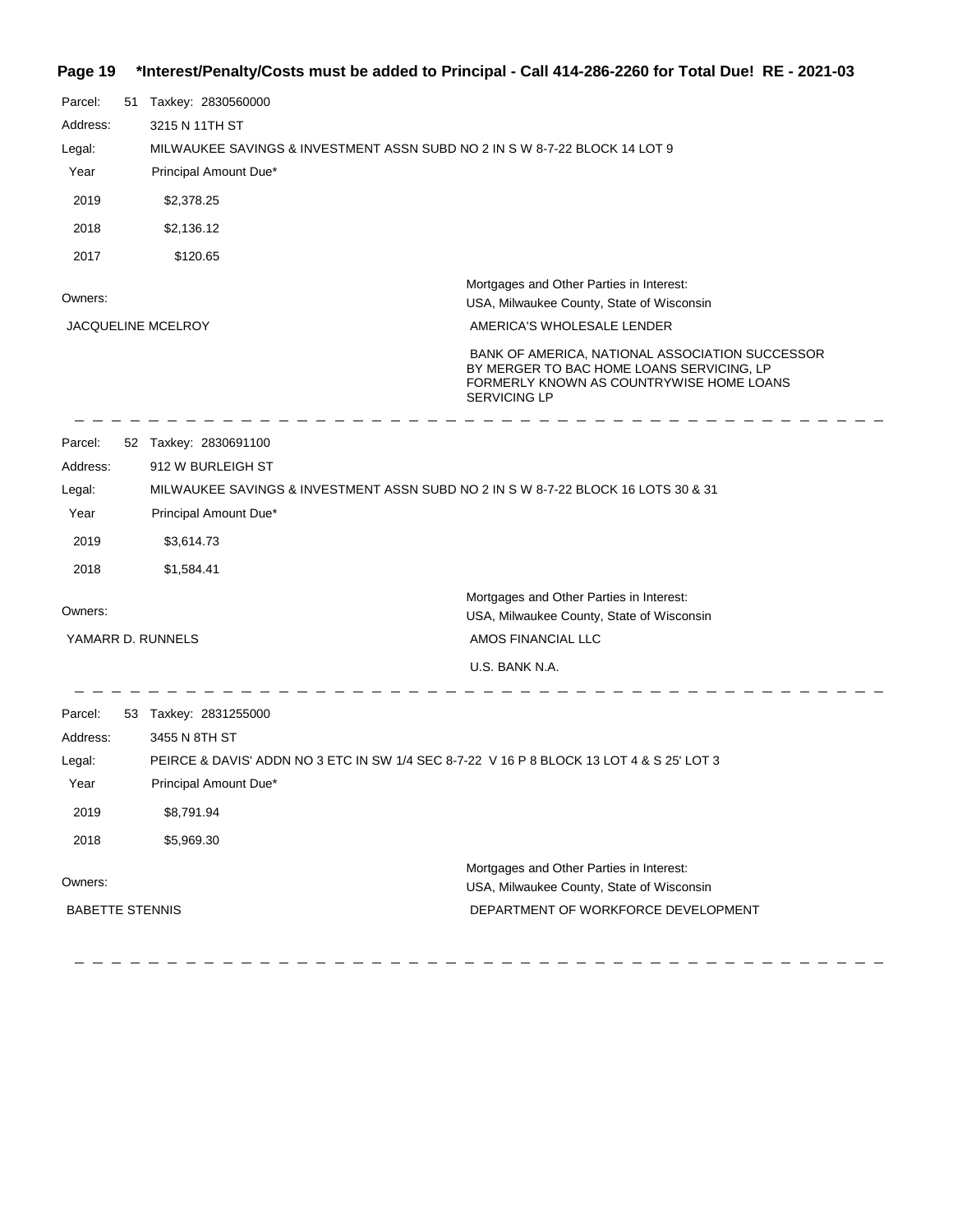**Page 19 \*Interest/Penalty/Costs must be added to Principal - Call 414-286-2260 for Total Due! RE - 2021-03**

Parcel: 51 Taxkey: 2830560000

Address: 3215 N 11TH ST

Legal: MILWAUKEE SAVINGS & INVESTMENT ASSN SUBD NO 2 IN S W 8-7-22 BLOCK 14 LOT 9

| Year | Principal Amount Due* |
|---|---|
| 2019 | $2,378.25 |
| 2018 | $2,136.12 |
| 2017 | $120.65 |

Owners:

JACQUELINE MCELROY

Mortgages and Other Parties in Interest:

USA, Milwaukee County, State of Wisconsin

AMERICA'S WHOLESALE LENDER

BANK OF AMERICA, NATIONAL ASSOCIATION SUCCESSOR BY MERGER TO BAC HOME LOANS SERVICING, LP FORMERLY KNOWN AS COUNTRYWISE HOME LOANS SERVICING LP

---

Parcel: 52 Taxkey: 2830691100

Address: 912 W BURLEIGH ST

Legal: MILWAUKEE SAVINGS & INVESTMENT ASSN SUBD NO 2 IN S W 8-7-22 BLOCK 16 LOTS 30 & 31

| Year | Principal Amount Due* |
|---|---|
| 2019 | $3,614.73 |
| 2018 | $1,584.41 |

Owners:

YAMARR D. RUNNELS

Mortgages and Other Parties in Interest:

USA, Milwaukee County, State of Wisconsin

AMOS FINANCIAL LLC

U.S. BANK N.A.

---

Parcel: 53 Taxkey: 2831255000

Address: 3455 N 8TH ST

Legal: PEIRCE & DAVIS' ADDN NO 3 ETC IN SW 1/4 SEC 8-7-22 V 16 P 8 BLOCK 13 LOT 4 & S 25' LOT 3

| Year | Principal Amount Due* |
|---|---|
| 2019 | $8,791.94 |
| 2018 | $5,969.30 |

Owners:

BABETTE STENNIS

Mortgages and Other Parties in Interest:

USA, Milwaukee County, State of Wisconsin

DEPARTMENT OF WORKFORCE DEVELOPMENT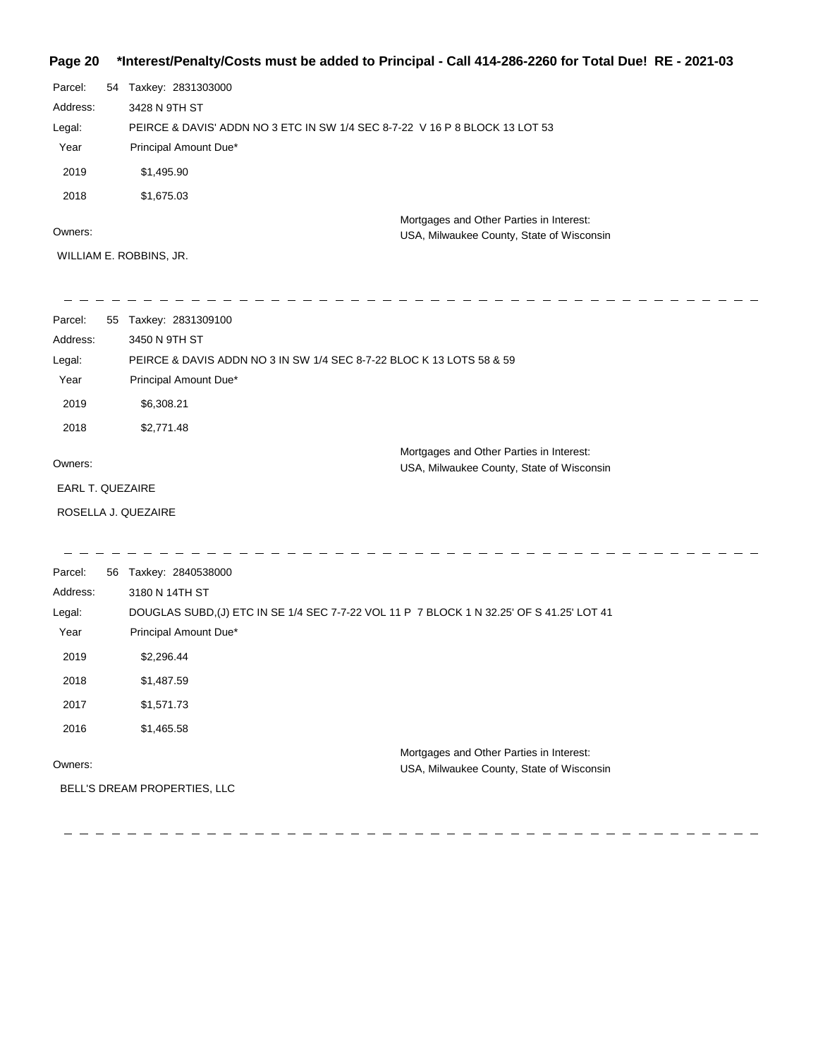**\*Interest/Penalty/Costs must be added to Principal - Call 414-286-2260 for Total Due! RE - 2021-03**

Parcel: 54 Taxkey: 2831303000

Address: 3428 N 9TH ST

Legal: PEIRCE & DAVIS' ADDN NO 3 ETC IN SW 1/4 SEC 8-7-22 V 16 P 8 BLOCK 13 LOT 53

| Year | Principal Amount Due* |
|---|---|
| 2019 | $1,495.90 |
| 2018 | $1,675.03 |

Owners:

WILLIAM E. ROBBINS, JR.

Mortgages and Other Parties in Interest:
USA, Milwaukee County, State of Wisconsin

---

Parcel: 55 Taxkey: 2831309100

Address: 3450 N 9TH ST

Legal: PEIRCE & DAVIS ADDN NO 3 IN SW 1/4 SEC 8-7-22 BLOC K 13 LOTS 58 & 59

| Year | Principal Amount Due* |
|---|---|
| 2019 | $6,308.21 |
| 2018 | $2,771.48 |

Owners:

EARL T. QUEZAIRE

ROSELLA J. QUEZAIRE

Mortgages and Other Parties in Interest:
USA, Milwaukee County, State of Wisconsin

---

Parcel: 56 Taxkey: 2840538000

Address: 3180 N 14TH ST

Legal: DOUGLAS SUBD,(J) ETC IN SE 1/4 SEC 7-7-22 VOL 11 P 7 BLOCK 1 N 32.25' OF S 41.25' LOT 41

| Year | Principal Amount Due* |
|---|---|
| 2019 | $2,296.44 |
| 2018 | $1,487.59 |
| 2017 | $1,571.73 |
| 2016 | $1,465.58 |

Owners:

BELL'S DREAM PROPERTIES, LLC

Mortgages and Other Parties in Interest:
USA, Milwaukee County, State of Wisconsin

---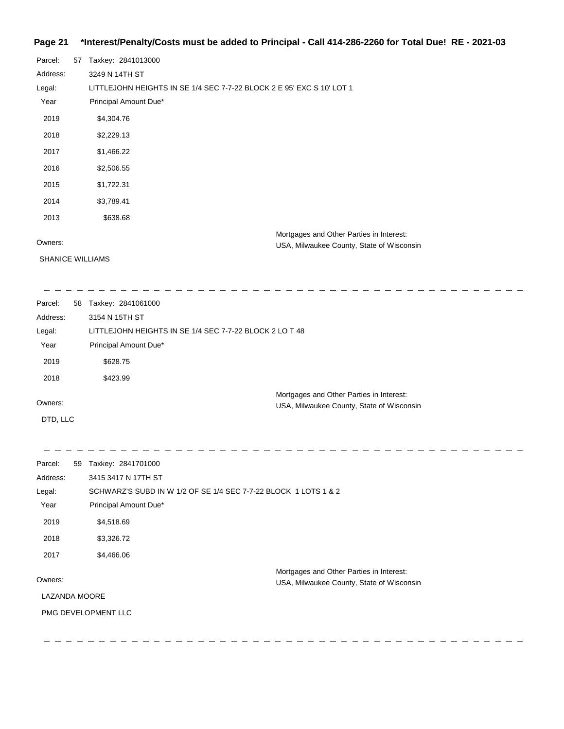Parcel: 57 Taxkey: 2841013000

Address: 3249 N 14TH ST

Legal: LITTLEJOHN HEIGHTS IN SE 1/4 SEC 7-7-22 BLOCK 2 E 95' EXC S 10' LOT 1

| Year | Principal Amount Due* |
|---|---|
| 2019 | $4,304.76 |
| 2018 | $2,229.13 |
| 2017 | $1,466.22 |
| 2016 | $2,506.55 |
| 2015 | $1,722.31 |
| 2014 | $3,789.41 |
| 2013 | $638.68 |

Owners:

SHANICE WILLIAMS

Mortgages and Other Parties in Interest:
USA, Milwaukee County, State of Wisconsin

---

Parcel: 58 Taxkey: 2841061000

Address: 3154 N 15TH ST

Legal: LITTLEJOHN HEIGHTS IN SE 1/4 SEC 7-7-22 BLOCK 2 LO T 48

| Year | Principal Amount Due* |
|---|---|
| 2019 | $628.75 |
| 2018 | $423.99 |

Owners:

DTD, LLC

Mortgages and Other Parties in Interest:
USA, Milwaukee County, State of Wisconsin

---

Parcel: 59 Taxkey: 2841701000

Address: 3415 3417 N 17TH ST

Legal: SCHWARZ'S SUBD IN W 1/2 OF SE 1/4 SEC 7-7-22 BLOCK 1 LOTS 1 & 2

| Year | Principal Amount Due* |
|---|---|
| 2019 | $4,518.69 |
| 2018 | $3,326.72 |
| 2017 | $4,466.06 |

Owners:

LAZANDA MOORE

PMG DEVELOPMENT LLC

Mortgages and Other Parties in Interest:
USA, Milwaukee County, State of Wisconsin

---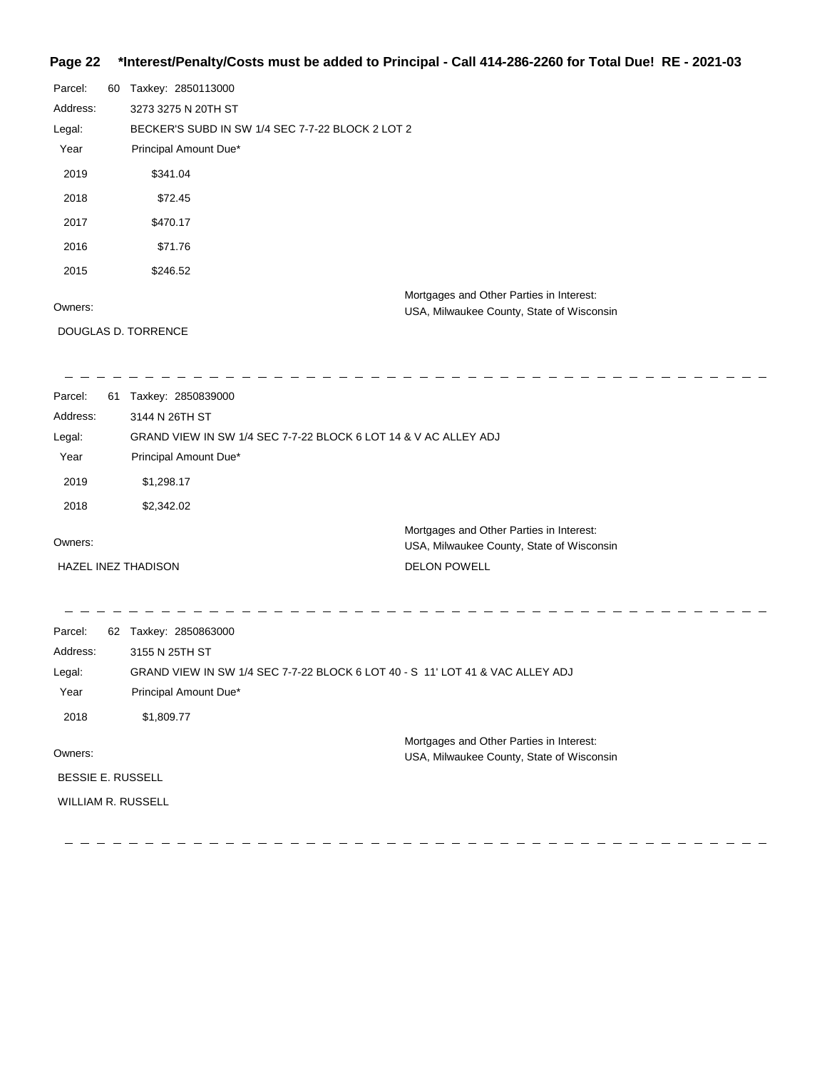**Page 22 \*Interest/Penalty/Costs must be added to Principal - Call 414-286-2260 for Total Due! RE - 2021-03**

Parcel: 60 Taxkey: 2850113000
Address: 3273 3275 N 20TH ST
Legal: BECKER'S SUBD IN SW 1/4 SEC 7-7-22 BLOCK 2 LOT 2

| Year | Principal Amount Due* |
|---|---|
| 2019 | $341.04 |
| 2018 | $72.45 |
| 2017 | $470.17 |
| 2016 | $71.76 |
| 2015 | $246.52 |

Owners:
DOUGLAS D. TORRENCE

Mortgages and Other Parties in Interest:
USA, Milwaukee County, State of Wisconsin

---

Parcel: 61 Taxkey: 2850839000
Address: 3144 N 26TH ST
Legal: GRAND VIEW IN SW 1/4 SEC 7-7-22 BLOCK 6 LOT 14 & V AC ALLEY ADJ

| Year | Principal Amount Due* |
|---|---|
| 2019 | $1,298.17 |
| 2018 | $2,342.02 |

Owners:
HAZEL INEZ THADISON

Mortgages and Other Parties in Interest:
USA, Milwaukee County, State of Wisconsin
DELON POWELL

---

Parcel: 62 Taxkey: 2850863000
Address: 3155 N 25TH ST
Legal: GRAND VIEW IN SW 1/4 SEC 7-7-22 BLOCK 6 LOT 40 - S 11' LOT 41 & VAC ALLEY ADJ

| Year | Principal Amount Due* |
|---|---|
| 2018 | $1,809.77 |

Owners:
BESSIE E. RUSSELL
WILLIAM R. RUSSELL

Mortgages and Other Parties in Interest:
USA, Milwaukee County, State of Wisconsin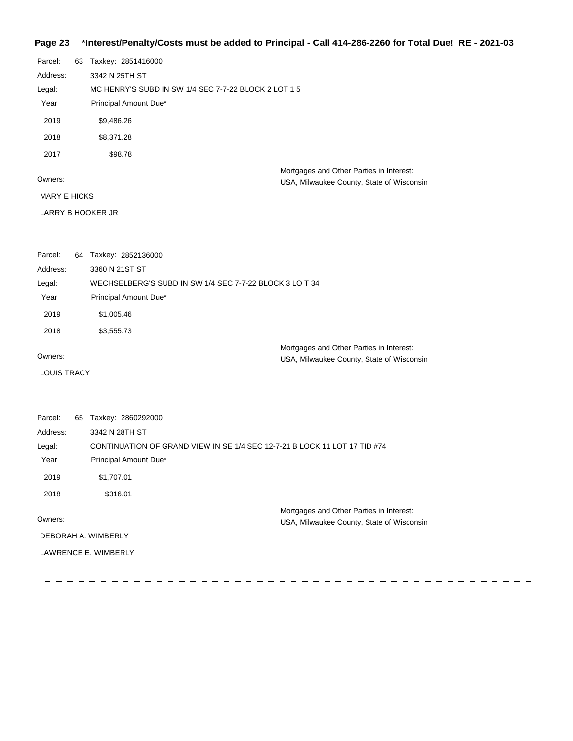**\*Interest/Penalty/Costs must be added to Principal - Call 414-286-2260 for Total Due! RE - 2021-03**

Parcel: 63 Taxkey: 2851416000

Address: 3342 N 25TH ST

Legal: MC HENRY'S SUBD IN SW 1/4 SEC 7-7-22 BLOCK 2 LOT 1 5

| Year | Principal Amount Due* |
|---|---|
| 2019 | $9,486.26 |
| 2018 | $8,371.28 |
| 2017 | $98.78 |

Owners:

MARY E HICKS

LARRY B HOOKER JR

Mortgages and Other Parties in Interest:
USA, Milwaukee County, State of Wisconsin

---

Parcel: 64 Taxkey: 2852136000

Address: 3360 N 21ST ST

Legal: WECHSELBERG'S SUBD IN SW 1/4 SEC 7-7-22 BLOCK 3 LO T 34

| Year | Principal Amount Due* |
|---|---|
| 2019 | $1,005.46 |
| 2018 | $3,555.73 |

Owners:

LOUIS TRACY

Mortgages and Other Parties in Interest:
USA, Milwaukee County, State of Wisconsin

---

Parcel: 65 Taxkey: 2860292000

Address: 3342 N 28TH ST

Legal: CONTINUATION OF GRAND VIEW IN SE 1/4 SEC 12-7-21 B LOCK 11 LOT 17 TID #74

| Year | Principal Amount Due* |
|---|---|
| 2019 | $1,707.01 |
| 2018 | $316.01 |

Owners:

DEBORAH A. WIMBERLY

LAWRENCE E. WIMBERLY

Mortgages and Other Parties in Interest:
USA, Milwaukee County, State of Wisconsin

---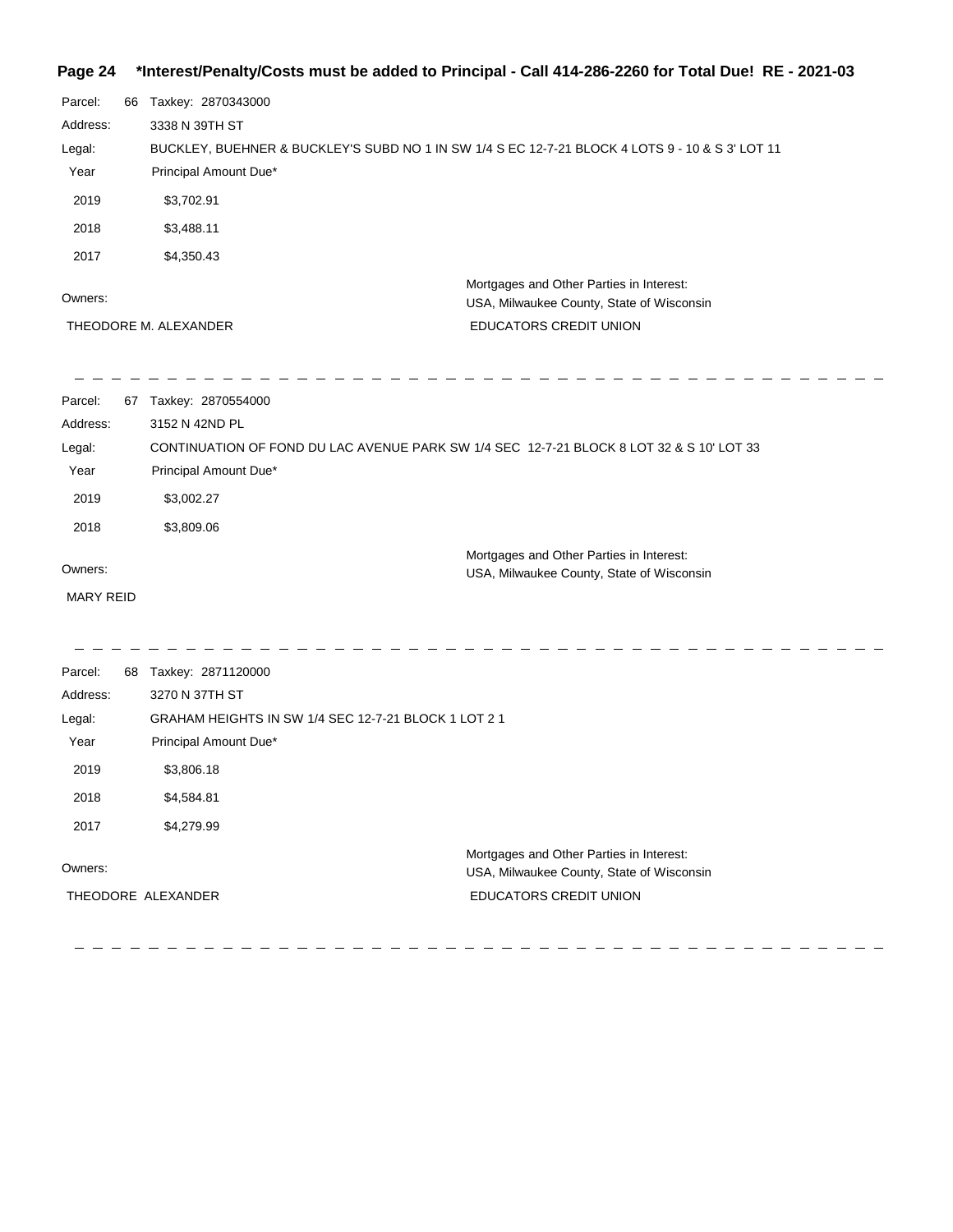**Page 24 \*Interest/Penalty/Costs must be added to Principal - Call 414-286-2260 for Total Due! RE - 2021-03**

Parcel: 66 Taxkey: 2870343000

Address: 3338 N 39TH ST

Legal: BUCKLEY, BUEHNER & BUCKLEY'S SUBD NO 1 IN SW 1/4 S EC 12-7-21 BLOCK 4 LOTS 9 - 10 & S 3' LOT 11

| Year | Principal Amount Due* |
|---|---|
| 2019 | $3,702.91 |
| 2018 | $3,488.11 |
| 2017 | $4,350.43 |

Owners:

THEODORE M. ALEXANDER

Mortgages and Other Parties in Interest:

USA, Milwaukee County, State of Wisconsin

EDUCATORS CREDIT UNION

---

Parcel: 67 Taxkey: 2870554000

Address: 3152 N 42ND PL

Legal: CONTINUATION OF FOND DU LAC AVENUE PARK SW 1/4 SEC 12-7-21 BLOCK 8 LOT 32 & S 10' LOT 33

| Year | Principal Amount Due* |
|---|---|
| 2019 | $3,002.27 |
| 2018 | $3,809.06 |

Owners:

MARY REID

Mortgages and Other Parties in Interest:

USA, Milwaukee County, State of Wisconsin

---

Parcel: 68 Taxkey: 2871120000

Address: 3270 N 37TH ST

Legal: GRAHAM HEIGHTS IN SW 1/4 SEC 12-7-21 BLOCK 1 LOT 2 1

| Year | Principal Amount Due* |
|---|---|
| 2019 | $3,806.18 |
| 2018 | $4,584.81 |
| 2017 | $4,279.99 |

Owners:

THEODORE ALEXANDER

Mortgages and Other Parties in Interest:

USA, Milwaukee County, State of Wisconsin

EDUCATORS CREDIT UNION

---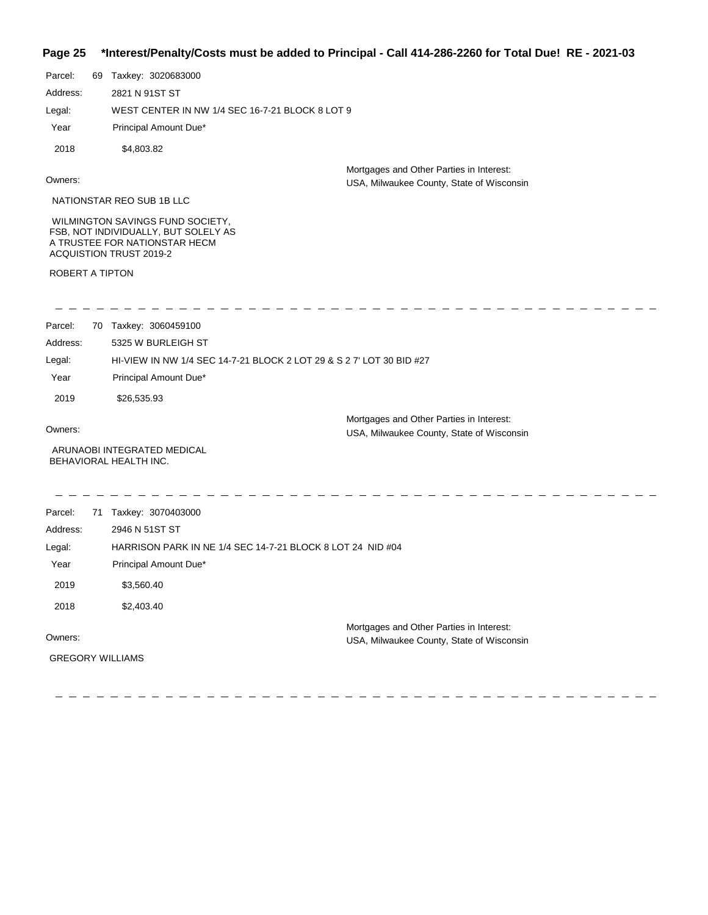**Page 25 &nbsp;&nbsp; *Interest/Penalty/Costs must be added to Principal - Call 414-286-2260 for Total Due! RE - 2021-03**

Parcel: 69 Taxkey: 3020683000

Address: 2821 N 91ST ST

Legal: WEST CENTER IN NW 1/4 SEC 16-7-21 BLOCK 8 LOT 9

| Year | Principal Amount Due* |
|---|---|
| 2018 | $4,803.82 |

Owners:

NATIONSTAR REO SUB 1B LLC

WILMINGTON SAVINGS FUND SOCIETY, FSB, NOT INDIVIDUALLY, BUT SOLELY AS A TRUSTEE FOR NATIONSTAR HECM ACQUISTION TRUST 2019-2

ROBERT A TIPTON

Mortgages and Other Parties in Interest:
USA, Milwaukee County, State of Wisconsin

---

Parcel: 70 Taxkey: 3060459100

Address: 5325 W BURLEIGH ST

Legal: HI-VIEW IN NW 1/4 SEC 14-7-21 BLOCK 2 LOT 29 & S 2 7' LOT 30 BID #27

| Year | Principal Amount Due* |
|---|---|
| 2019 | $26,535.93 |

Owners:

ARUNAOBI INTEGRATED MEDICAL BEHAVIORAL HEALTH INC.

Mortgages and Other Parties in Interest:
USA, Milwaukee County, State of Wisconsin

---

Parcel: 71 Taxkey: 3070403000

Address: 2946 N 51ST ST

Legal: HARRISON PARK IN NE 1/4 SEC 14-7-21 BLOCK 8 LOT 24 NID #04

| Year | Principal Amount Due* |
|---|---|
| 2019 | $3,560.40 |
| 2018 | $2,403.40 |

Owners:

GREGORY WILLIAMS

Mortgages and Other Parties in Interest:
USA, Milwaukee County, State of Wisconsin

---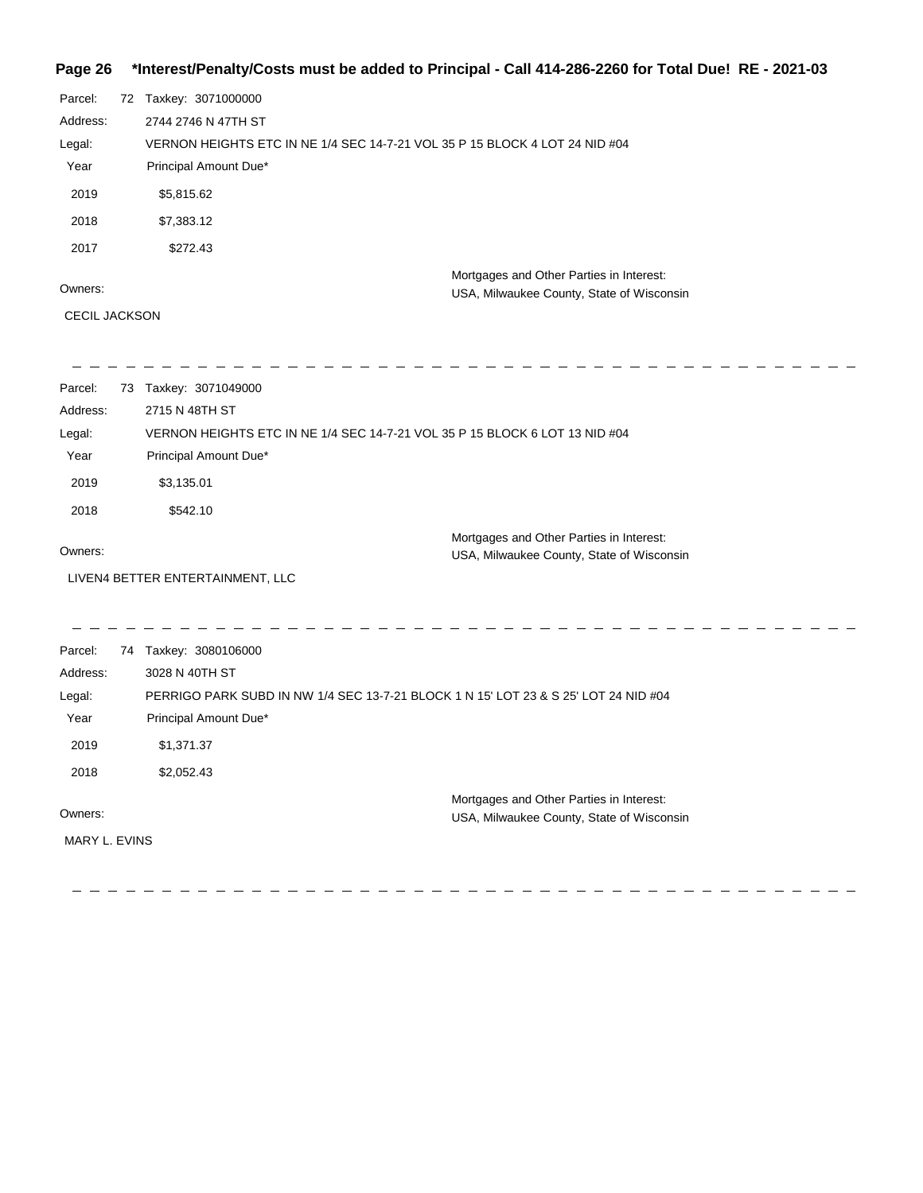**Page 26 \*Interest/Penalty/Costs must be added to Principal - Call 414-286-2260 for Total Due! RE - 2021-03**

Parcel: 72 Taxkey: 3071000000

Address: 2744 2746 N 47TH ST

Legal: VERNON HEIGHTS ETC IN NE 1/4 SEC 14-7-21 VOL 35 P 15 BLOCK 4 LOT 24 NID #04

| Year | Principal Amount Due* |
|---|---|
| 2019 | $5,815.62 |
| 2018 | $7,383.12 |
| 2017 | $272.43 |

Owners:

CECIL JACKSON

Mortgages and Other Parties in Interest:
USA, Milwaukee County, State of Wisconsin

---

Parcel: 73 Taxkey: 3071049000

Address: 2715 N 48TH ST

Legal: VERNON HEIGHTS ETC IN NE 1/4 SEC 14-7-21 VOL 35 P 15 BLOCK 6 LOT 13 NID #04

| Year | Principal Amount Due* |
|---|---|
| 2019 | $3,135.01 |
| 2018 | $542.10 |

Owners:

LIVEN4 BETTER ENTERTAINMENT, LLC

Mortgages and Other Parties in Interest:
USA, Milwaukee County, State of Wisconsin

---

Parcel: 74 Taxkey: 3080106000

Address: 3028 N 40TH ST

Legal: PERRIGO PARK SUBD IN NW 1/4 SEC 13-7-21 BLOCK 1 N 15' LOT 23 & S 25' LOT 24 NID #04

| Year | Principal Amount Due* |
|---|---|
| 2019 | $1,371.37 |
| 2018 | $2,052.43 |

Owners:

MARY L. EVINS

Mortgages and Other Parties in Interest:
USA, Milwaukee County, State of Wisconsin

---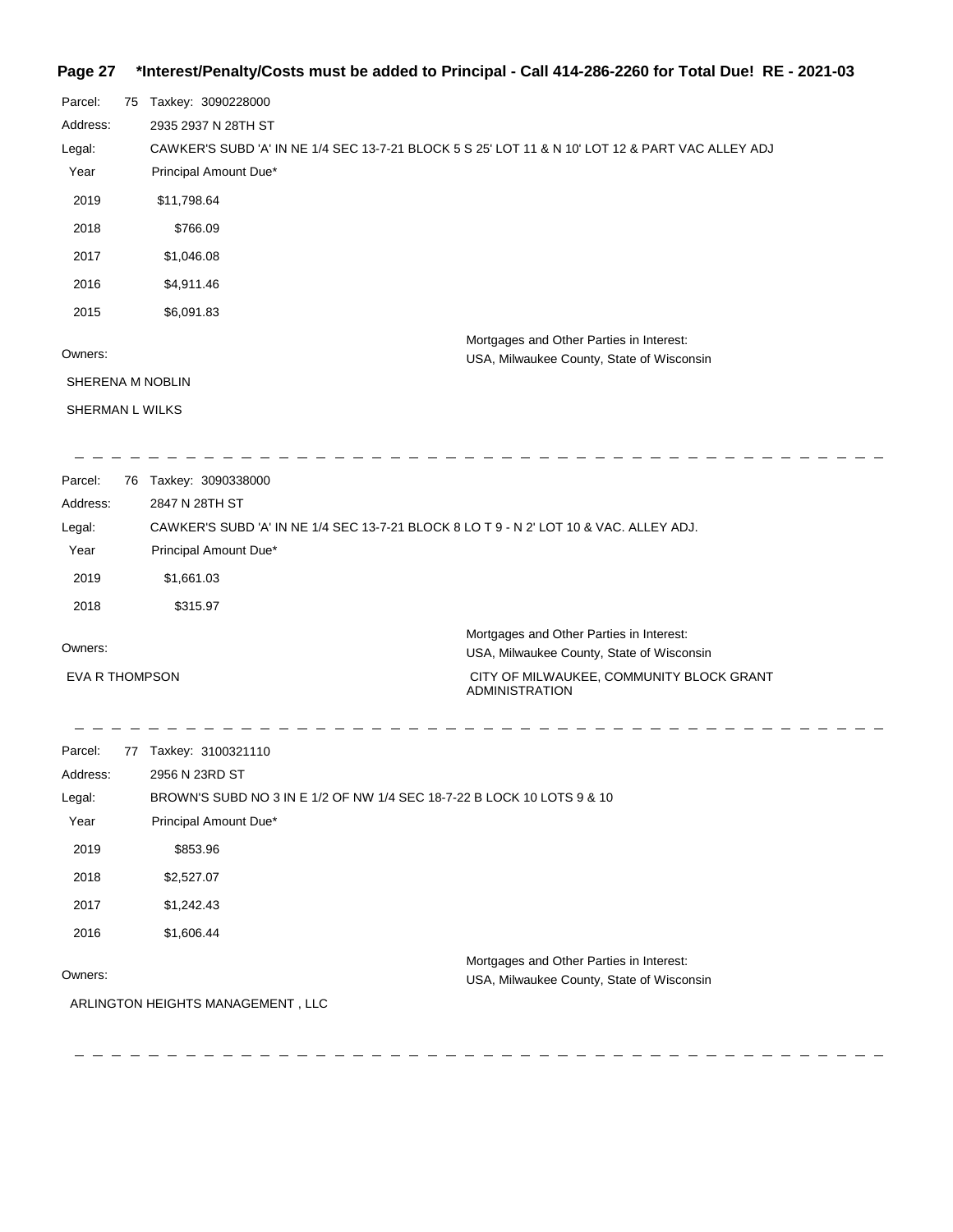**\*Interest/Penalty/Costs must be added to Principal - Call 414-286-2260 for Total Due! RE - 2021-03**

Parcel: 75 Taxkey: 3090228000

Address: 2935 2937 N 28TH ST

Legal: CAWKER'S SUBD 'A' IN NE 1/4 SEC 13-7-21 BLOCK 5 S 25' LOT 11 & N 10' LOT 12 & PART VAC ALLEY ADJ

| Year | Principal Amount Due* |
|---|---|
| 2019 | $11,798.64 |
| 2018 | $766.09 |
| 2017 | $1,046.08 |
| 2016 | $4,911.46 |
| 2015 | $6,091.83 |

Owners:

SHERENA M NOBLIN

SHERMAN L WILKS

Mortgages and Other Parties in Interest:

USA, Milwaukee County, State of Wisconsin

---

Parcel: 76 Taxkey: 3090338000

Address: 2847 N 28TH ST

Legal: CAWKER'S SUBD 'A' IN NE 1/4 SEC 13-7-21 BLOCK 8 LO T 9 - N 2' LOT 10 & VAC. ALLEY ADJ.

| Year | Principal Amount Due* |
|---|---|
| 2019 | $1,661.03 |
| 2018 | $315.97 |

Owners:

EVA R THOMPSON

Mortgages and Other Parties in Interest:

USA, Milwaukee County, State of Wisconsin

CITY OF MILWAUKEE, COMMUNITY BLOCK GRANT ADMINISTRATION

---

Parcel: 77 Taxkey: 3100321110

Address: 2956 N 23RD ST

Legal: BROWN'S SUBD NO 3 IN E 1/2 OF NW 1/4 SEC 18-7-22 B LOCK 10 LOTS 9 & 10

| Year | Principal Amount Due* |
|---|---|
| 2019 | $853.96 |
| 2018 | $2,527.07 |
| 2017 | $1,242.43 |
| 2016 | $1,606.44 |

Owners:

ARLINGTON HEIGHTS MANAGEMENT , LLC

Mortgages and Other Parties in Interest:

USA, Milwaukee County, State of Wisconsin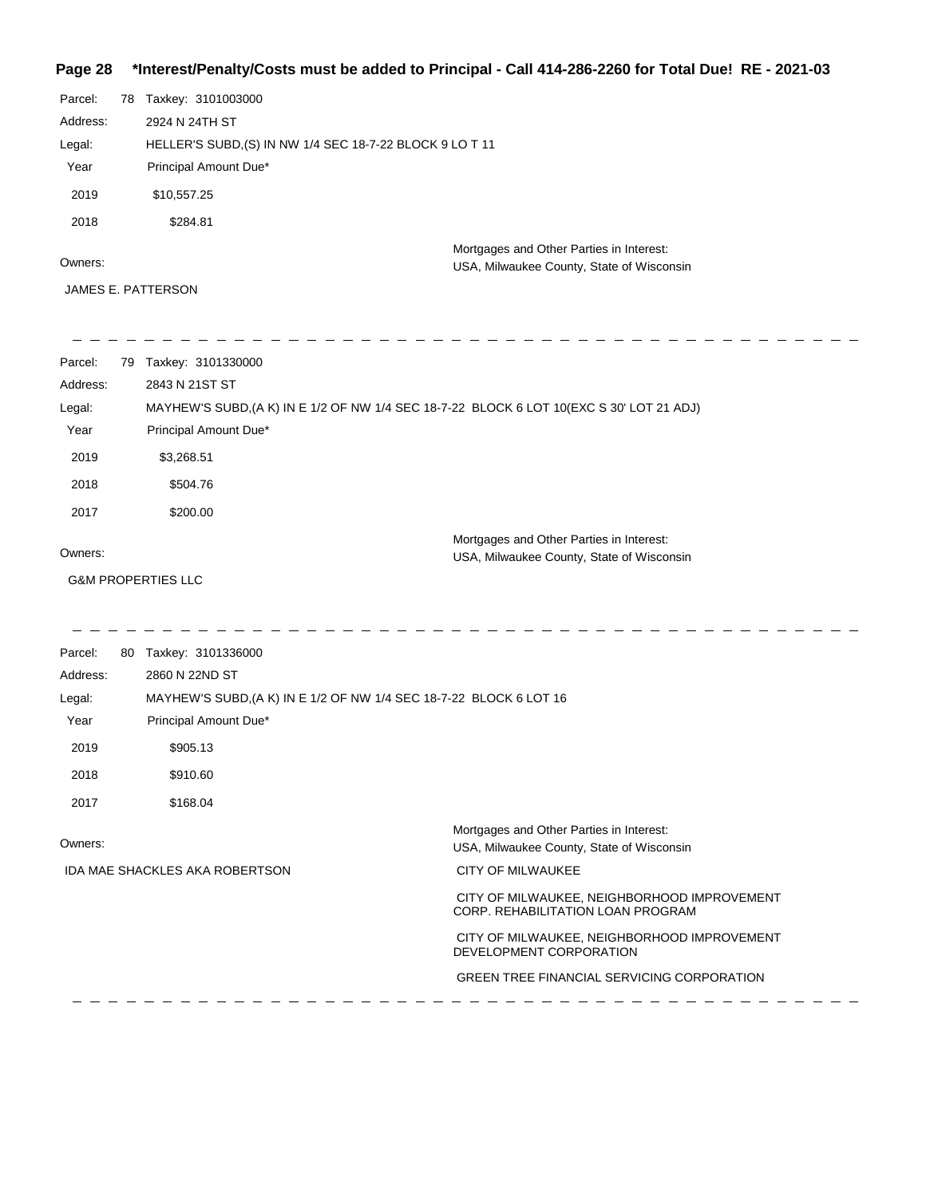**Page 28 \*Interest/Penalty/Costs must be added to Principal - Call 414-286-2260 for Total Due! RE - 2021-03**

Parcel: 78 Taxkey: 3101003000

Address: 2924 N 24TH ST

Legal: HELLER'S SUBD,(S) IN NW 1/4 SEC 18-7-22 BLOCK 9 LO T 11

| Year | Principal Amount Due* |
| --- | --- |
| 2019 | $10,557.25 |
| 2018 | $284.81 |

Owners:

JAMES E. PATTERSON

Mortgages and Other Parties in Interest:

USA, Milwaukee County, State of Wisconsin

---

Parcel: 79 Taxkey: 3101330000

Address: 2843 N 21ST ST

Legal: MAYHEW'S SUBD,(A K) IN E 1/2 OF NW 1/4 SEC 18-7-22 BLOCK 6 LOT 10(EXC S 30' LOT 21 ADJ)

| Year | Principal Amount Due* |
| --- | --- |
| 2019 | $3,268.51 |
| 2018 | $504.76 |
| 2017 | $200.00 |

Owners:

G&M PROPERTIES LLC

Mortgages and Other Parties in Interest:

USA, Milwaukee County, State of Wisconsin

---

Parcel: 80 Taxkey: 3101336000

Address: 2860 N 22ND ST

Legal: MAYHEW'S SUBD,(A K) IN E 1/2 OF NW 1/4 SEC 18-7-22 BLOCK 6 LOT 16

| Year | Principal Amount Due* |
| --- | --- |
| 2019 | $905.13 |
| 2018 | $910.60 |
| 2017 | $168.04 |

Owners:

IDA MAE SHACKLES AKA ROBERTSON

Mortgages and Other Parties in Interest:

USA, Milwaukee County, State of Wisconsin

CITY OF MILWAUKEE

CITY OF MILWAUKEE, NEIGHBORHOOD IMPROVEMENT CORP. REHABILITATION LOAN PROGRAM

CITY OF MILWAUKEE, NEIGHBORHOOD IMPROVEMENT DEVELOPMENT CORPORATION

GREEN TREE FINANCIAL SERVICING CORPORATION

---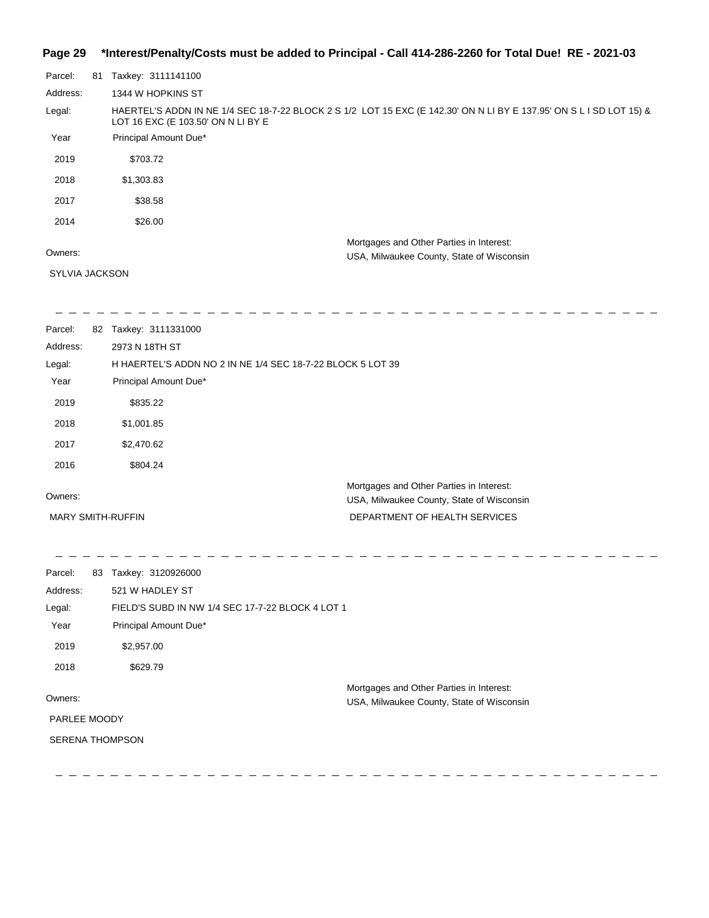**\*Interest/Penalty/Costs must be added to Principal - Call 414-286-2260 for Total Due! RE - 2021-03**

Parcel: 81 Taxkey: 3111141100

Address: 1344 W HOPKINS ST

Legal: HAERTEL'S ADDN IN NE 1/4 SEC 18-7-22 BLOCK 2 S 1/2 LOT 15 EXC (E 142.30' ON N LI BY E 137.95' ON S L I SD LOT 15) & LOT 16 EXC (E 103.50' ON N LI BY E

| Year | Principal Amount Due* |
|---|---|
| 2019 | $703.72 |
| 2018 | $1,303.83 |
| 2017 | $38.58 |
| 2014 | $26.00 |

Owners:

SYLVIA JACKSON

Mortgages and Other Parties in Interest:

USA, Milwaukee County, State of Wisconsin

---

Parcel: 82 Taxkey: 3111331000

Address: 2973 N 18TH ST

Legal: H HAERTEL'S ADDN NO 2 IN NE 1/4 SEC 18-7-22 BLOCK 5 LOT 39

| Year | Principal Amount Due* |
|---|---|
| 2019 | $835.22 |
| 2018 | $1,001.85 |
| 2017 | $2,470.62 |
| 2016 | $804.24 |

Owners:

MARY SMITH-RUFFIN

Mortgages and Other Parties in Interest:

USA, Milwaukee County, State of Wisconsin

DEPARTMENT OF HEALTH SERVICES

---

Parcel: 83 Taxkey: 3120926000

Address: 521 W HADLEY ST

Legal: FIELD'S SUBD IN NW 1/4 SEC 17-7-22 BLOCK 4 LOT 1

| Year | Principal Amount Due* |
|---|---|
| 2019 | $2,957.00 |
| 2018 | $629.79 |

Owners:

PARLEE MOODY

SERENA THOMPSON

Mortgages and Other Parties in Interest:

USA, Milwaukee County, State of Wisconsin

---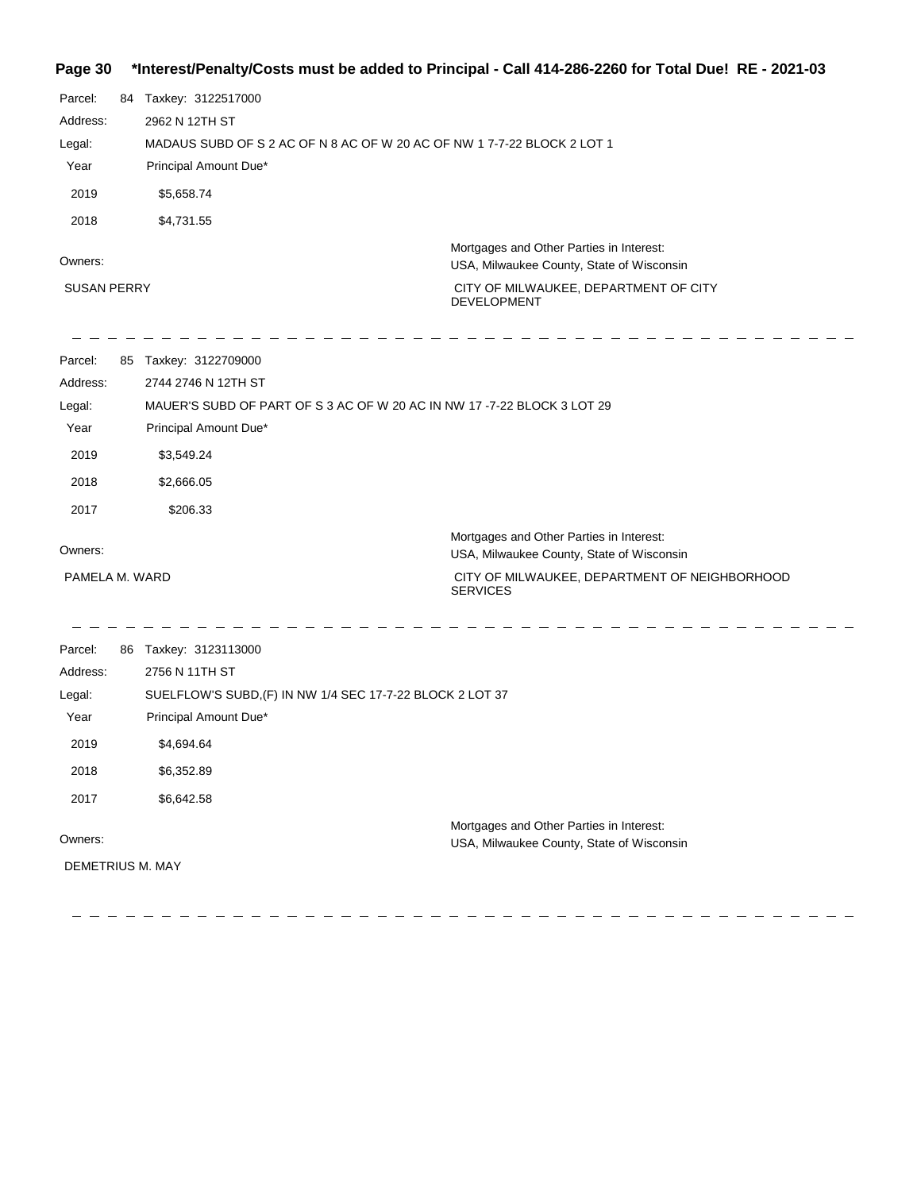**Page 30 \*Interest/Penalty/Costs must be added to Principal - Call 414-286-2260 for Total Due! RE - 2021-03**

Parcel: 84 Taxkey: 3122517000

Address: 2962 N 12TH ST

Legal: MADAUS SUBD OF S 2 AC OF N 8 AC OF W 20 AC OF NW 1 7-7-22 BLOCK 2 LOT 1

| Year | Principal Amount Due* |
|---|---|
| 2019 | $5,658.74 |
| 2018 | $4,731.55 |

Owners:

SUSAN PERRY

Mortgages and Other Parties in Interest:

USA, Milwaukee County, State of Wisconsin

CITY OF MILWAUKEE, DEPARTMENT OF CITY DEVELOPMENT

---

Parcel: 85 Taxkey: 3122709000

Address: 2744 2746 N 12TH ST

Legal: MAUER'S SUBD OF PART OF S 3 AC OF W 20 AC IN NW 17 -7-22 BLOCK 3 LOT 29

| Year | Principal Amount Due* |
|---|---|
| 2019 | $3,549.24 |
| 2018 | $2,666.05 |
| 2017 | $206.33 |

Owners:

PAMELA M. WARD

Mortgages and Other Parties in Interest:

USA, Milwaukee County, State of Wisconsin

CITY OF MILWAUKEE, DEPARTMENT OF NEIGHBORHOOD SERVICES

---

Parcel: 86 Taxkey: 3123113000

Address: 2756 N 11TH ST

Legal: SUELFLOW'S SUBD,(F) IN NW 1/4 SEC 17-7-22 BLOCK 2 LOT 37

| Year | Principal Amount Due* |
|---|---|
| 2019 | $4,694.64 |
| 2018 | $6,352.89 |
| 2017 | $6,642.58 |

Owners:

DEMETRIUS M. MAY

Mortgages and Other Parties in Interest:

USA, Milwaukee County, State of Wisconsin

---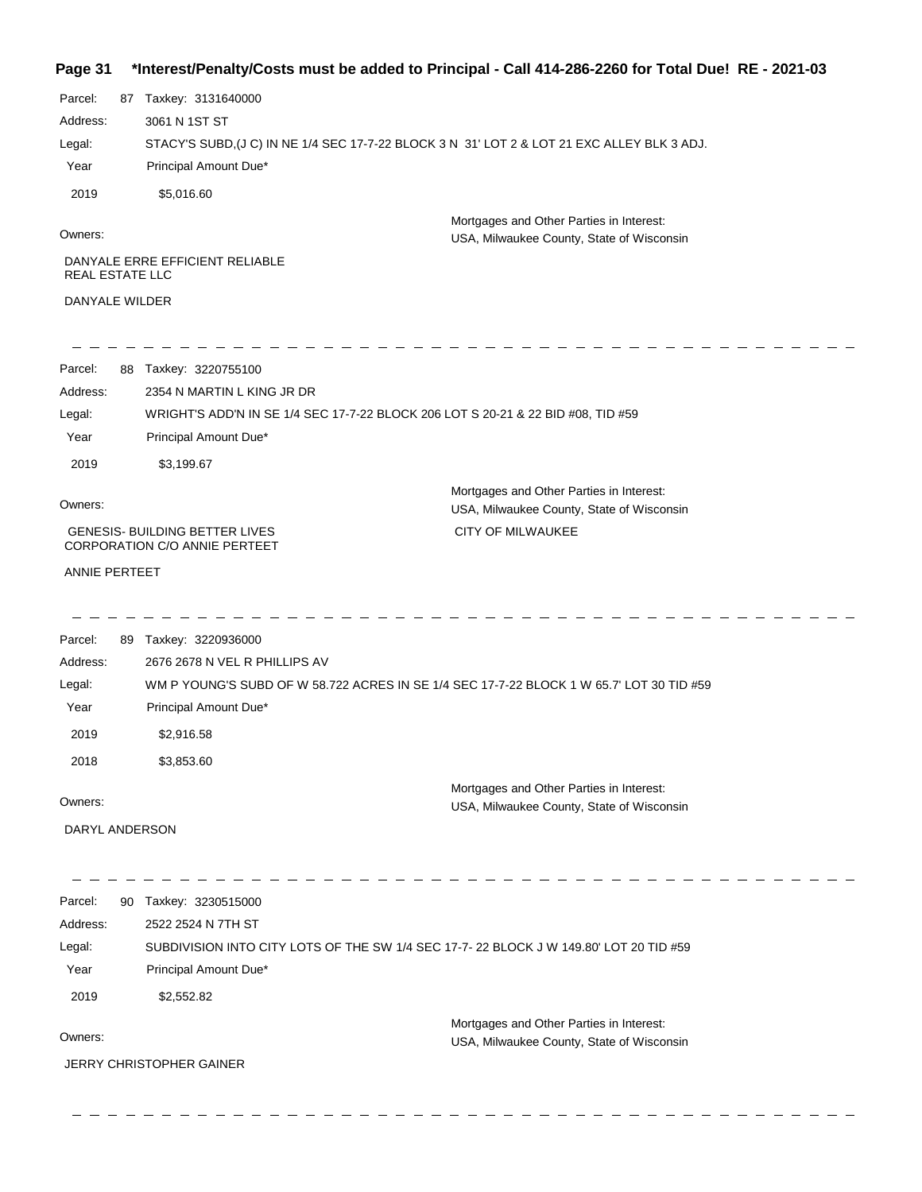**\*Interest/Penalty/Costs must be added to Principal - Call 414-286-2260 for Total Due! RE - 2021-03**

Parcel: 87 Taxkey: 3131640000

Address: 3061 N 1ST ST

Legal: STACY'S SUBD,(J C) IN NE 1/4 SEC 17-7-22 BLOCK 3 N 31' LOT 2 & LOT 21 EXC ALLEY BLK 3 ADJ.

| Year | Principal Amount Due* |
| --- | --- |
| 2019 | $5,016.60 |

Owners:

DANYALE ERRE EFFICIENT RELIABLE REAL ESTATE LLC

DANYALE WILDER

Mortgages and Other Parties in Interest:
USA, Milwaukee County, State of Wisconsin

---

Parcel: 88 Taxkey: 3220755100

Address: 2354 N MARTIN L KING JR DR

Legal: WRIGHT'S ADD'N IN SE 1/4 SEC 17-7-22 BLOCK 206 LOT S 20-21 & 22 BID #08, TID #59

| Year | Principal Amount Due* |
| --- | --- |
| 2019 | $3,199.67 |

Owners:

GENESIS- BUILDING BETTER LIVES CORPORATION C/O ANNIE PERTEET

ANNIE PERTEET

Mortgages and Other Parties in Interest:
USA, Milwaukee County, State of Wisconsin

CITY OF MILWAUKEE

---

Parcel: 89 Taxkey: 3220936000

Address: 2676 2678 N VEL R PHILLIPS AV

Legal: WM P YOUNG'S SUBD OF W 58.722 ACRES IN SE 1/4 SEC 17-7-22 BLOCK 1 W 65.7' LOT 30 TID #59

| Year | Principal Amount Due* |
| --- | --- |
| 2019 | $2,916.58 |
| 2018 | $3,853.60 |

Owners:

DARYL ANDERSON

Mortgages and Other Parties in Interest:
USA, Milwaukee County, State of Wisconsin

---

Parcel: 90 Taxkey: 3230515000

Address: 2522 2524 N 7TH ST

Legal: SUBDIVISION INTO CITY LOTS OF THE SW 1/4 SEC 17-7- 22 BLOCK J W 149.80' LOT 20 TID #59

| Year | Principal Amount Due* |
| --- | --- |
| 2019 | $2,552.82 |

Owners:

JERRY CHRISTOPHER GAINER

Mortgages and Other Parties in Interest:
USA, Milwaukee County, State of Wisconsin

---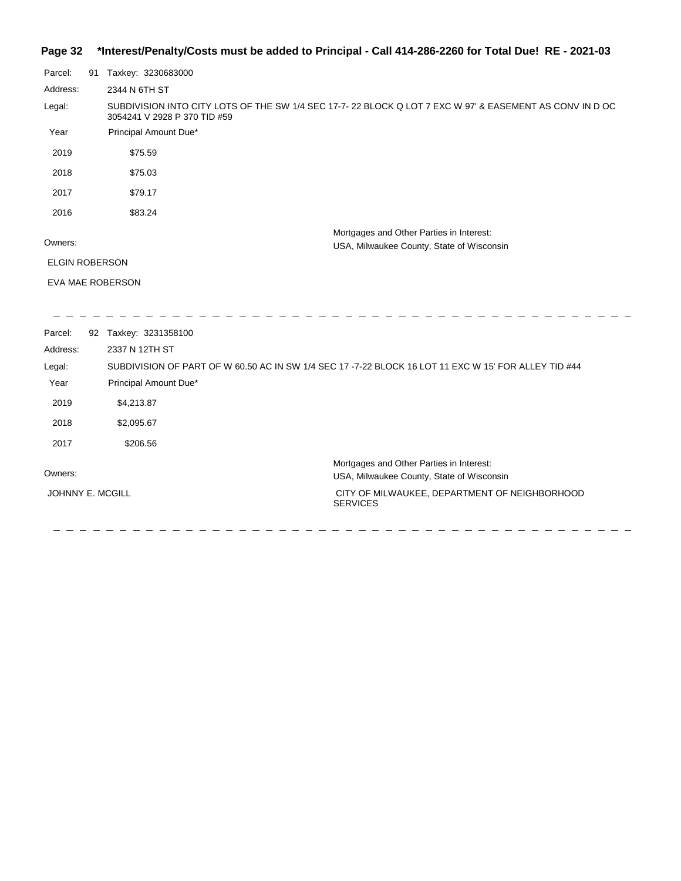**\*Interest/Penalty/Costs must be added to Principal - Call 414-286-2260 for Total Due! RE - 2021-03**

Parcel: 91 Taxkey: 3230683000

Address: 2344 N 6TH ST

Legal: SUBDIVISION INTO CITY LOTS OF THE SW 1/4 SEC 17-7- 22 BLOCK Q LOT 7 EXC W 97' & EASEMENT AS CONV IN D OC 3054241 V 2928 P 370 TID #59

| Year | Principal Amount Due* |
|---|---|
| 2019 | $75.59 |
| 2018 | $75.03 |
| 2017 | $79.17 |
| 2016 | $83.24 |

Owners:

ELGIN ROBERSON

EVA MAE ROBERSON

Mortgages and Other Parties in Interest:

USA, Milwaukee County, State of Wisconsin

---

Parcel: 92 Taxkey: 3231358100

Address: 2337 N 12TH ST

Legal: SUBDIVISION OF PART OF W 60.50 AC IN SW 1/4 SEC 17 -7-22 BLOCK 16 LOT 11 EXC W 15' FOR ALLEY TID #44

| Year | Principal Amount Due* |
|---|---|
| 2019 | $4,213.87 |
| 2018 | $2,095.67 |
| 2017 | $206.56 |

Owners:

JOHNNY E. MCGILL

Mortgages and Other Parties in Interest:

USA, Milwaukee County, State of Wisconsin

CITY OF MILWAUKEE, DEPARTMENT OF NEIGHBORHOOD SERVICES

---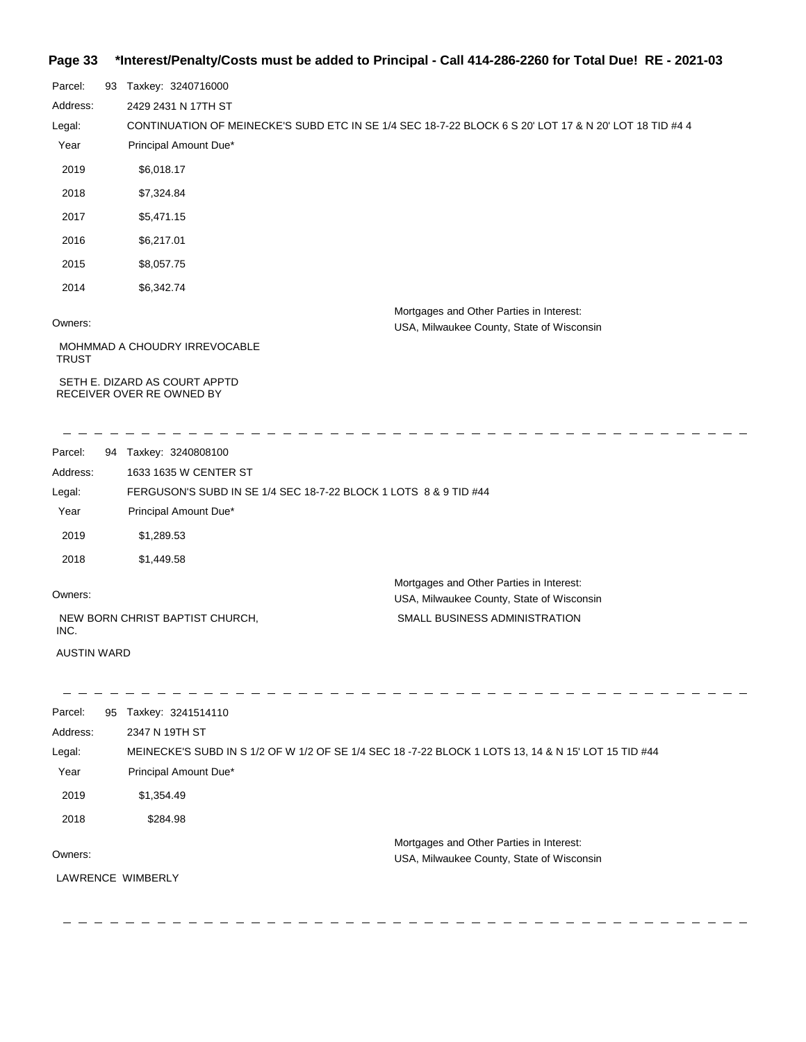**\*Interest/Penalty/Costs must be added to Principal - Call 414-286-2260 for Total Due! RE - 2021-03**

Parcel: 93 Taxkey: 3240716000

Address: 2429 2431 N 17TH ST

Legal: CONTINUATION OF MEINECKE'S SUBD ETC IN SE 1/4 SEC 18-7-22 BLOCK 6 S 20' LOT 17 & N 20' LOT 18 TID #4 4

| Year | Principal Amount Due* |
|---|---|
| 2019 | $6,018.17 |
| 2018 | $7,324.84 |
| 2017 | $5,471.15 |
| 2016 | $6,217.01 |
| 2015 | $8,057.75 |
| 2014 | $6,342.74 |

Owners:

MOHMMAD A CHOUDRY IRREVOCABLE TRUST

SETH E. DIZARD AS COURT APPTD RECEIVER OVER RE OWNED BY

Mortgages and Other Parties in Interest:
USA, Milwaukee County, State of Wisconsin

---

Parcel: 94 Taxkey: 3240808100

Address: 1633 1635 W CENTER ST

Legal: FERGUSON'S SUBD IN SE 1/4 SEC 18-7-22 BLOCK 1 LOTS 8 & 9 TID #44

| Year | Principal Amount Due* |
|---|---|
| 2019 | $1,289.53 |
| 2018 | $1,449.58 |

Owners:

NEW BORN CHRIST BAPTIST CHURCH, INC.

AUSTIN WARD

Mortgages and Other Parties in Interest:
USA, Milwaukee County, State of Wisconsin
SMALL BUSINESS ADMINISTRATION

---

Parcel: 95 Taxkey: 3241514110

Address: 2347 N 19TH ST

Legal: MEINECKE'S SUBD IN S 1/2 OF W 1/2 OF SE 1/4 SEC 18 -7-22 BLOCK 1 LOTS 13, 14 & N 15' LOT 15 TID #44

| Year | Principal Amount Due* |
|---|---|
| 2019 | $1,354.49 |
| 2018 | $284.98 |

Owners:

LAWRENCE WIMBERLY

Mortgages and Other Parties in Interest:
USA, Milwaukee County, State of Wisconsin

---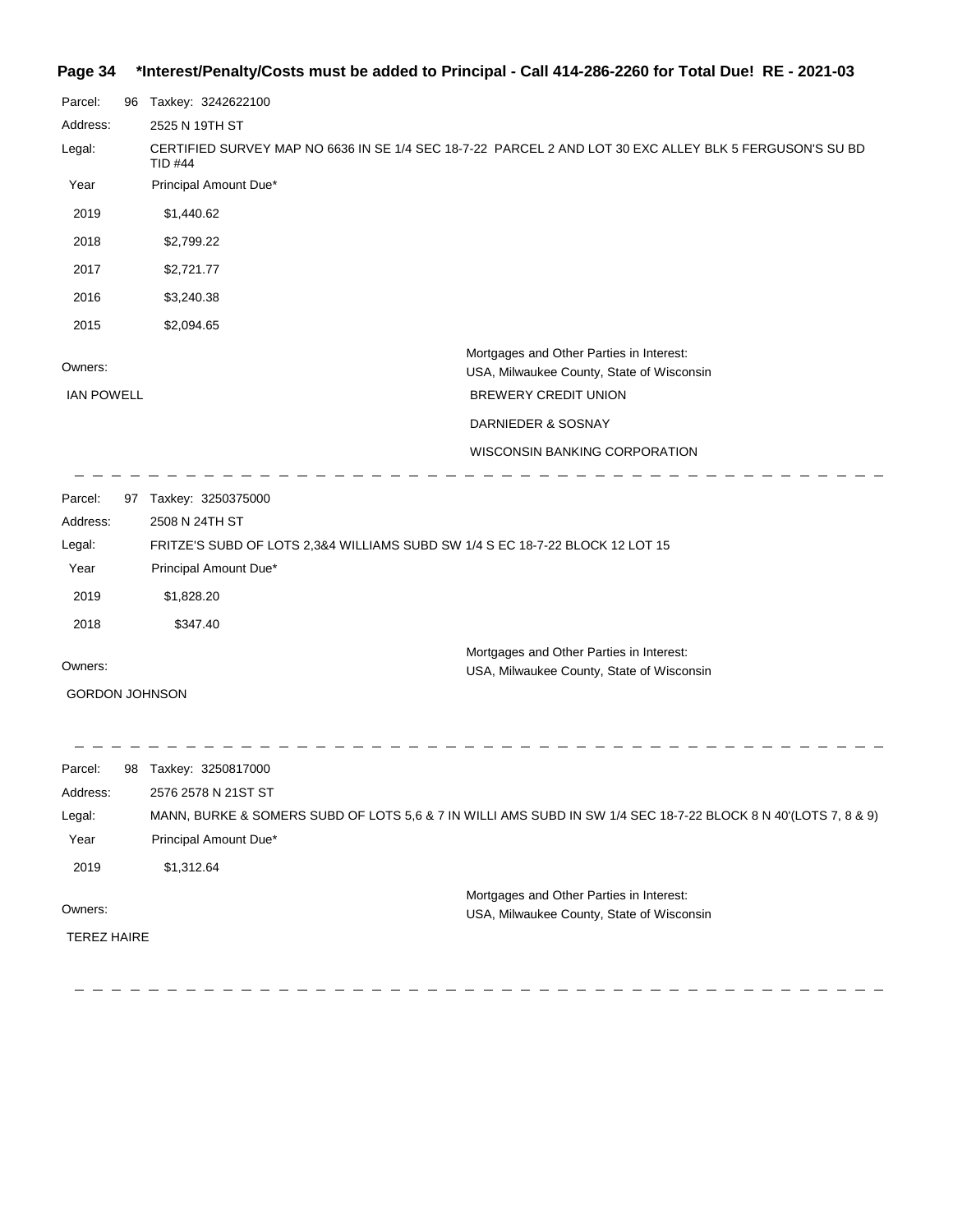**Page 34 \*Interest/Penalty/Costs must be added to Principal - Call 414-286-2260 for Total Due! RE - 2021-03**

Parcel: 96 Taxkey: 3242622100

Address: 2525 N 19TH ST

Legal: CERTIFIED SURVEY MAP NO 6636 IN SE 1/4 SEC 18-7-22 PARCEL 2 AND LOT 30 EXC ALLEY BLK 5 FERGUSON'S SU BD TID #44

| Year | Principal Amount Due* |
|---|---|
| 2019 | $1,440.62 |
| 2018 | $2,799.22 |
| 2017 | $2,721.77 |
| 2016 | $3,240.38 |
| 2015 | $2,094.65 |

Owners:

IAN POWELL

Mortgages and Other Parties in Interest:

USA, Milwaukee County, State of Wisconsin

BREWERY CREDIT UNION

DARNIEDER & SOSNAY

WISCONSIN BANKING CORPORATION

---

Parcel: 97 Taxkey: 3250375000

Address: 2508 N 24TH ST

Legal: FRITZE'S SUBD OF LOTS 2,3&4 WILLIAMS SUBD SW 1/4 S EC 18-7-22 BLOCK 12 LOT 15

| Year | Principal Amount Due* |
|---|---|
| 2019 | $1,828.20 |
| 2018 | $347.40 |

Owners:

GORDON JOHNSON

Mortgages and Other Parties in Interest:

USA, Milwaukee County, State of Wisconsin

---

Parcel: 98 Taxkey: 3250817000

Address: 2576 2578 N 21ST ST

Legal: MANN, BURKE & SOMERS SUBD OF LOTS 5,6 & 7 IN WILLI AMS SUBD IN SW 1/4 SEC 18-7-22 BLOCK 8 N 40'(LOTS 7, 8 & 9)

| Year | Principal Amount Due* |
|---|---|
| 2019 | $1,312.64 |

Owners:

TEREZ HAIRE

Mortgages and Other Parties in Interest:

USA, Milwaukee County, State of Wisconsin

---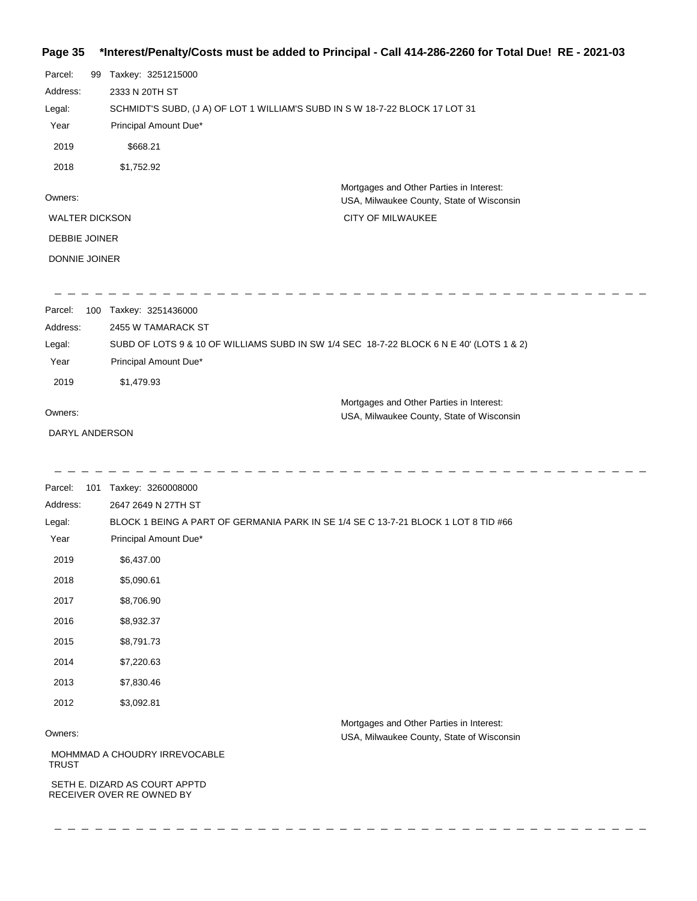**\*Interest/Penalty/Costs must be added to Principal - Call 414-286-2260 for Total Due! RE - 2021-03**

Parcel: 99 Taxkey: 3251215000

Address: 2333 N 20TH ST

Legal: SCHMIDT'S SUBD, (J A) OF LOT 1 WILLIAM'S SUBD IN S W 18-7-22 BLOCK 17 LOT 31

| Year | Principal Amount Due* |
|---|---|
| 2019 | $668.21 |
| 2018 | $1,752.92 |

Owners:

WALTER DICKSON

DEBBIE JOINER

DONNIE JOINER

Mortgages and Other Parties in Interest:
USA, Milwaukee County, State of Wisconsin

CITY OF MILWAUKEE

---

Parcel: 100 Taxkey: 3251436000

Address: 2455 W TAMARACK ST

Legal: SUBD OF LOTS 9 & 10 OF WILLIAMS SUBD IN SW 1/4 SEC 18-7-22 BLOCK 6 N E 40' (LOTS 1 & 2)

| Year | Principal Amount Due* |
|---|---|
| 2019 | $1,479.93 |

Owners:

DARYL ANDERSON

Mortgages and Other Parties in Interest:
USA, Milwaukee County, State of Wisconsin

---

Parcel: 101 Taxkey: 3260008000

Address: 2647 2649 N 27TH ST

Legal: BLOCK 1 BEING A PART OF GERMANIA PARK IN SE 1/4 SE C 13-7-21 BLOCK 1 LOT 8 TID #66

| Year | Principal Amount Due* |
|---|---|
| 2019 | $6,437.00 |
| 2018 | $5,090.61 |
| 2017 | $8,706.90 |
| 2016 | $8,932.37 |
| 2015 | $8,791.73 |
| 2014 | $7,220.63 |
| 2013 | $7,830.46 |
| 2012 | $3,092.81 |

Owners:

MOHMMAD A CHOUDRY IRREVOCABLE TRUST

SETH E. DIZARD AS COURT APPTD RECEIVER OVER RE OWNED BY

Mortgages and Other Parties in Interest:
USA, Milwaukee County, State of Wisconsin

---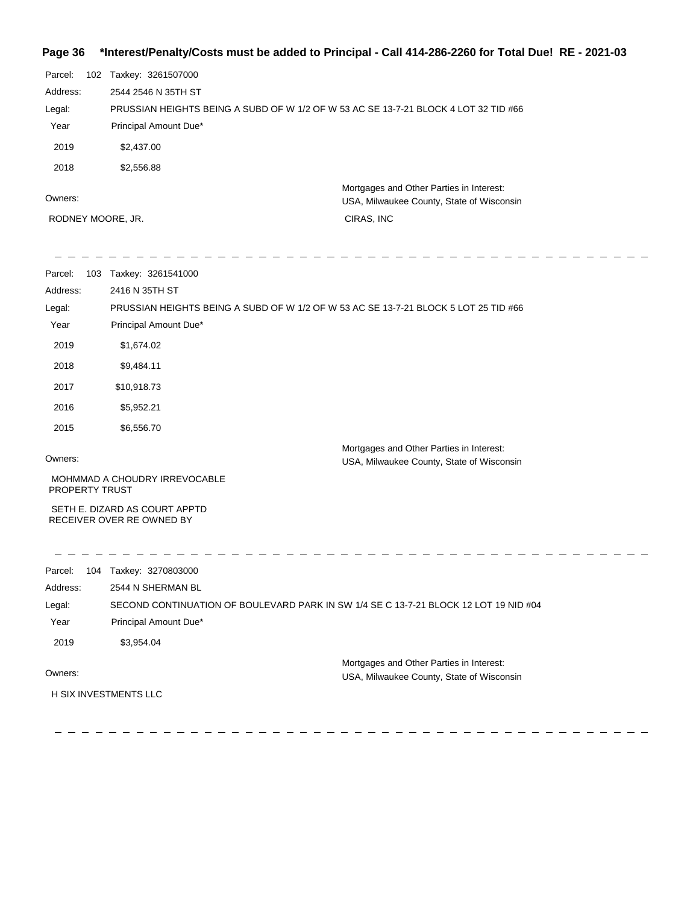**\*Interest/Penalty/Costs must be added to Principal - Call 414-286-2260 for Total Due! RE - 2021-03**

Parcel: 102 Taxkey: 3261507000

Address: 2544 2546 N 35TH ST

Legal: PRUSSIAN HEIGHTS BEING A SUBD OF W 1/2 OF W 53 AC SE 13-7-21 BLOCK 4 LOT 32 TID #66

| Year | Principal Amount Due* |
|---|---|
| 2019 | $2,437.00 |
| 2018 | $2,556.88 |

Owners:

RODNEY MOORE, JR.

Mortgages and Other Parties in Interest:
USA, Milwaukee County, State of Wisconsin

CIRAS, INC

---

Parcel: 103 Taxkey: 3261541000

Address: 2416 N 35TH ST

Legal: PRUSSIAN HEIGHTS BEING A SUBD OF W 1/2 OF W 53 AC SE 13-7-21 BLOCK 5 LOT 25 TID #66

| Year | Principal Amount Due* |
|---|---|
| 2019 | $1,674.02 |
| 2018 | $9,484.11 |
| 2017 | $10,918.73 |
| 2016 | $5,952.21 |
| 2015 | $6,556.70 |

Owners:

MOHMMAD A CHOUDRY IRREVOCABLE PROPERTY TRUST

SETH E. DIZARD AS COURT APPTD RECEIVER OVER RE OWNED BY

Mortgages and Other Parties in Interest:
USA, Milwaukee County, State of Wisconsin

---

Parcel: 104 Taxkey: 3270803000

Address: 2544 N SHERMAN BL

Legal: SECOND CONTINUATION OF BOULEVARD PARK IN SW 1/4 SE C 13-7-21 BLOCK 12 LOT 19 NID #04

| Year | Principal Amount Due* |
|---|---|
| 2019 | $3,954.04 |

Owners:

H SIX INVESTMENTS LLC

Mortgages and Other Parties in Interest:
USA, Milwaukee County, State of Wisconsin

---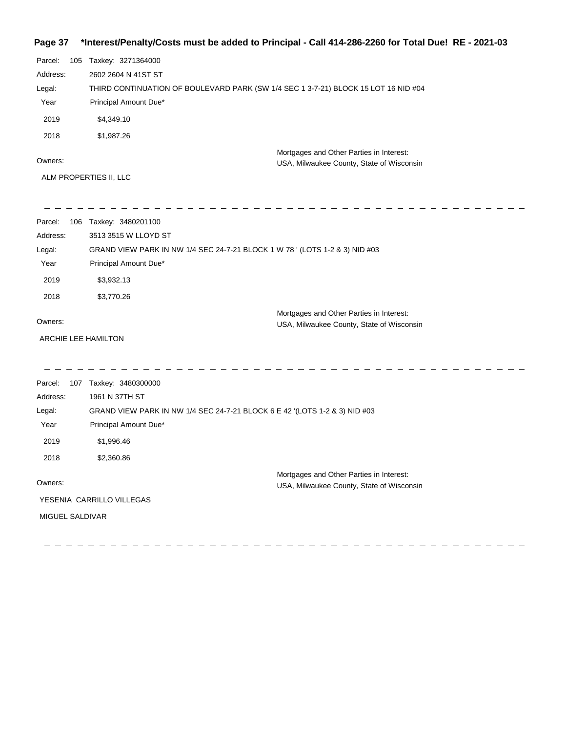**\*Interest/Penalty/Costs must be added to Principal - Call 414-286-2260 for Total Due! RE - 2021-03**

Parcel: 105 Taxkey: 3271364000

Address: 2602 2604 N 41ST ST

Legal: THIRD CONTINUATION OF BOULEVARD PARK (SW 1/4 SEC 1 3-7-21) BLOCK 15 LOT 16 NID #04

| Year | Principal Amount Due* |
|---|---|
| 2019 | $4,349.10 |
| 2018 | $1,987.26 |

Owners:

ALM PROPERTIES II, LLC

Mortgages and Other Parties in Interest:
USA, Milwaukee County, State of Wisconsin

---

Parcel: 106 Taxkey: 3480201100

Address: 3513 3515 W LLOYD ST

Legal: GRAND VIEW PARK IN NW 1/4 SEC 24-7-21 BLOCK 1 W 78 ' (LOTS 1-2 & 3) NID #03

| Year | Principal Amount Due* |
|---|---|
| 2019 | $3,932.13 |
| 2018 | $3,770.26 |

Owners:

ARCHIE LEE HAMILTON

Mortgages and Other Parties in Interest:
USA, Milwaukee County, State of Wisconsin

---

Parcel: 107 Taxkey: 3480300000

Address: 1961 N 37TH ST

Legal: GRAND VIEW PARK IN NW 1/4 SEC 24-7-21 BLOCK 6 E 42 '(LOTS 1-2 & 3) NID #03

| Year | Principal Amount Due* |
|---|---|
| 2019 | $1,996.46 |
| 2018 | $2,360.86 |

Owners:

YESENIA CARRILLO VILLEGAS

MIGUEL SALDIVAR

Mortgages and Other Parties in Interest:
USA, Milwaukee County, State of Wisconsin

---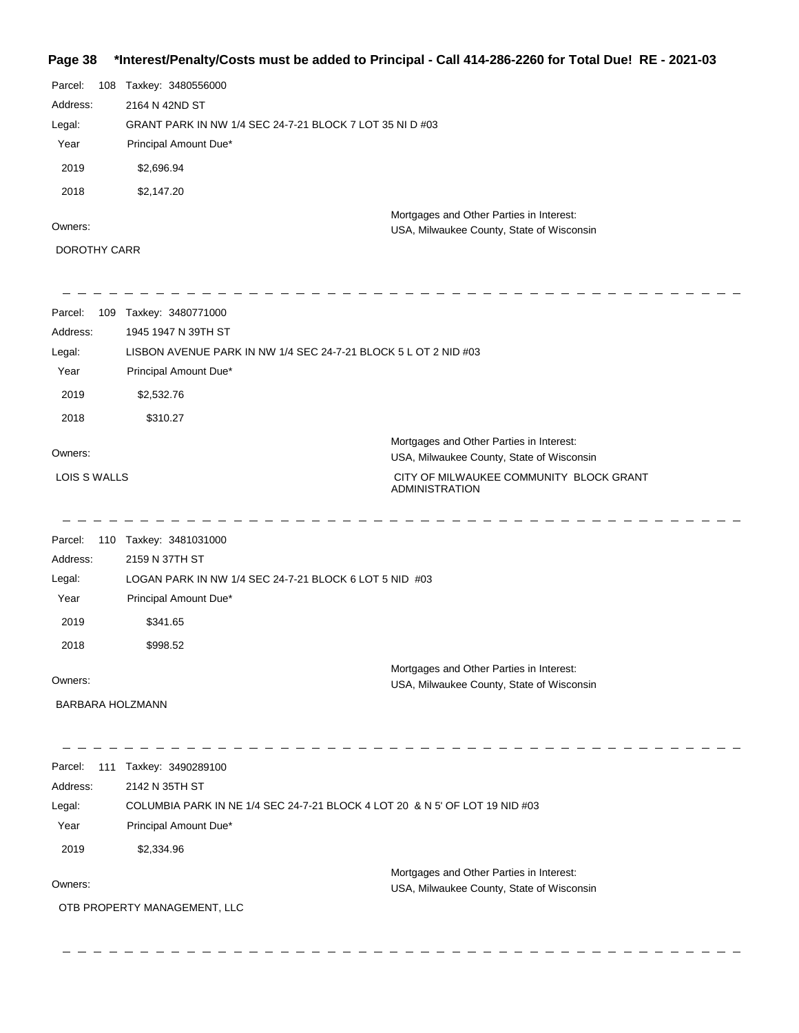**Page 38 \*Interest/Penalty/Costs must be added to Principal - Call 414-286-2260 for Total Due! RE - 2021-03**

Parcel: 108 Taxkey: 3480556000
Address: 2164 N 42ND ST
Legal: GRANT PARK IN NW 1/4 SEC 24-7-21 BLOCK 7 LOT 35 NI D #03

| Year | Principal Amount Due* |
|---|---|
| 2019 | $2,696.94 |
| 2018 | $2,147.20 |

Owners:
DOROTHY CARR

Mortgages and Other Parties in Interest:
USA, Milwaukee County, State of Wisconsin

---

Parcel: 109 Taxkey: 3480771000
Address: 1945 1947 N 39TH ST
Legal: LISBON AVENUE PARK IN NW 1/4 SEC 24-7-21 BLOCK 5 L OT 2 NID #03

| Year | Principal Amount Due* |
|---|---|
| 2019 | $2,532.76 |
| 2018 | $310.27 |

Owners:
LOIS S WALLS

Mortgages and Other Parties in Interest:
USA, Milwaukee County, State of Wisconsin
CITY OF MILWAUKEE COMMUNITY BLOCK GRANT ADMINISTRATION

---

Parcel: 110 Taxkey: 3481031000
Address: 2159 N 37TH ST
Legal: LOGAN PARK IN NW 1/4 SEC 24-7-21 BLOCK 6 LOT 5 NID #03

| Year | Principal Amount Due* |
|---|---|
| 2019 | $341.65 |
| 2018 | $998.52 |

Owners:
BARBARA HOLZMANN

Mortgages and Other Parties in Interest:
USA, Milwaukee County, State of Wisconsin

---

Parcel: 111 Taxkey: 3490289100
Address: 2142 N 35TH ST
Legal: COLUMBIA PARK IN NE 1/4 SEC 24-7-21 BLOCK 4 LOT 20 & N 5' OF LOT 19 NID #03

| Year | Principal Amount Due* |
|---|---|
| 2019 | $2,334.96 |

Owners:
OTB PROPERTY MANAGEMENT, LLC

Mortgages and Other Parties in Interest:
USA, Milwaukee County, State of Wisconsin

---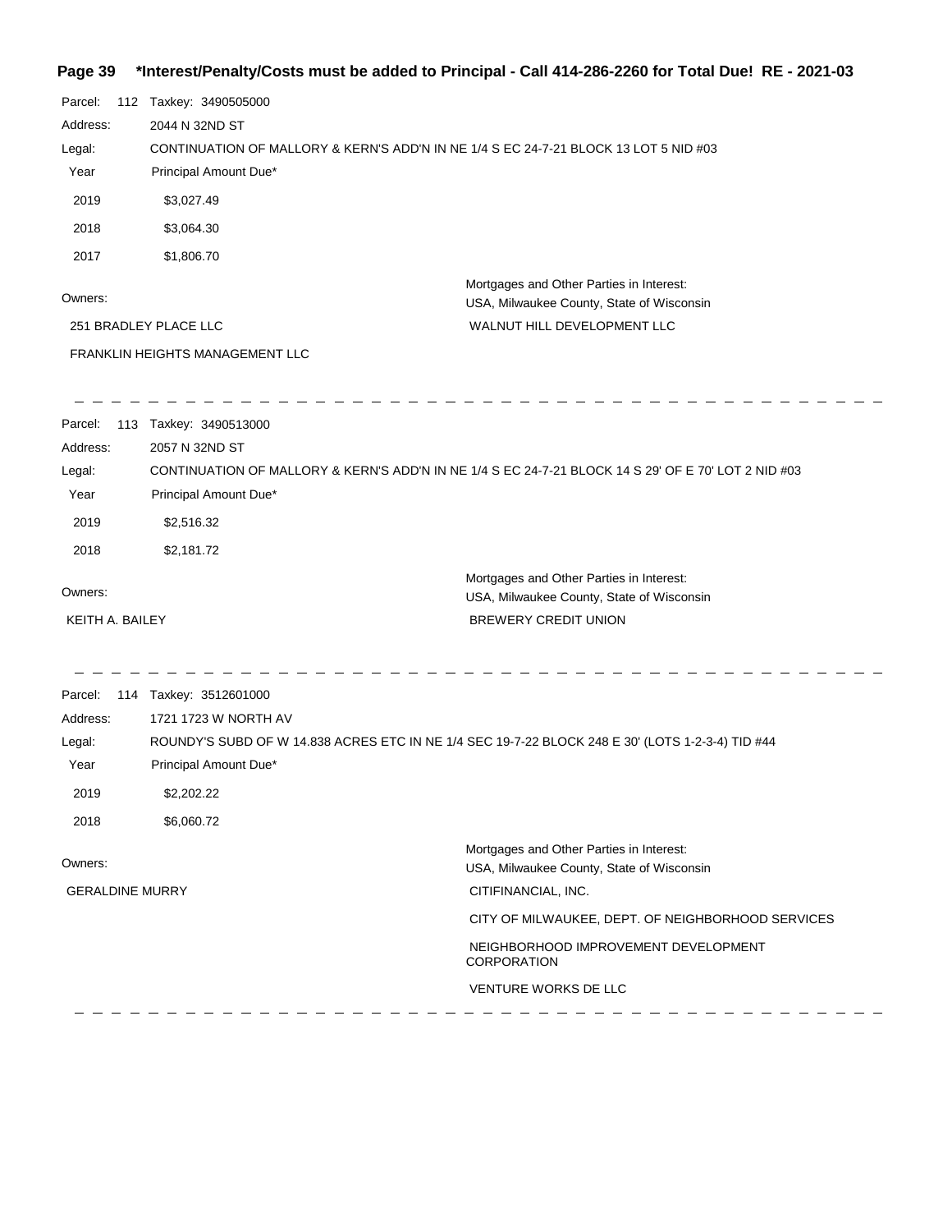**\*Interest/Penalty/Costs must be added to Principal - Call 414-286-2260 for Total Due! RE - 2021-03**

Parcel: 112 Taxkey: 3490505000

Address: 2044 N 32ND ST

Legal: CONTINUATION OF MALLORY & KERN'S ADD'N IN NE 1/4 S EC 24-7-21 BLOCK 13 LOT 5 NID #03

| Year | Principal Amount Due* |
|---|---|
| 2019 | $3,027.49 |
| 2018 | $3,064.30 |
| 2017 | $1,806.70 |

Owners:

251 BRADLEY PLACE LLC

FRANKLIN HEIGHTS MANAGEMENT LLC

Mortgages and Other Parties in Interest:

USA, Milwaukee County, State of Wisconsin

WALNUT HILL DEVELOPMENT LLC

---

Parcel: 113 Taxkey: 3490513000

Address: 2057 N 32ND ST

Legal: CONTINUATION OF MALLORY & KERN'S ADD'N IN NE 1/4 S EC 24-7-21 BLOCK 14 S 29' OF E 70' LOT 2 NID #03

| Year | Principal Amount Due* |
|---|---|
| 2019 | $2,516.32 |
| 2018 | $2,181.72 |

Owners:

KEITH A. BAILEY

Mortgages and Other Parties in Interest:

USA, Milwaukee County, State of Wisconsin

BREWERY CREDIT UNION

---

Parcel: 114 Taxkey: 3512601000

Address: 1721 1723 W NORTH AV

Legal: ROUNDY'S SUBD OF W 14.838 ACRES ETC IN NE 1/4 SEC 19-7-22 BLOCK 248 E 30' (LOTS 1-2-3-4) TID #44

| Year | Principal Amount Due* |
|---|---|
| 2019 | $2,202.22 |
| 2018 | $6,060.72 |

Owners:

GERALDINE MURRY

Mortgages and Other Parties in Interest:

USA, Milwaukee County, State of Wisconsin

CITIFINANCIAL, INC.

CITY OF MILWAUKEE, DEPT. OF NEIGHBORHOOD SERVICES

NEIGHBORHOOD IMPROVEMENT DEVELOPMENT CORPORATION

VENTURE WORKS DE LLC

---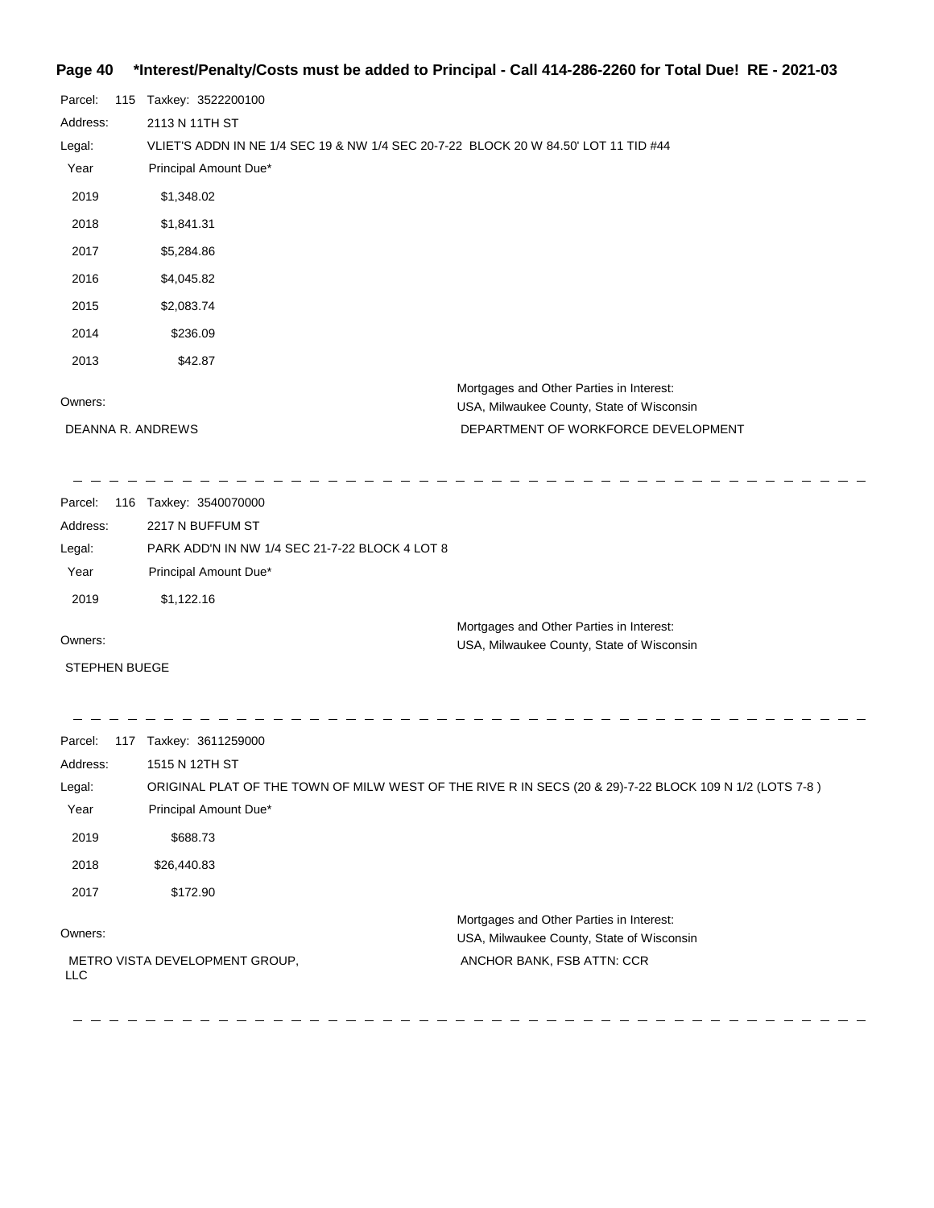**Page 40 \*Interest/Penalty/Costs must be added to Principal - Call 414-286-2260 for Total Due! RE - 2021-03**

Parcel: 115 Taxkey: 3522200100

Address: 2113 N 11TH ST

Legal: VLIET'S ADDN IN NE 1/4 SEC 19 & NW 1/4 SEC 20-7-22 BLOCK 20 W 84.50' LOT 11 TID #44

| Year | Principal Amount Due* |
|---|---|
| 2019 | $1,348.02 |
| 2018 | $1,841.31 |
| 2017 | $5,284.86 |
| 2016 | $4,045.82 |
| 2015 | $2,083.74 |
| 2014 | $236.09 |
| 2013 | $42.87 |

Owners:

DEANNA R. ANDREWS

Mortgages and Other Parties in Interest:

USA, Milwaukee County, State of Wisconsin

DEPARTMENT OF WORKFORCE DEVELOPMENT

---

Parcel: 116 Taxkey: 3540070000

Address: 2217 N BUFFUM ST

Legal: PARK ADD'N IN NW 1/4 SEC 21-7-22 BLOCK 4 LOT 8

| Year | Principal Amount Due* |
|---|---|
| 2019 | $1,122.16 |

Owners:

STEPHEN BUEGE

Mortgages and Other Parties in Interest:

USA, Milwaukee County, State of Wisconsin

---

Parcel: 117 Taxkey: 3611259000

Address: 1515 N 12TH ST

Legal: ORIGINAL PLAT OF THE TOWN OF MILW WEST OF THE RIVE R IN SECS (20 & 29)-7-22 BLOCK 109 N 1/2 (LOTS 7-8 )

| Year | Principal Amount Due* |
|---|---|
| 2019 | $688.73 |
| 2018 | $26,440.83 |
| 2017 | $172.90 |

Owners:

METRO VISTA DEVELOPMENT GROUP, LLC

Mortgages and Other Parties in Interest:

USA, Milwaukee County, State of Wisconsin

ANCHOR BANK, FSB ATTN: CCR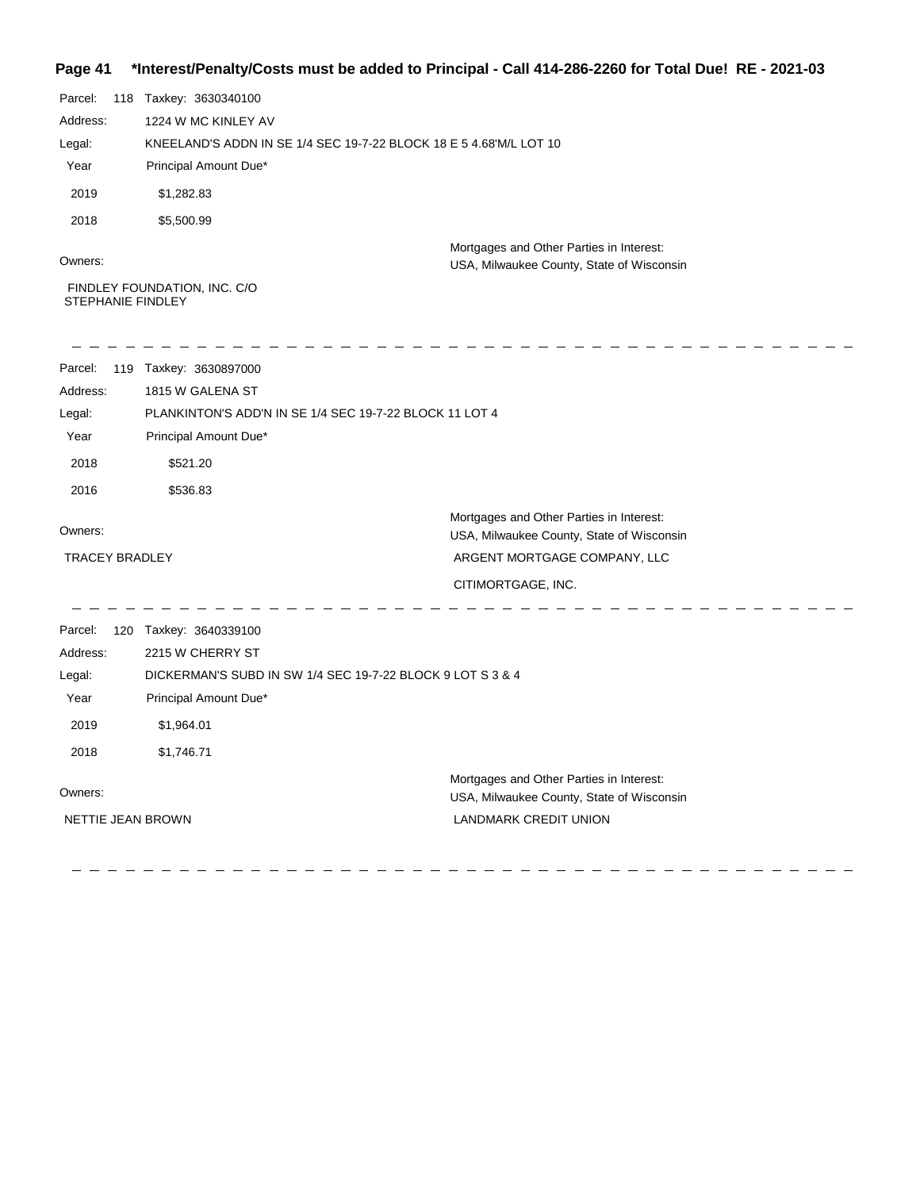**Page 41 \*Interest/Penalty/Costs must be added to Principal - Call 414-286-2260 for Total Due! RE - 2021-03**

Parcel: 118 Taxkey: 3630340100

Address: 1224 W MC KINLEY AV

Legal: KNEELAND'S ADDN IN SE 1/4 SEC 19-7-22 BLOCK 18 E 5 4.68'M/L LOT 10

| Year | Principal Amount Due* |
|---|---|
| 2019 | $1,282.83 |
| 2018 | $5,500.99 |

Owners:

FINDLEY FOUNDATION, INC. C/O STEPHANIE FINDLEY

Mortgages and Other Parties in Interest:

USA, Milwaukee County, State of Wisconsin

---

Parcel: 119 Taxkey: 3630897000

Address: 1815 W GALENA ST

Legal: PLANKINTON'S ADD'N IN SE 1/4 SEC 19-7-22 BLOCK 11 LOT 4

| Year | Principal Amount Due* |
|---|---|
| 2018 | $521.20 |
| 2016 | $536.83 |

Owners:

TRACEY BRADLEY

Mortgages and Other Parties in Interest:

USA, Milwaukee County, State of Wisconsin

ARGENT MORTGAGE COMPANY, LLC

CITIMORTGAGE, INC.

---

Parcel: 120 Taxkey: 3640339100

Address: 2215 W CHERRY ST

Legal: DICKERMAN'S SUBD IN SW 1/4 SEC 19-7-22 BLOCK 9 LOT S 3 & 4

| Year | Principal Amount Due* |
|---|---|
| 2019 | $1,964.01 |
| 2018 | $1,746.71 |

Owners:

NETTIE JEAN BROWN

Mortgages and Other Parties in Interest:

USA, Milwaukee County, State of Wisconsin

LANDMARK CREDIT UNION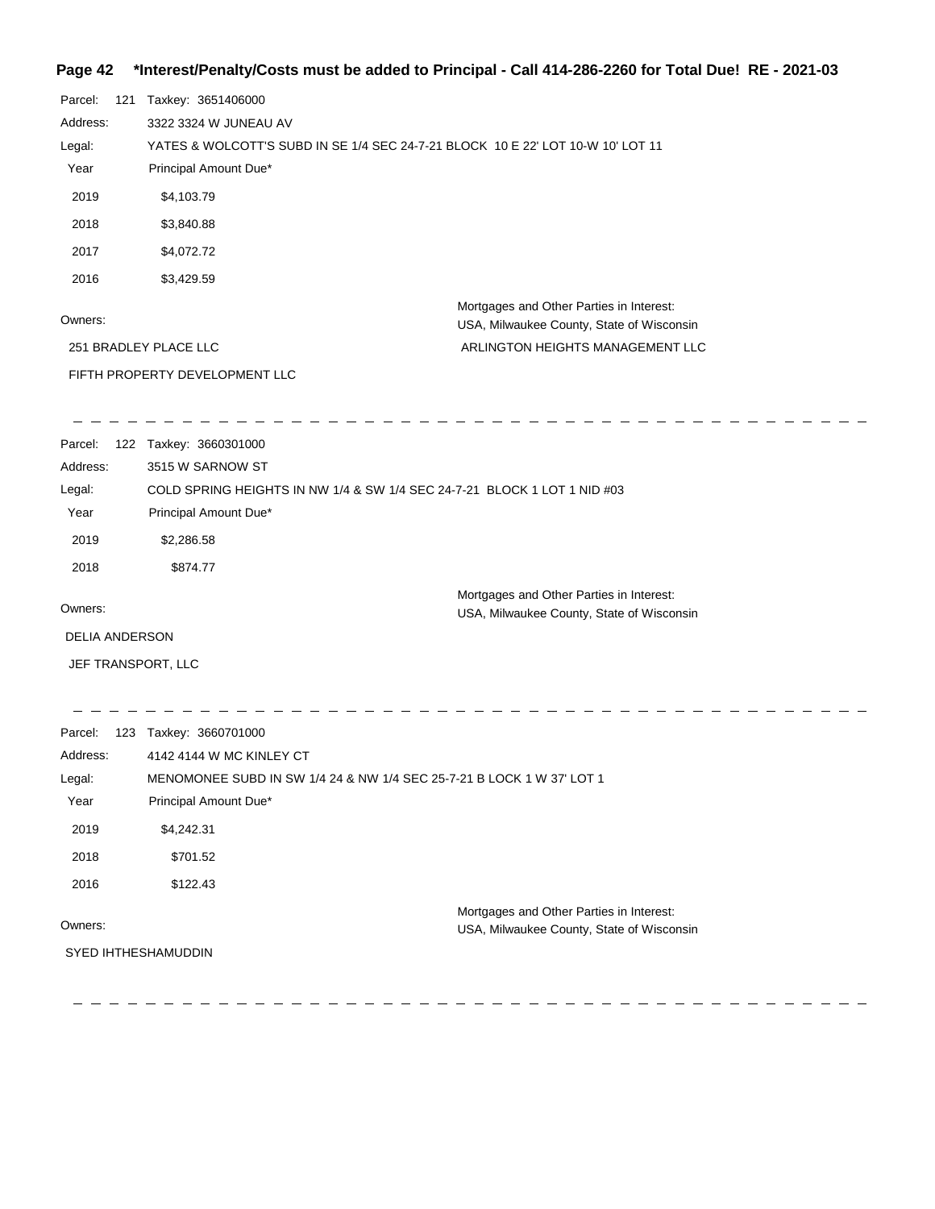**\*Interest/Penalty/Costs must be added to Principal - Call 414-286-2260 for Total Due! RE - 2021-03**

Parcel: 121 Taxkey: 3651406000

Address: 3322 3324 W JUNEAU AV

Legal: YATES & WOLCOTT'S SUBD IN SE 1/4 SEC 24-7-21 BLOCK 10 E 22' LOT 10-W 10' LOT 11

| Year | Principal Amount Due* |
| --- | --- |
| 2019 | $4,103.79 |
| 2018 | $3,840.88 |
| 2017 | $4,072.72 |
| 2016 | $3,429.59 |

Owners:

251 BRADLEY PLACE LLC

FIFTH PROPERTY DEVELOPMENT LLC

Mortgages and Other Parties in Interest:

USA, Milwaukee County, State of Wisconsin

ARLINGTON HEIGHTS MANAGEMENT LLC

---

Parcel: 122 Taxkey: 3660301000

Address: 3515 W SARNOW ST

Legal: COLD SPRING HEIGHTS IN NW 1/4 & SW 1/4 SEC 24-7-21 BLOCK 1 LOT 1 NID #03

| Year | Principal Amount Due* |
| --- | --- |
| 2019 | $2,286.58 |
| 2018 | $874.77 |

Owners:

DELIA ANDERSON

JEF TRANSPORT, LLC

Mortgages and Other Parties in Interest:

USA, Milwaukee County, State of Wisconsin

---

Parcel: 123 Taxkey: 3660701000

Address: 4142 4144 W MC KINLEY CT

Legal: MENOMONEE SUBD IN SW 1/4 24 & NW 1/4 SEC 25-7-21 B LOCK 1 W 37' LOT 1

| Year | Principal Amount Due* |
| --- | --- |
| 2019 | $4,242.31 |
| 2018 | $701.52 |
| 2016 | $122.43 |

Owners:

SYED IHTHESHAMUDDIN

Mortgages and Other Parties in Interest:

USA, Milwaukee County, State of Wisconsin

---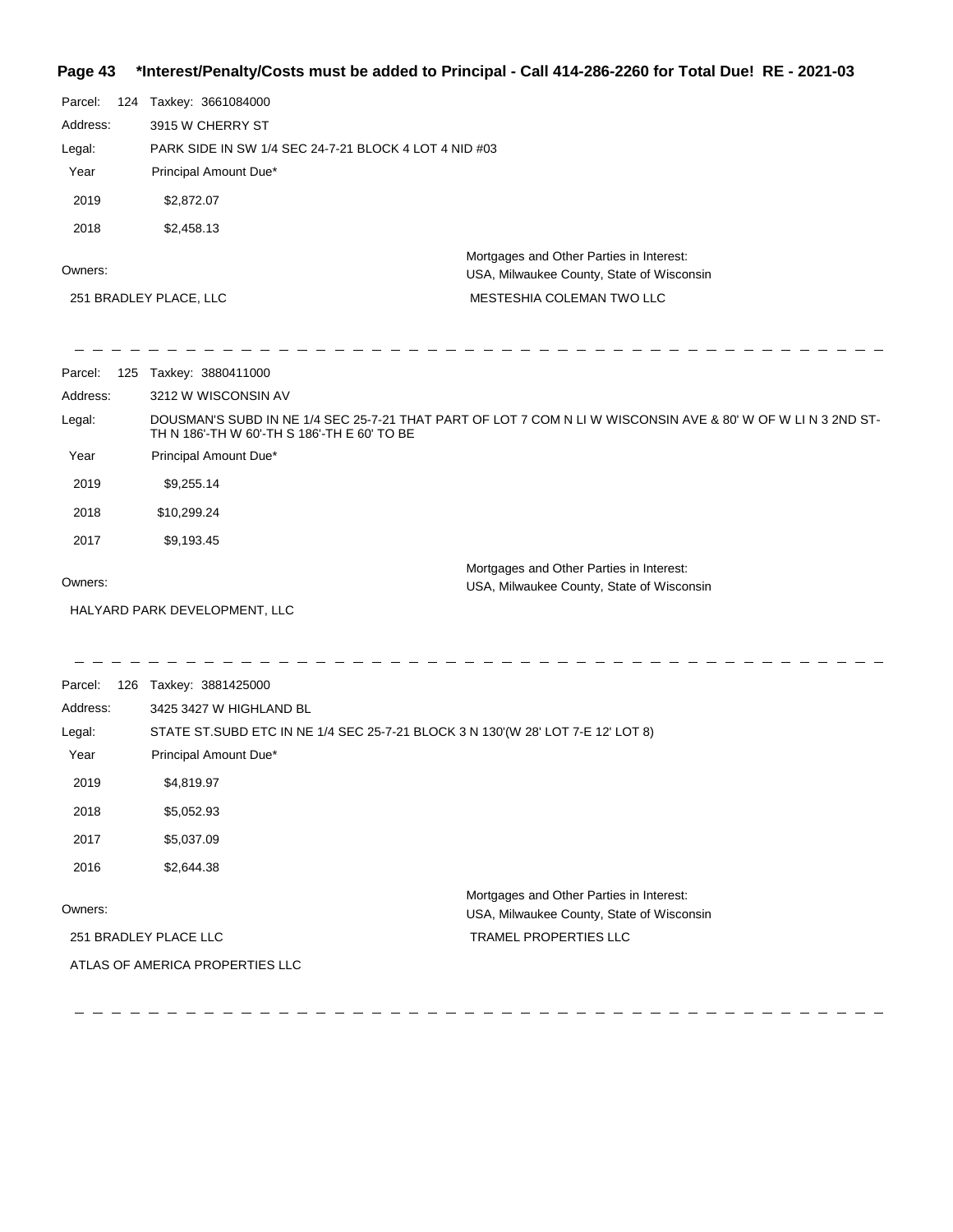**Page 43 *Interest/Penalty/Costs must be added to Principal - Call 414-286-2260 for Total Due! RE - 2021-03**

Parcel: 124 Taxkey: 3661084000

Address: 3915 W CHERRY ST

Legal: PARK SIDE IN SW 1/4 SEC 24-7-21 BLOCK 4 LOT 4 NID #03

| Year | Principal Amount Due* |
| --- | --- |
| 2019 | $2,872.07 |
| 2018 | $2,458.13 |

Owners:

251 BRADLEY PLACE, LLC

Mortgages and Other Parties in Interest:

USA, Milwaukee County, State of Wisconsin

MESTESHIA COLEMAN TWO LLC

---

Parcel: 125 Taxkey: 3880411000

Address: 3212 W WISCONSIN AV

Legal: DOUSMAN'S SUBD IN NE 1/4 SEC 25-7-21 THAT PART OF LOT 7 COM N LI W WISCONSIN AVE & 80' W OF W LI N 3 2ND ST-TH N 186'-TH W 60'-TH S 186'-TH E 60' TO BE

| Year | Principal Amount Due* |
| --- | --- |
| 2019 | $9,255.14 |
| 2018 | $10,299.24 |
| 2017 | $9,193.45 |

Owners:

HALYARD PARK DEVELOPMENT, LLC

Mortgages and Other Parties in Interest:

USA, Milwaukee County, State of Wisconsin

---

Parcel: 126 Taxkey: 3881425000

Address: 3425 3427 W HIGHLAND BL

Legal: STATE ST.SUBD ETC IN NE 1/4 SEC 25-7-21 BLOCK 3 N 130'(W 28' LOT 7-E 12' LOT 8)

| Year | Principal Amount Due* |
| --- | --- |
| 2019 | $4,819.97 |
| 2018 | $5,052.93 |
| 2017 | $5,037.09 |
| 2016 | $2,644.38 |

Owners:

251 BRADLEY PLACE LLC

ATLAS OF AMERICA PROPERTIES LLC

Mortgages and Other Parties in Interest:

USA, Milwaukee County, State of Wisconsin

TRAMEL PROPERTIES LLC

---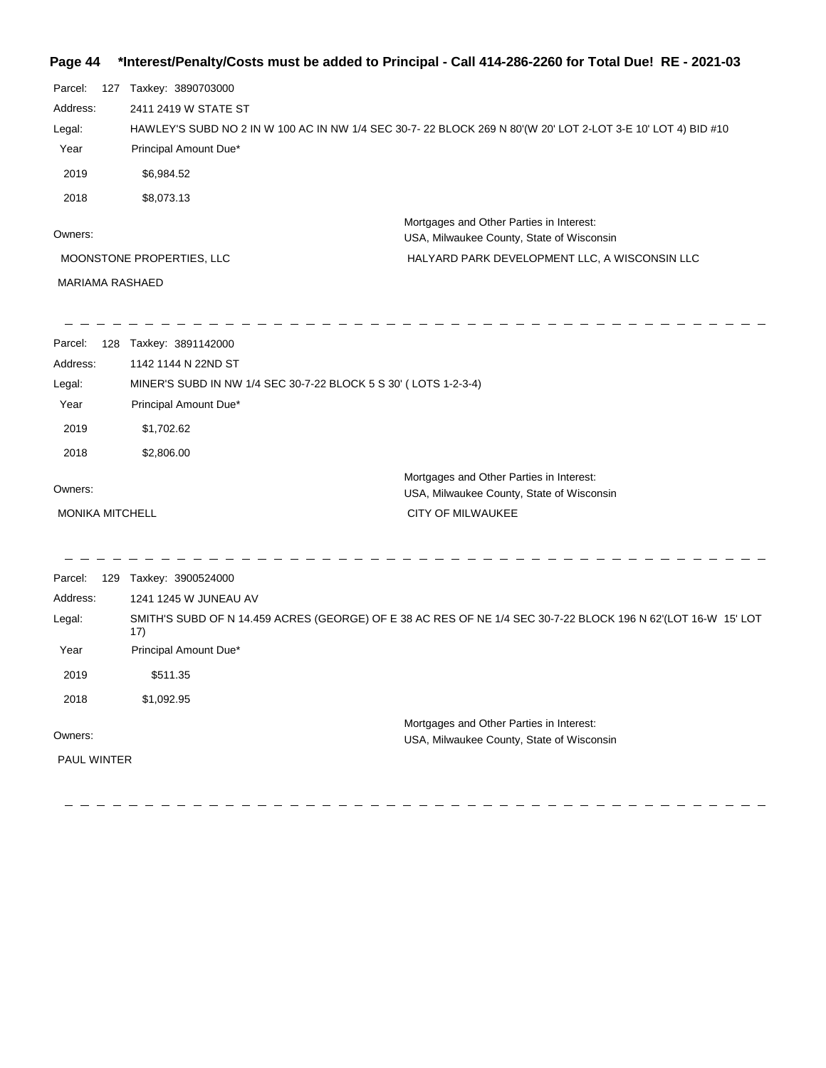**\*Interest/Penalty/Costs must be added to Principal - Call 414-286-2260 for Total Due! RE - 2021-03**

Parcel: 127 Taxkey: 3890703000

Address: 2411 2419 W STATE ST

Legal: HAWLEY'S SUBD NO 2 IN W 100 AC IN NW 1/4 SEC 30-7- 22 BLOCK 269 N 80'(W 20' LOT 2-LOT 3-E 10' LOT 4) BID #10

| Year | Principal Amount Due* |
|---|---|
| 2019 | $6,984.52 |
| 2018 | $8,073.13 |

Owners:

MOONSTONE PROPERTIES, LLC

MARIAMA RASHAED

Mortgages and Other Parties in Interest:

USA, Milwaukee County, State of Wisconsin

HALYARD PARK DEVELOPMENT LLC, A WISCONSIN LLC

---

Parcel: 128 Taxkey: 3891142000

Address: 1142 1144 N 22ND ST

Legal: MINER'S SUBD IN NW 1/4 SEC 30-7-22 BLOCK 5 S 30' ( LOTS 1-2-3-4)

| Year | Principal Amount Due* |
|---|---|
| 2019 | $1,702.62 |
| 2018 | $2,806.00 |

Owners:

MONIKA MITCHELL

Mortgages and Other Parties in Interest:

USA, Milwaukee County, State of Wisconsin

CITY OF MILWAUKEE

---

Parcel: 129 Taxkey: 3900524000

Address: 1241 1245 W JUNEAU AV

Legal: SMITH'S SUBD OF N 14.459 ACRES (GEORGE) OF E 38 AC RES OF NE 1/4 SEC 30-7-22 BLOCK 196 N 62'(LOT 16-W 15' LOT 17)

| Year | Principal Amount Due* |
|---|---|
| 2019 | $511.35 |
| 2018 | $1,092.95 |

Owners:

PAUL WINTER

Mortgages and Other Parties in Interest:

USA, Milwaukee County, State of Wisconsin

---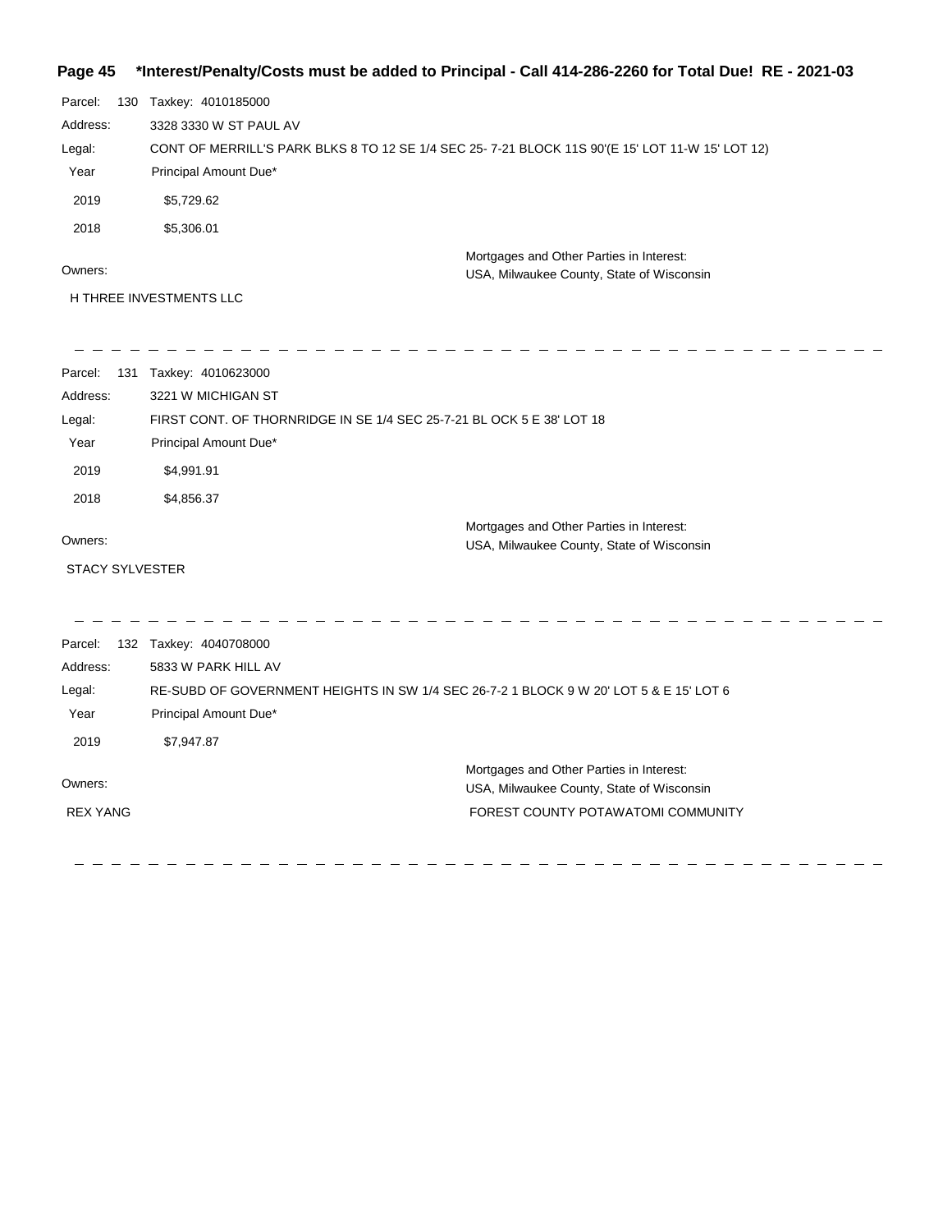**Page 45 \*Interest/Penalty/Costs must be added to Principal - Call 414-286-2260 for Total Due! RE - 2021-03**

Parcel: 130 Taxkey: 4010185000

Address: 3328 3330 W ST PAUL AV

Legal: CONT OF MERRILL'S PARK BLKS 8 TO 12 SE 1/4 SEC 25- 7-21 BLOCK 11S 90'(E 15' LOT 11-W 15' LOT 12)

| Year | Principal Amount Due* |
|---|---|
| 2019 | $5,729.62 |
| 2018 | $5,306.01 |

Owners:

H THREE INVESTMENTS LLC

Mortgages and Other Parties in Interest:
USA, Milwaukee County, State of Wisconsin

---

Parcel: 131 Taxkey: 4010623000

Address: 3221 W MICHIGAN ST

Legal: FIRST CONT. OF THORNRIDGE IN SE 1/4 SEC 25-7-21 BL OCK 5 E 38' LOT 18

| Year | Principal Amount Due* |
|---|---|
| 2019 | $4,991.91 |
| 2018 | $4,856.37 |

Owners:

STACY SYLVESTER

Mortgages and Other Parties in Interest:
USA, Milwaukee County, State of Wisconsin

---

Parcel: 132 Taxkey: 4040708000

Address: 5833 W PARK HILL AV

Legal: RE-SUBD OF GOVERNMENT HEIGHTS IN SW 1/4 SEC 26-7-2 1 BLOCK 9 W 20' LOT 5 & E 15' LOT 6

| Year | Principal Amount Due* |
|---|---|
| 2019 | $7,947.87 |

Owners:

REX YANG

Mortgages and Other Parties in Interest:
USA, Milwaukee County, State of Wisconsin
FOREST COUNTY POTAWATOMI COMMUNITY

---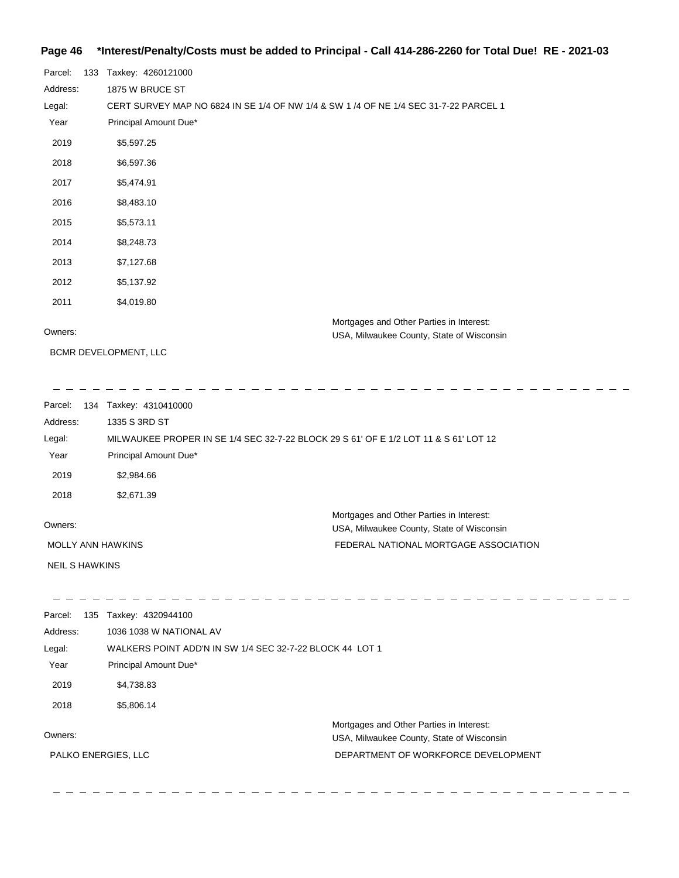**Parcel: 133 Taxkey: 4260121000**

Address: 1875 W BRUCE ST

Legal: CERT SURVEY MAP NO 6824 IN SE 1/4 OF NW 1/4 & SW 1 /4 OF NE 1/4 SEC 31-7-22 PARCEL 1

| Year | Principal Amount Due* |
|---|---|
| 2019 | $5,597.25 |
| 2018 | $6,597.36 |
| 2017 | $5,474.91 |
| 2016 | $8,483.10 |
| 2015 | $5,573.11 |
| 2014 | $8,248.73 |
| 2013 | $7,127.68 |
| 2012 | $5,137.92 |
| 2011 | $4,019.80 |

Owners:

BCMR DEVELOPMENT, LLC

Mortgages and Other Parties in Interest:

USA, Milwaukee County, State of Wisconsin

---

**Parcel: 134 Taxkey: 4310410000**

Address: 1335 S 3RD ST

Legal: MILWAUKEE PROPER IN SE 1/4 SEC 32-7-22 BLOCK 29 S 61' OF E 1/2 LOT 11 & S 61' LOT 12

| Year | Principal Amount Due* |
|---|---|
| 2019 | $2,984.66 |
| 2018 | $2,671.39 |

Owners:

MOLLY ANN HAWKINS

NEIL S HAWKINS

Mortgages and Other Parties in Interest:

USA, Milwaukee County, State of Wisconsin

FEDERAL NATIONAL MORTGAGE ASSOCIATION

---

**Parcel: 135 Taxkey: 4320944100**

Address: 1036 1038 W NATIONAL AV

Legal: WALKERS POINT ADD'N IN SW 1/4 SEC 32-7-22 BLOCK 44 LOT 1

| Year | Principal Amount Due* |
|---|---|
| 2019 | $4,738.83 |
| 2018 | $5,806.14 |

Owners:

PALKO ENERGIES, LLC

Mortgages and Other Parties in Interest:

USA, Milwaukee County, State of Wisconsin

DEPARTMENT OF WORKFORCE DEVELOPMENT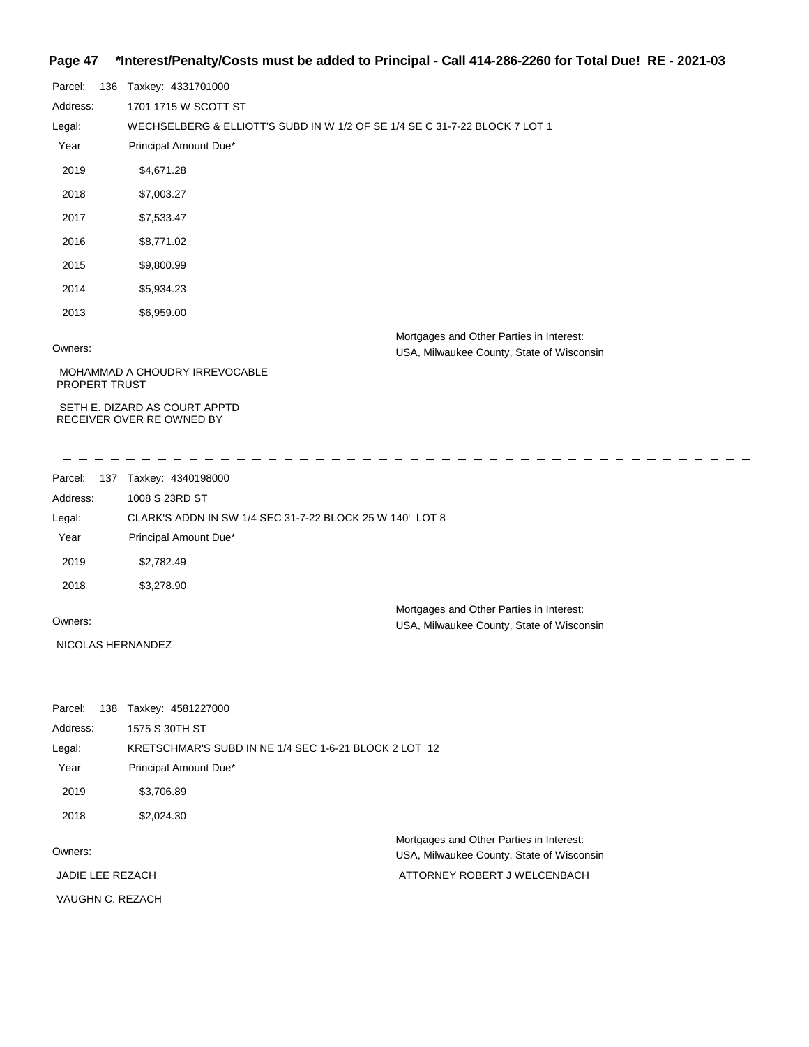Parcel: 136 Taxkey: 4331701000

Address: 1701 1715 W SCOTT ST

Legal: WECHSELBERG & ELLIOTT'S SUBD IN W 1/2 OF SE 1/4 SE C 31-7-22 BLOCK 7 LOT 1

| Year | Principal Amount Due* |
|---|---|
| 2019 | $4,671.28 |
| 2018 | $7,003.27 |
| 2017 | $7,533.47 |
| 2016 | $8,771.02 |
| 2015 | $9,800.99 |
| 2014 | $5,934.23 |
| 2013 | $6,959.00 |

Owners:

MOHAMMAD A CHOUDRY IRREVOCABLE PROPERT TRUST

SETH E. DIZARD AS COURT APPTD RECEIVER OVER RE OWNED BY

Mortgages and Other Parties in Interest:

USA, Milwaukee County, State of Wisconsin

---

Parcel: 137 Taxkey: 4340198000

Address: 1008 S 23RD ST

Legal: CLARK'S ADDN IN SW 1/4 SEC 31-7-22 BLOCK 25 W 140' LOT 8

| Year | Principal Amount Due* |
|---|---|
| 2019 | $2,782.49 |
| 2018 | $3,278.90 |

Owners:

NICOLAS HERNANDEZ

Mortgages and Other Parties in Interest:

USA, Milwaukee County, State of Wisconsin

---

Parcel: 138 Taxkey: 4581227000

Address: 1575 S 30TH ST

Legal: KRETSCHMAR'S SUBD IN NE 1/4 SEC 1-6-21 BLOCK 2 LOT 12

| Year | Principal Amount Due* |
|---|---|
| 2019 | $3,706.89 |
| 2018 | $2,024.30 |

Owners:

JADIE LEE REZACH

VAUGHN C. REZACH

Mortgages and Other Parties in Interest:

USA, Milwaukee County, State of Wisconsin

ATTORNEY ROBERT J WELCENBACH

---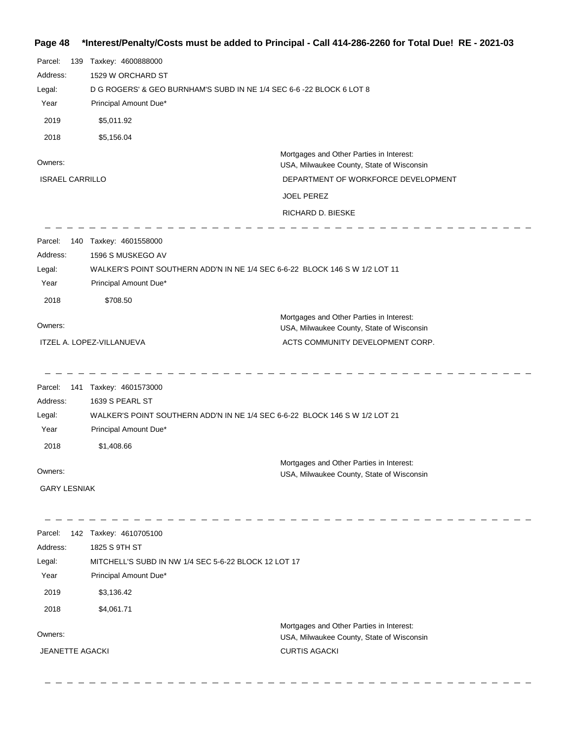**\*Interest/Penalty/Costs must be added to Principal - Call 414-286-2260 for Total Due! RE - 2021-03**

Parcel: 139 Taxkey: 4600888000
Address: 1529 W ORCHARD ST
Legal: D G ROGERS' & GEO BURNHAM'S SUBD IN NE 1/4 SEC 6-6 -22 BLOCK 6 LOT 8

| Year | Principal Amount Due* |
|---|---|
| 2019 | $5,011.92 |
| 2018 | $5,156.04 |

Owners:
ISRAEL CARRILLO

Mortgages and Other Parties in Interest:
USA, Milwaukee County, State of Wisconsin
DEPARTMENT OF WORKFORCE DEVELOPMENT
JOEL PEREZ
RICHARD D. BIESKE

---

Parcel: 140 Taxkey: 4601558000
Address: 1596 S MUSKEGO AV
Legal: WALKER'S POINT SOUTHERN ADD'N IN NE 1/4 SEC 6-6-22 BLOCK 146 S W 1/2 LOT 11

| Year | Principal Amount Due* |
|---|---|
| 2018 | $708.50 |

Owners:
ITZEL A. LOPEZ-VILLANUEVA

Mortgages and Other Parties in Interest:
USA, Milwaukee County, State of Wisconsin
ACTS COMMUNITY DEVELOPMENT CORP.

---

Parcel: 141 Taxkey: 4601573000
Address: 1639 S PEARL ST
Legal: WALKER'S POINT SOUTHERN ADD'N IN NE 1/4 SEC 6-6-22 BLOCK 146 S W 1/2 LOT 21

| Year | Principal Amount Due* |
|---|---|
| 2018 | $1,408.66 |

Owners:
GARY LESNIAK

Mortgages and Other Parties in Interest:
USA, Milwaukee County, State of Wisconsin

---

Parcel: 142 Taxkey: 4610705100
Address: 1825 S 9TH ST
Legal: MITCHELL'S SUBD IN NW 1/4 SEC 5-6-22 BLOCK 12 LOT 17

| Year | Principal Amount Due* |
|---|---|
| 2019 | $3,136.42 |
| 2018 | $4,061.71 |

Owners:
JEANETTE AGACKI

Mortgages and Other Parties in Interest:
USA, Milwaukee County, State of Wisconsin
CURTIS AGACKI

---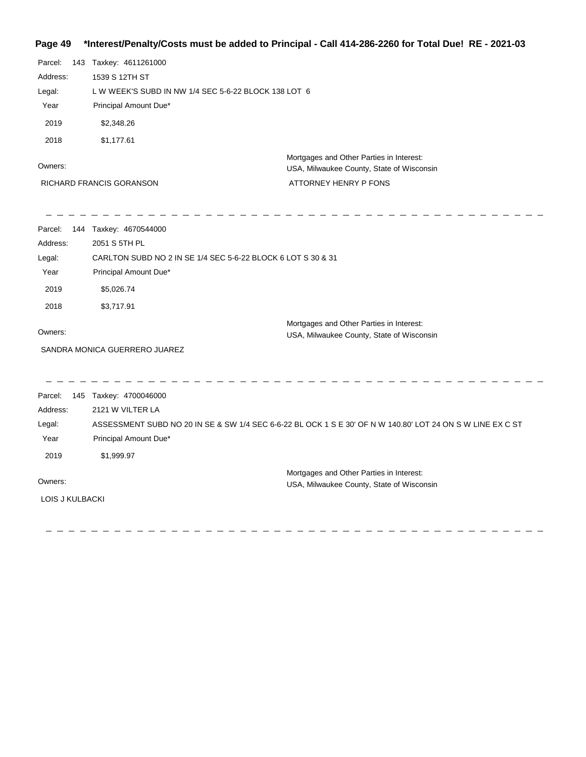**Page 49 *Interest/Penalty/Costs must be added to Principal - Call 414-286-2260 for Total Due! RE - 2021-03**

Parcel: 143 Taxkey: 4611261000

Address: 1539 S 12TH ST

Legal: L W WEEK'S SUBD IN NW 1/4 SEC 5-6-22 BLOCK 138 LOT 6

| Year | Principal Amount Due* |
|---|---|
| 2019 | $2,348.26 |
| 2018 | $1,177.61 |

Owners:

RICHARD FRANCIS GORANSON

Mortgages and Other Parties in Interest:

USA, Milwaukee County, State of Wisconsin

ATTORNEY HENRY P FONS

---

Parcel: 144 Taxkey: 4670544000

Address: 2051 S 5TH PL

Legal: CARLTON SUBD NO 2 IN SE 1/4 SEC 5-6-22 BLOCK 6 LOT S 30 & 31

| Year | Principal Amount Due* |
|---|---|
| 2019 | $5,026.74 |
| 2018 | $3,717.91 |

Owners:

SANDRA MONICA GUERRERO JUAREZ

Mortgages and Other Parties in Interest:

USA, Milwaukee County, State of Wisconsin

---

Parcel: 145 Taxkey: 4700046000

Address: 2121 W VILTER LA

Legal: ASSESSMENT SUBD NO 20 IN SE & SW 1/4 SEC 6-6-22 BL OCK 1 S E 30' OF N W 140.80' LOT 24 ON S W LINE EX C ST

| Year | Principal Amount Due* |
|---|---|
| 2019 | $1,999.97 |

Owners:

LOIS J KULBACKI

Mortgages and Other Parties in Interest:

USA, Milwaukee County, State of Wisconsin

---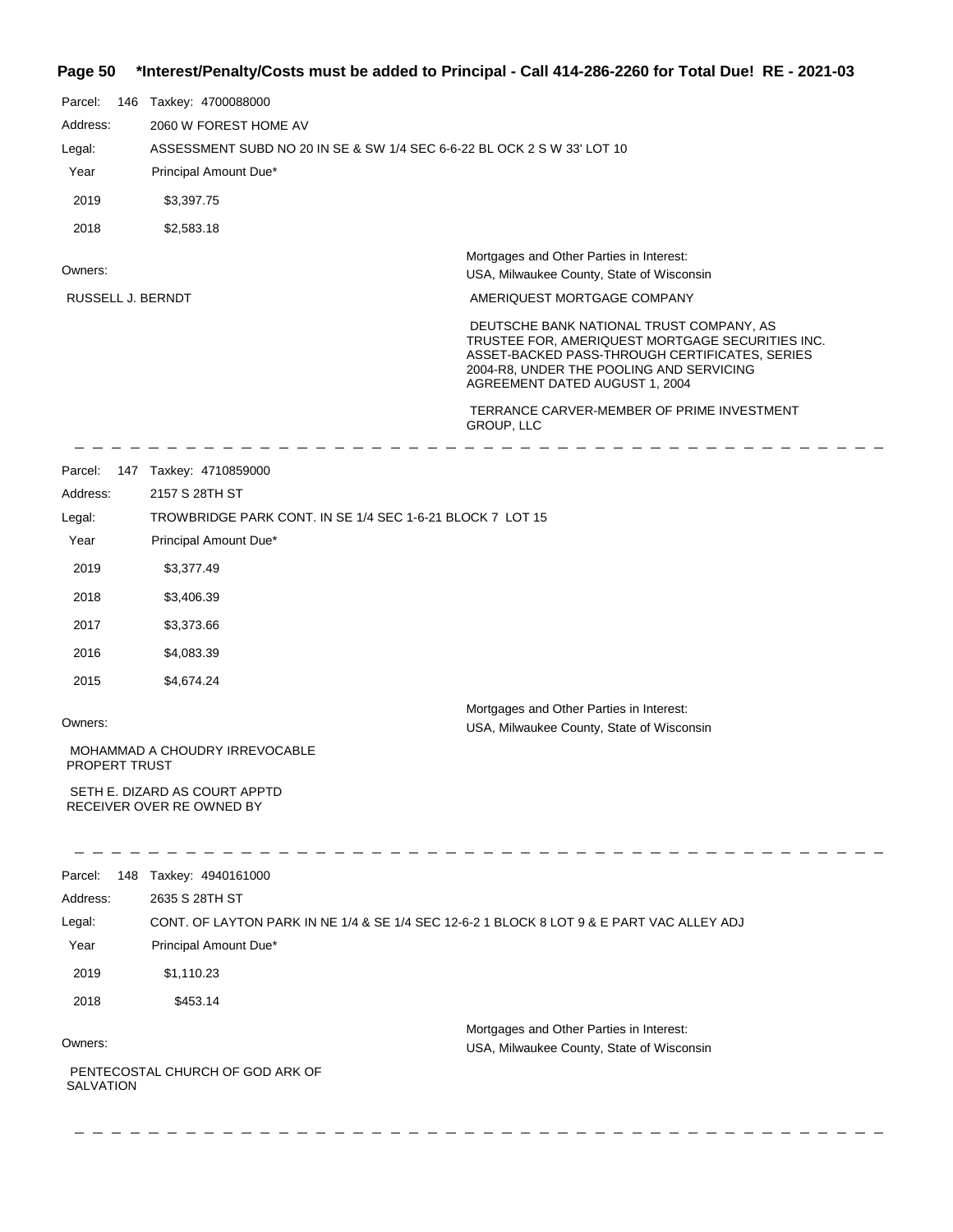**Page 50 \*Interest/Penalty/Costs must be added to Principal - Call 414-286-2260 for Total Due! RE - 2021-03**

Parcel: 146 Taxkey: 4700088000

Address: 2060 W FOREST HOME AV

Legal: ASSESSMENT SUBD NO 20 IN SE & SW 1/4 SEC 6-6-22 BL OCK 2 S W 33' LOT 10

| Year | Principal Amount Due* |
|---|---|
| 2019 | $3,397.75 |
| 2018 | $2,583.18 |

Owners:

RUSSELL J. BERNDT

Mortgages and Other Parties in Interest:

USA, Milwaukee County, State of Wisconsin

AMERIQUEST MORTGAGE COMPANY

DEUTSCHE BANK NATIONAL TRUST COMPANY, AS TRUSTEE FOR, AMERIQUEST MORTGAGE SECURITIES INC. ASSET-BACKED PASS-THROUGH CERTIFICATES, SERIES 2004-R8, UNDER THE POOLING AND SERVICING AGREEMENT DATED AUGUST 1, 2004

TERRANCE CARVER-MEMBER OF PRIME INVESTMENT GROUP, LLC

---

Parcel: 147 Taxkey: 4710859000

Address: 2157 S 28TH ST

Legal: TROWBRIDGE PARK CONT. IN SE 1/4 SEC 1-6-21 BLOCK 7 LOT 15

| Year | Principal Amount Due* |
|---|---|
| 2019 | $3,377.49 |
| 2018 | $3,406.39 |
| 2017 | $3,373.66 |
| 2016 | $4,083.39 |
| 2015 | $4,674.24 |

Owners:

MOHAMMAD A CHOUDRY IRREVOCABLE PROPERT TRUST

SETH E. DIZARD AS COURT APPTD RECEIVER OVER RE OWNED BY

Mortgages and Other Parties in Interest:

USA, Milwaukee County, State of Wisconsin

---

Parcel: 148 Taxkey: 4940161000

Address: 2635 S 28TH ST

Legal: CONT. OF LAYTON PARK IN NE 1/4 & SE 1/4 SEC 12-6-2 1 BLOCK 8 LOT 9 & E PART VAC ALLEY ADJ

| Year | Principal Amount Due* |
|---|---|
| 2019 | $1,110.23 |
| 2018 | $453.14 |

Owners:

PENTECOSTAL CHURCH OF GOD ARK OF SALVATION

Mortgages and Other Parties in Interest:

USA, Milwaukee County, State of Wisconsin

---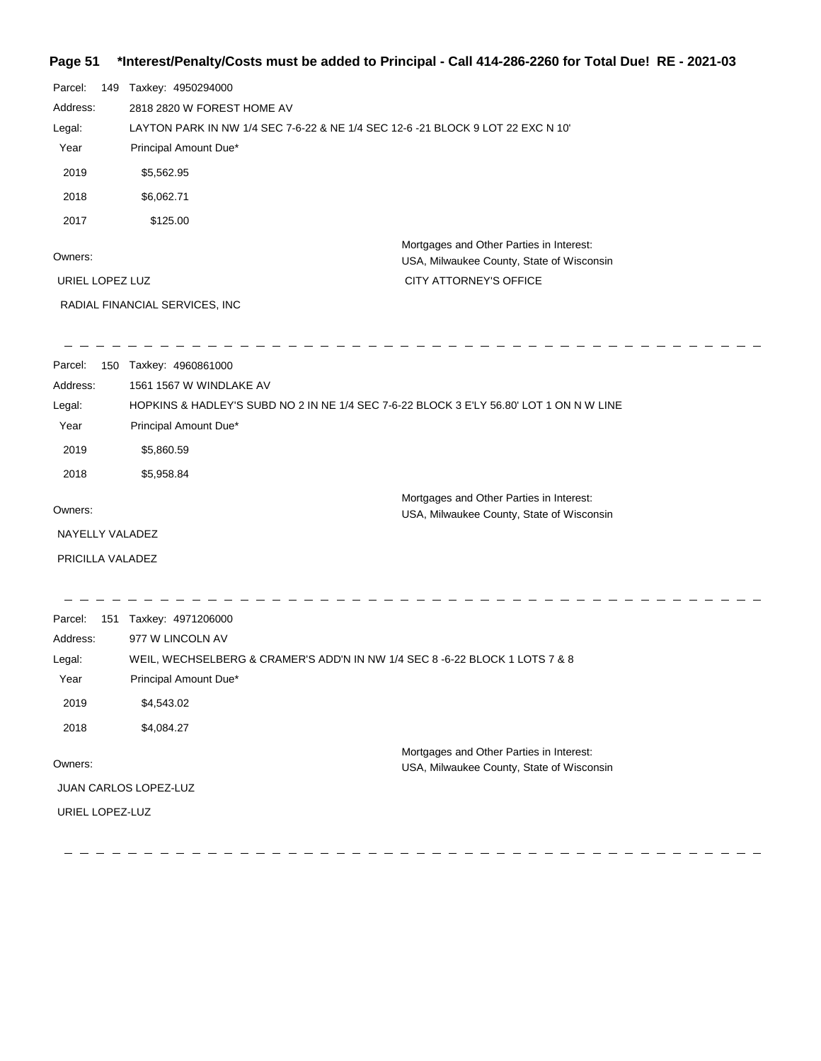**Page 51 \*Interest/Penalty/Costs must be added to Principal - Call 414-286-2260 for Total Due! RE - 2021-03**

Parcel: 149 Taxkey: 4950294000

Address: 2818 2820 W FOREST HOME AV

Legal: LAYTON PARK IN NW 1/4 SEC 7-6-22 & NE 1/4 SEC 12-6 -21 BLOCK 9 LOT 22 EXC N 10'

| Year | Principal Amount Due* |
|---|---|
| 2019 | $5,562.95 |
| 2018 | $6,062.71 |
| 2017 | $125.00 |

Owners:

URIEL LOPEZ LUZ

RADIAL FINANCIAL SERVICES, INC

Mortgages and Other Parties in Interest:

USA, Milwaukee County, State of Wisconsin

CITY ATTORNEY'S OFFICE

---

Parcel: 150 Taxkey: 4960861000

Address: 1561 1567 W WINDLAKE AV

Legal: HOPKINS & HADLEY'S SUBD NO 2 IN NE 1/4 SEC 7-6-22 BLOCK 3 E'LY 56.80' LOT 1 ON N W LINE

| Year | Principal Amount Due* |
|---|---|
| 2019 | $5,860.59 |
| 2018 | $5,958.84 |

Owners:

NAYELLY VALADEZ

PRICILLA VALADEZ

Mortgages and Other Parties in Interest:

USA, Milwaukee County, State of Wisconsin

---

Parcel: 151 Taxkey: 4971206000

Address: 977 W LINCOLN AV

Legal: WEIL, WECHSELBERG & CRAMER'S ADD'N IN NW 1/4 SEC 8 -6-22 BLOCK 1 LOTS 7 & 8

| Year | Principal Amount Due* |
|---|---|
| 2019 | $4,543.02 |
| 2018 | $4,084.27 |

Owners:

JUAN CARLOS LOPEZ-LUZ

URIEL LOPEZ-LUZ

Mortgages and Other Parties in Interest:

USA, Milwaukee County, State of Wisconsin

---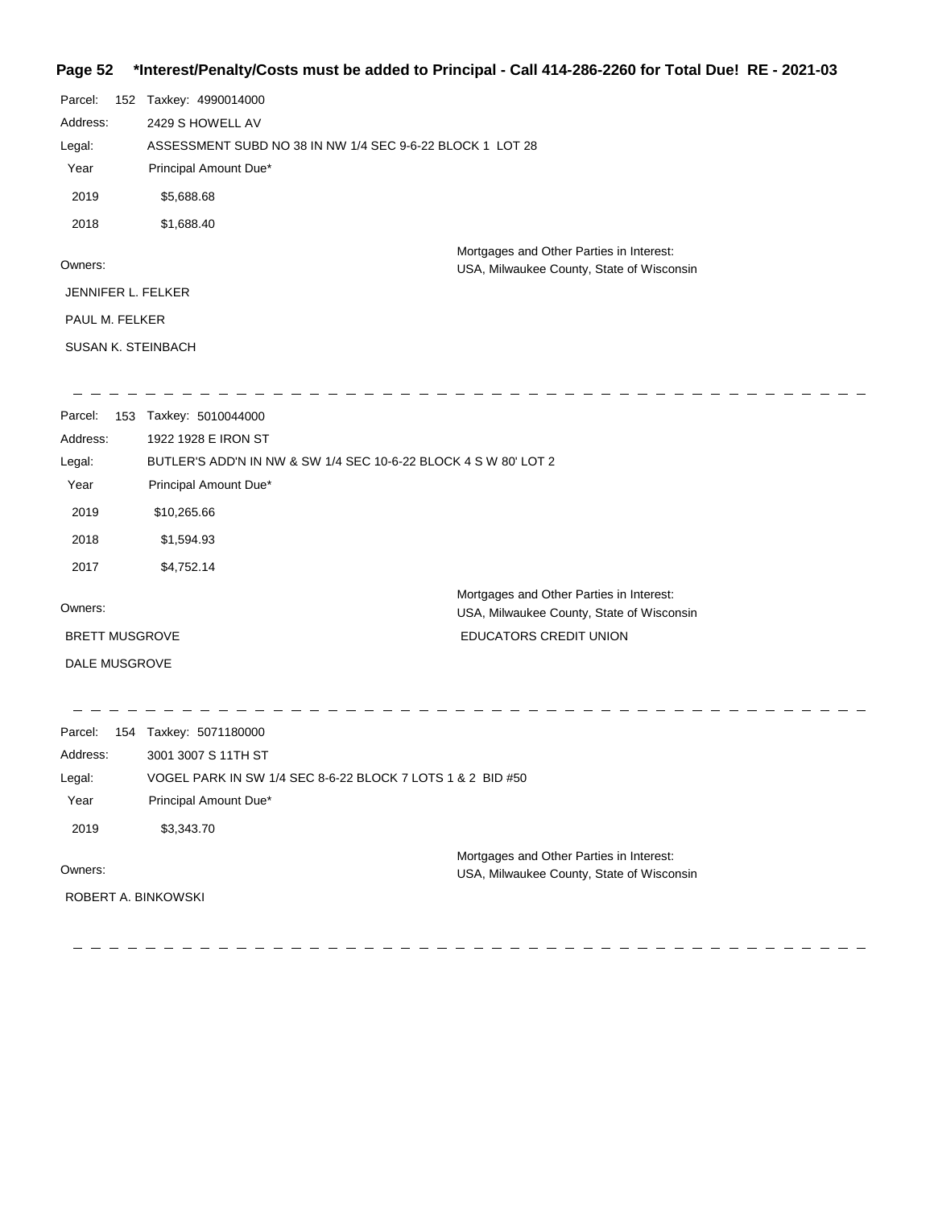Parcel: 152 Taxkey: 4990014000

Address: 2429 S HOWELL AV

Legal: ASSESSMENT SUBD NO 38 IN NW 1/4 SEC 9-6-22 BLOCK 1 LOT 28

| Year | Principal Amount Due* |
|---|---|
| 2019 | $5,688.68 |
| 2018 | $1,688.40 |

Owners:

JENNIFER L. FELKER

PAUL M. FELKER

SUSAN K. STEINBACH

Mortgages and Other Parties in Interest:
USA, Milwaukee County, State of Wisconsin

---

Parcel: 153 Taxkey: 5010044000

Address: 1922 1928 E IRON ST

Legal: BUTLER'S ADD'N IN NW & SW 1/4 SEC 10-6-22 BLOCK 4 S W 80' LOT 2

| Year | Principal Amount Due* |
|---|---|
| 2019 | $10,265.66 |
| 2018 | $1,594.93 |
| 2017 | $4,752.14 |

Owners:

BRETT MUSGROVE

DALE MUSGROVE

Mortgages and Other Parties in Interest:
USA, Milwaukee County, State of Wisconsin

EDUCATORS CREDIT UNION

---

Parcel: 154 Taxkey: 5071180000

Address: 3001 3007 S 11TH ST

Legal: VOGEL PARK IN SW 1/4 SEC 8-6-22 BLOCK 7 LOTS 1 & 2 BID #50

| Year | Principal Amount Due* |
|---|---|
| 2019 | $3,343.70 |

Owners:

ROBERT A. BINKOWSKI

Mortgages and Other Parties in Interest:
USA, Milwaukee County, State of Wisconsin

---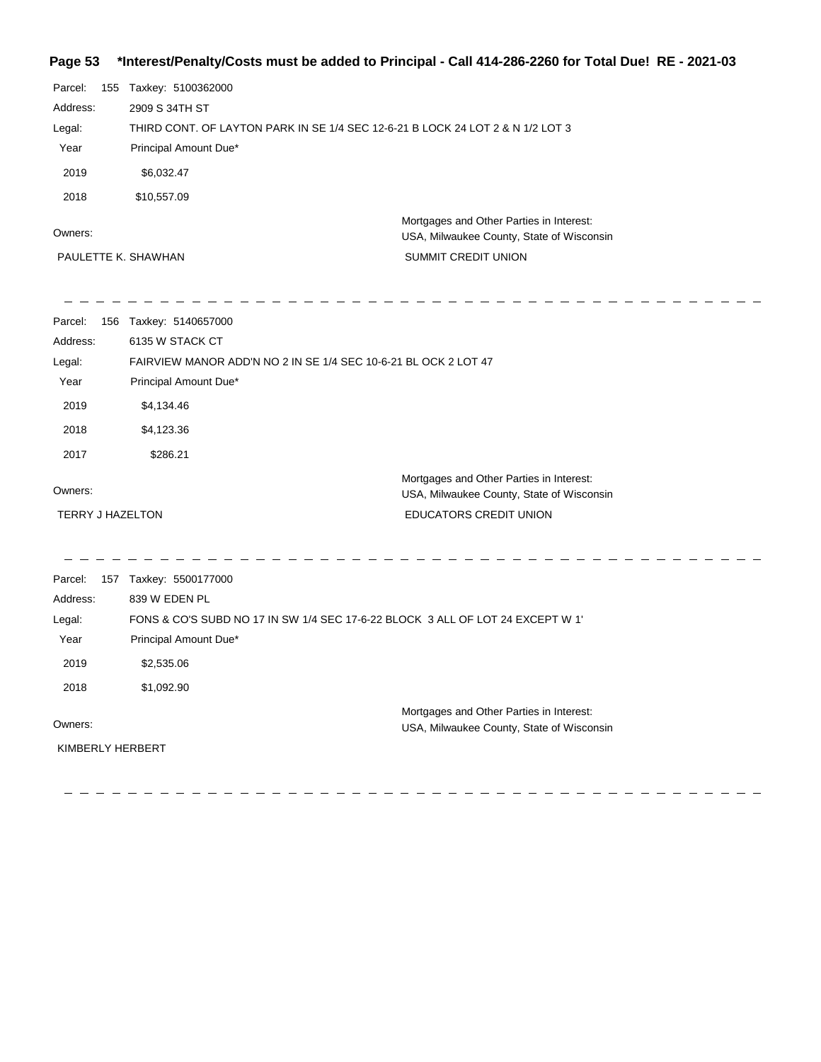**Page 53 \*Interest/Penalty/Costs must be added to Principal - Call 414-286-2260 for Total Due! RE - 2021-03**

Parcel: 155 Taxkey: 5100362000

Address: 2909 S 34TH ST

Legal: THIRD CONT. OF LAYTON PARK IN SE 1/4 SEC 12-6-21 B LOCK 24 LOT 2 & N 1/2 LOT 3

| Year | Principal Amount Due* |
|---|---|
| 2019 | $6,032.47 |
| 2018 | $10,557.09 |

Owners:

PAULETTE K. SHAWHAN

Mortgages and Other Parties in Interest:
USA, Milwaukee County, State of Wisconsin
SUMMIT CREDIT UNION

---

Parcel: 156 Taxkey: 5140657000

Address: 6135 W STACK CT

Legal: FAIRVIEW MANOR ADD'N NO 2 IN SE 1/4 SEC 10-6-21 BL OCK 2 LOT 47

| Year | Principal Amount Due* |
|---|---|
| 2019 | $4,134.46 |
| 2018 | $4,123.36 |
| 2017 | $286.21 |

Owners:

TERRY J HAZELTON

Mortgages and Other Parties in Interest:
USA, Milwaukee County, State of Wisconsin
EDUCATORS CREDIT UNION

---

Parcel: 157 Taxkey: 5500177000

Address: 839 W EDEN PL

Legal: FONS & CO'S SUBD NO 17 IN SW 1/4 SEC 17-6-22 BLOCK 3 ALL OF LOT 24 EXCEPT W 1'

| Year | Principal Amount Due* |
|---|---|
| 2019 | $2,535.06 |
| 2018 | $1,092.90 |

Owners:

KIMBERLY HERBERT

Mortgages and Other Parties in Interest:
USA, Milwaukee County, State of Wisconsin

---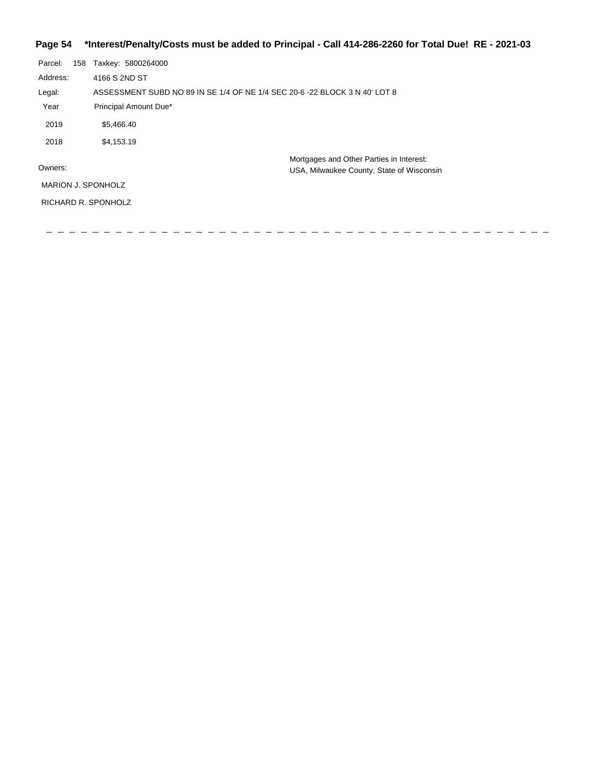**\*Interest/Penalty/Costs must be added to Principal - Call 414-286-2260 for Total Due! RE - 2021-03**

Parcel: 158 Taxkey: 5800264000

Address: 4166 S 2ND ST

Legal: ASSESSMENT SUBD NO 89 IN SE 1/4 OF NE 1/4 SEC 20-6 -22 BLOCK 3 N 40' LOT 8

| Year | Principal Amount Due* |
|---|---|
| 2019 | $5,466.40 |
| 2018 | $4,153.19 |

Owners:

MARION J. SPONHOLZ

RICHARD R. SPONHOLZ

Mortgages and Other Parties in Interest:
USA, Milwaukee County, State of Wisconsin